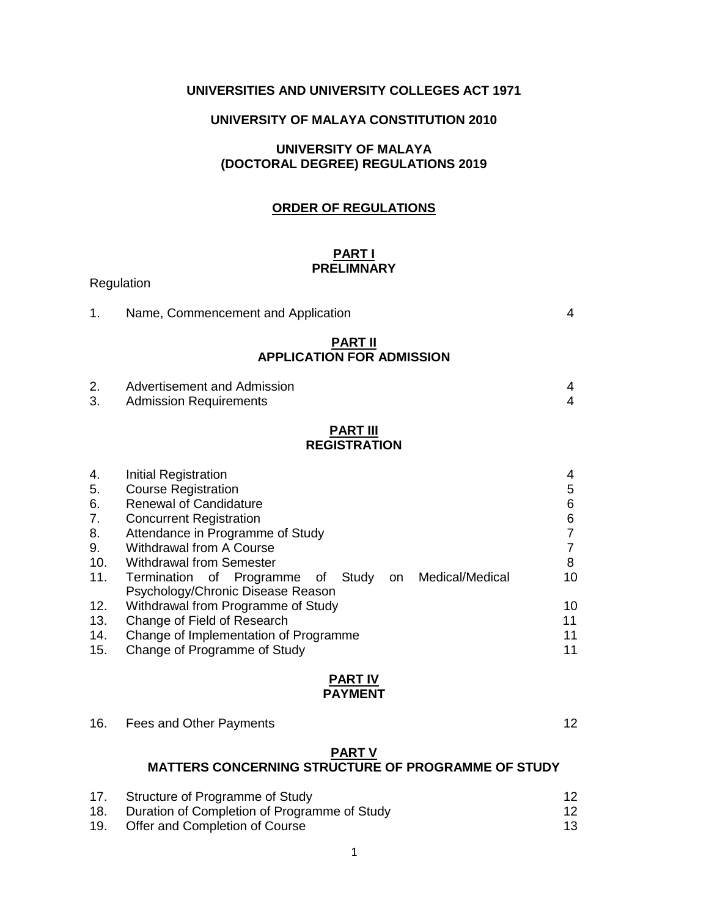**UNIVERSITIES AND UNIVERSITY COLLEGES ACT 1971**

**UNIVERSITY OF MALAYA CONSTITUTION 2010**

**UNIVERSITY OF MALAYA (DOCTORAL DEGREE) REGULATIONS 2019**

## ORDER OF REGULATIONS

### PART I
### PRELIMNARY

Regulation

| | | |
|---|---|---|
| 1. | Name, Commencement and Application | 4 |

### PART II
### APPLICATION FOR ADMISSION

| | | |
|---|---|---|
| 2. | Advertisement and Admission | 4 |
| 3. | Admission Requirements | 4 |

### PART III
### REGISTRATION

| | | |
|---|---|---|
| 4. | Initial Registration | 4 |
| 5. | Course Registration | 5 |
| 6. | Renewal of Candidature | 6 |
| 7. | Concurrent Registration | 6 |
| 8. | Attendance in Programme of Study | 7 |
| 9. | Withdrawal from A Course | 7 |
| 10. | Withdrawal from Semester | 8 |
| 11. | Termination of Programme of Study on Medical/Medical Psychology/Chronic Disease Reason | 10 |
| 12. | Withdrawal from Programme of Study | 10 |
| 13. | Change of Field of Research | 11 |
| 14. | Change of Implementation of Programme | 11 |
| 15. | Change of Programme of Study | 11 |

### PART IV
### PAYMENT

| | | |
|---|---|---|
| 16. | Fees and Other Payments | 12 |

### PART V
### MATTERS CONCERNING STRUCTURE OF PROGRAMME OF STUDY

| | | |
|---|---|---|
| 17. | Structure of Programme of Study | 12 |
| 18. | Duration of Completion of Programme of Study | 12 |
| 19. | Offer and Completion of Course | 13 |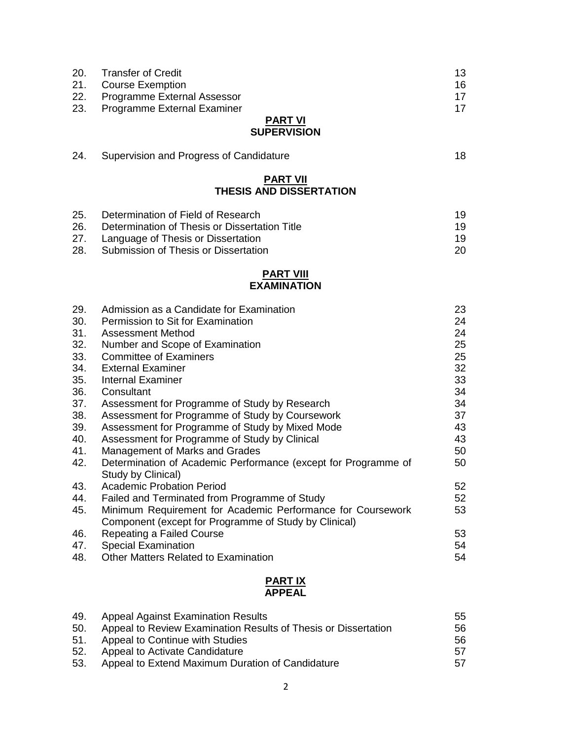| | | |
|---|---|---|
| 20. | Transfer of Credit | 13 |
| 21. | Course Exemption | 16 |
| 22. | Programme External Assessor | 17 |
| 23. | Programme External Examiner | 17 |

**PART VI**
**SUPERVISION**

| | | |
|---|---|---|
| 24. | Supervision and Progress of Candidature | 18 |

**PART VII**
**THESIS AND DISSERTATION**

| | | |
|---|---|---|
| 25. | Determination of Field of Research | 19 |
| 26. | Determination of Thesis or Dissertation Title | 19 |
| 27. | Language of Thesis or Dissertation | 19 |
| 28. | Submission of Thesis or Dissertation | 20 |

**PART VIII**
**EXAMINATION**

| | | |
|---|---|---|
| 29. | Admission as a Candidate for Examination | 23 |
| 30. | Permission to Sit for Examination | 24 |
| 31. | Assessment Method | 24 |
| 32. | Number and Scope of Examination | 25 |
| 33. | Committee of Examiners | 25 |
| 34. | External Examiner | 32 |
| 35. | Internal Examiner | 33 |
| 36. | Consultant | 34 |
| 37. | Assessment for Programme of Study by Research | 34 |
| 38. | Assessment for Programme of Study by Coursework | 37 |
| 39. | Assessment for Programme of Study by Mixed Mode | 43 |
| 40. | Assessment for Programme of Study by Clinical | 43 |
| 41. | Management of Marks and Grades | 50 |
| 42. | Determination of Academic Performance (except for Programme of Study by Clinical) | 50 |
| 43. | Academic Probation Period | 52 |
| 44. | Failed and Terminated from Programme of Study | 52 |
| 45. | Minimum Requirement for Academic Performance for Coursework Component (except for Programme of Study by Clinical) | 53 |
| 46. | Repeating a Failed Course | 53 |
| 47. | Special Examination | 54 |
| 48. | Other Matters Related to Examination | 54 |

**PART IX**
**APPEAL**

| | | |
|---|---|---|
| 49. | Appeal Against Examination Results | 55 |
| 50. | Appeal to Review Examination Results of Thesis or Dissertation | 56 |
| 51. | Appeal to Continue with Studies | 56 |
| 52. | Appeal to Activate Candidature | 57 |
| 53. | Appeal to Extend Maximum Duration of Candidature | 57 |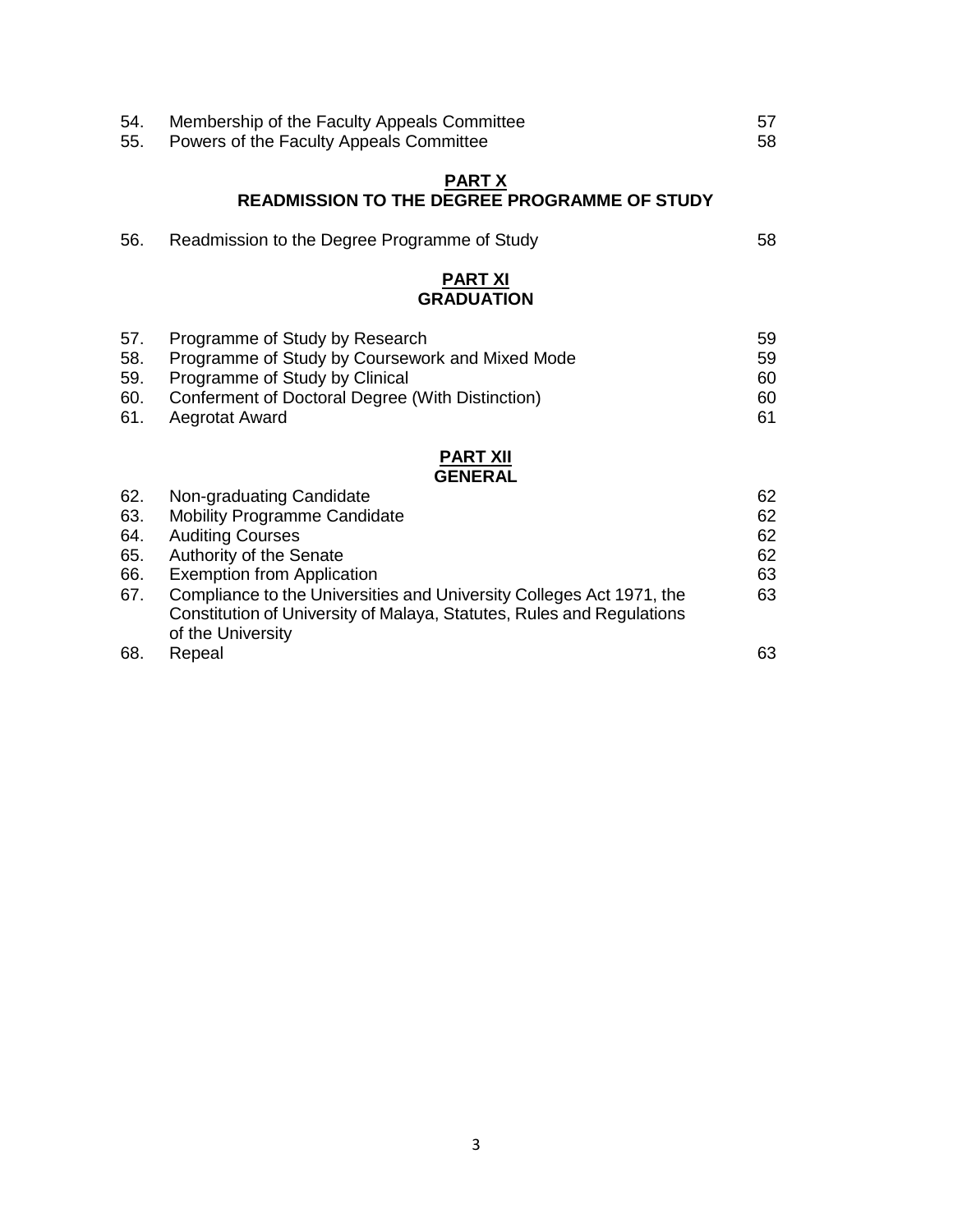| | | |
|---|---|---|
| 54. | Membership of the Faculty Appeals Committee | 57 |
| 55. | Powers of the Faculty Appeals Committee | 58 |

**PART X**
**READMISSION TO THE DEGREE PROGRAMME OF STUDY**

| | | |
|---|---|---|
| 56. | Readmission to the Degree Programme of Study | 58 |

**PART XI**
**GRADUATION**

| | | |
|---|---|---|
| 57. | Programme of Study by Research | 59 |
| 58. | Programme of Study by Coursework and Mixed Mode | 59 |
| 59. | Programme of Study by Clinical | 60 |
| 60. | Conferment of Doctoral Degree (With Distinction) | 60 |
| 61. | Aegrotat Award | 61 |

**PART XII**
**GENERAL**

| | | |
|---|---|---|
| 62. | Non-graduating Candidate | 62 |
| 63. | Mobility Programme Candidate | 62 |
| 64. | Auditing Courses | 62 |
| 65. | Authority of the Senate | 62 |
| 66. | Exemption from Application | 63 |
| 67. | Compliance to the Universities and University Colleges Act 1971, the Constitution of University of Malaya, Statutes, Rules and Regulations of the University | 63 |
| 68. | Repeal | 63 |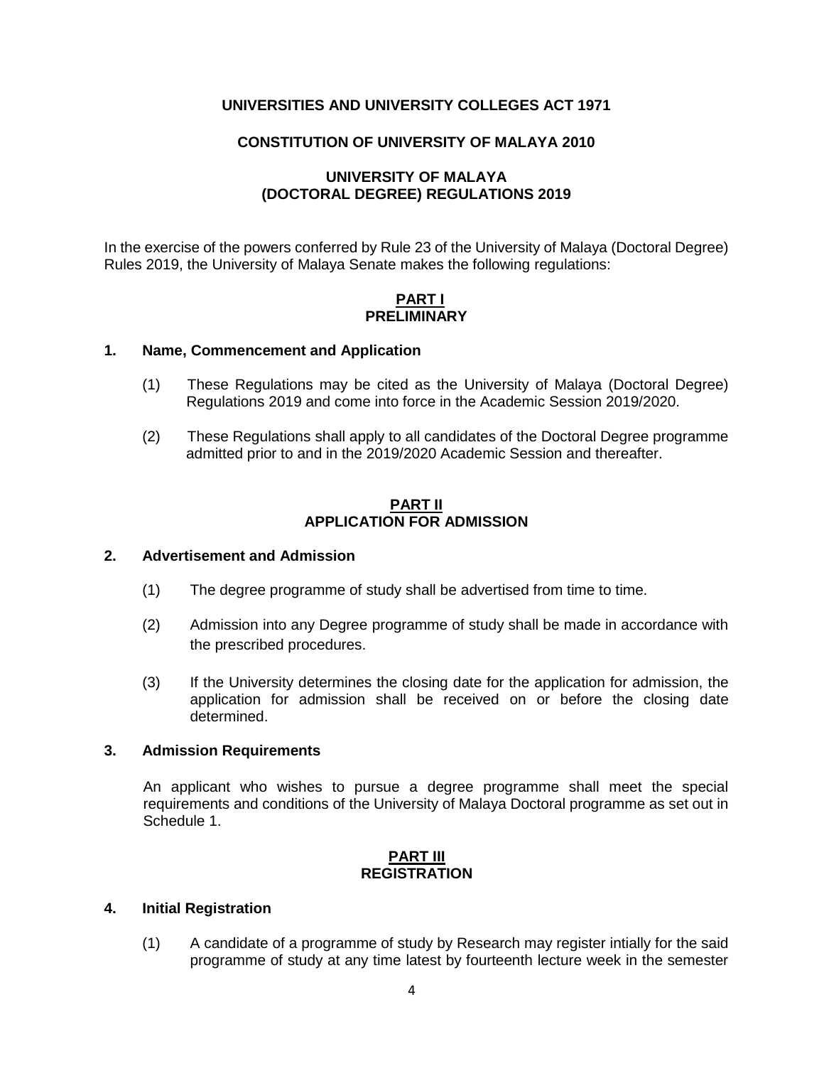**UNIVERSITIES AND UNIVERSITY COLLEGES ACT 1971**

**CONSTITUTION OF UNIVERSITY OF MALAYA 2010**

**UNIVERSITY OF MALAYA (DOCTORAL DEGREE) REGULATIONS 2019**

In the exercise of the powers conferred by Rule 23 of the University of Malaya (Doctoral Degree) Rules 2019, the University of Malaya Senate makes the following regulations:

## PART I
## PRELIMINARY

### 1. Name, Commencement and Application

(1) These Regulations may be cited as the University of Malaya (Doctoral Degree) Regulations 2019 and come into force in the Academic Session 2019/2020.

(2) These Regulations shall apply to all candidates of the Doctoral Degree programme admitted prior to and in the 2019/2020 Academic Session and thereafter.

## PART II
## APPLICATION FOR ADMISSION

### 2. Advertisement and Admission

(1) The degree programme of study shall be advertised from time to time.

(2) Admission into any Degree programme of study shall be made in accordance with the prescribed procedures.

(3) If the University determines the closing date for the application for admission, the application for admission shall be received on or before the closing date determined.

### 3. Admission Requirements

An applicant who wishes to pursue a degree programme shall meet the special requirements and conditions of the University of Malaya Doctoral programme as set out in Schedule 1.

## PART III
## REGISTRATION

### 4. Initial Registration

(1) A candidate of a programme of study by Research may register intially for the said programme of study at any time latest by fourteenth lecture week in the semester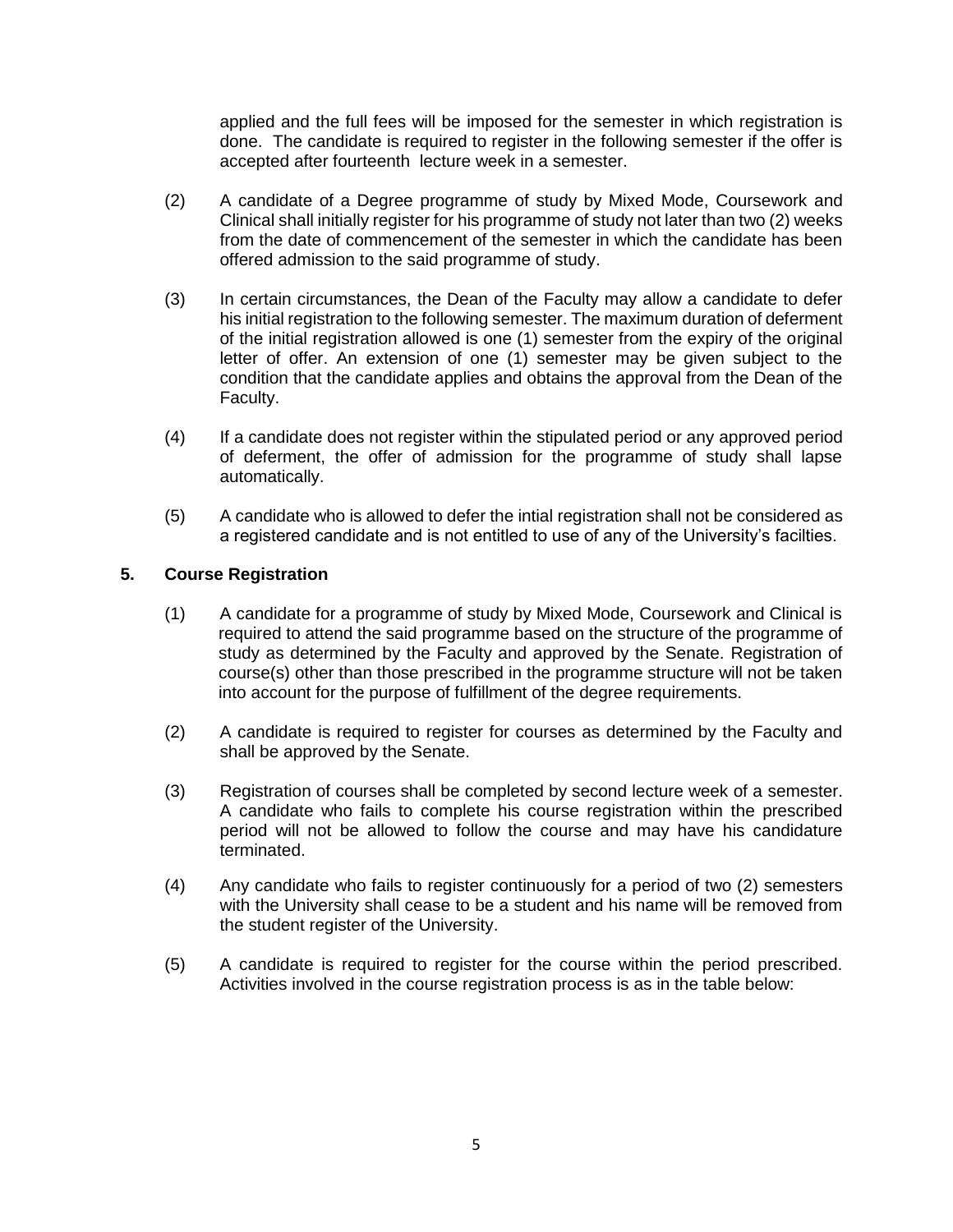applied and the full fees will be imposed for the semester in which registration is done. The candidate is required to register in the following semester if the offer is accepted after fourteenth lecture week in a semester.

(2) A candidate of a Degree programme of study by Mixed Mode, Coursework and Clinical shall initially register for his programme of study not later than two (2) weeks from the date of commencement of the semester in which the candidate has been offered admission to the said programme of study.

(3) In certain circumstances, the Dean of the Faculty may allow a candidate to defer his initial registration to the following semester. The maximum duration of deferment of the initial registration allowed is one (1) semester from the expiry of the original letter of offer. An extension of one (1) semester may be given subject to the condition that the candidate applies and obtains the approval from the Dean of the Faculty.

(4) If a candidate does not register within the stipulated period or any approved period of deferment, the offer of admission for the programme of study shall lapse automatically.

(5) A candidate who is allowed to defer the intial registration shall not be considered as a registered candidate and is not entitled to use of any of the University's facilties.

**5. Course Registration**

(1) A candidate for a programme of study by Mixed Mode, Coursework and Clinical is required to attend the said programme based on the structure of the programme of study as determined by the Faculty and approved by the Senate. Registration of course(s) other than those prescribed in the programme structure will not be taken into account for the purpose of fulfillment of the degree requirements.

(2) A candidate is required to register for courses as determined by the Faculty and shall be approved by the Senate.

(3) Registration of courses shall be completed by second lecture week of a semester. A candidate who fails to complete his course registration within the prescribed period will not be allowed to follow the course and may have his candidature terminated.

(4) Any candidate who fails to register continuously for a period of two (2) semesters with the University shall cease to be a student and his name will be removed from the student register of the University.

(5) A candidate is required to register for the course within the period prescribed. Activities involved in the course registration process is as in the table below: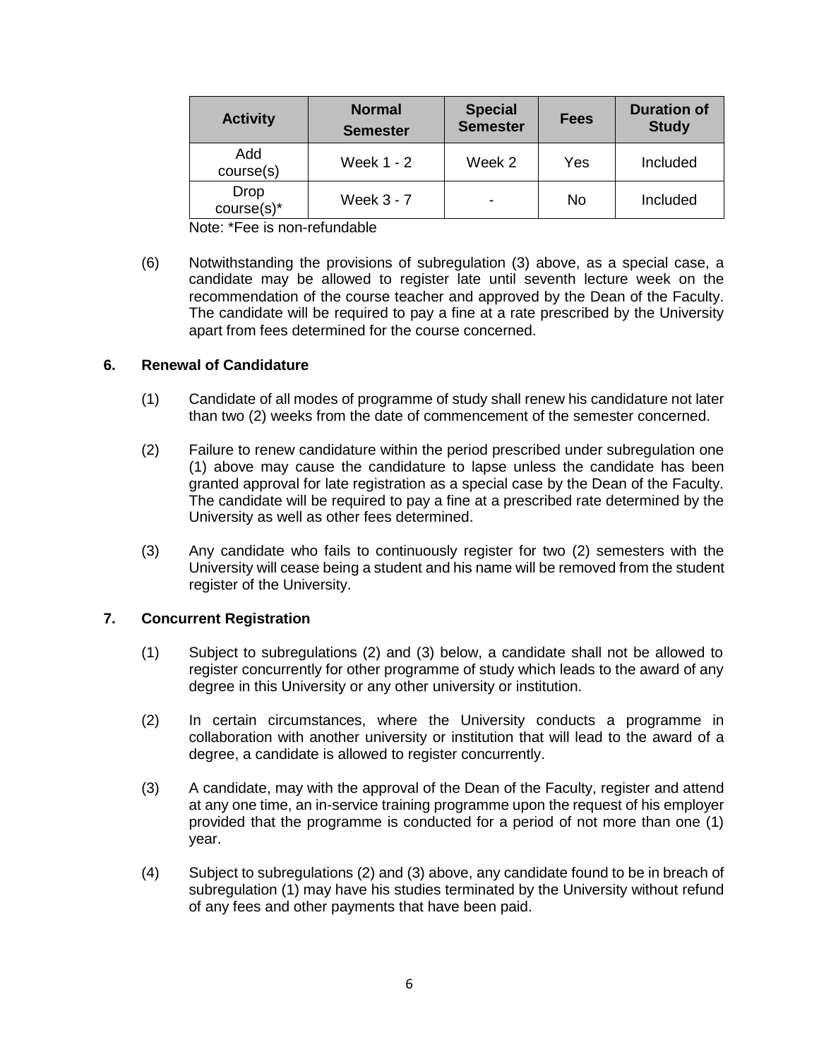| Activity | Normal Semester | Special Semester | Fees | Duration of Study |
|---|---|---|---|---|
| Add course(s) | Week 1 - 2 | Week 2 | Yes | Included |
| Drop course(s)* | Week 3 - 7 | - | No | Included |

Note: *Fee is non-refundable

(6) Notwithstanding the provisions of subregulation (3) above, as a special case, a candidate may be allowed to register late until seventh lecture week on the recommendation of the course teacher and approved by the Dean of the Faculty. The candidate will be required to pay a fine at a rate prescribed by the University apart from fees determined for the course concerned.

### 6. Renewal of Candidature

(1) Candidate of all modes of programme of study shall renew his candidature not later than two (2) weeks from the date of commencement of the semester concerned.

(2) Failure to renew candidature within the period prescribed under subregulation one (1) above may cause the candidature to lapse unless the candidate has been granted approval for late registration as a special case by the Dean of the Faculty. The candidate will be required to pay a fine at a prescribed rate determined by the University as well as other fees determined.

(3) Any candidate who fails to continuously register for two (2) semesters with the University will cease being a student and his name will be removed from the student register of the University.

### 7. Concurrent Registration

(1) Subject to subregulations (2) and (3) below, a candidate shall not be allowed to register concurrently for other programme of study which leads to the award of any degree in this University or any other university or institution.

(2) In certain circumstances, where the University conducts a programme in collaboration with another university or institution that will lead to the award of a degree, a candidate is allowed to register concurrently.

(3) A candidate, may with the approval of the Dean of the Faculty, register and attend at any one time, an in-service training programme upon the request of his employer provided that the programme is conducted for a period of not more than one (1) year.

(4) Subject to subregulations (2) and (3) above, any candidate found to be in breach of subregulation (1) may have his studies terminated by the University without refund of any fees and other payments that have been paid.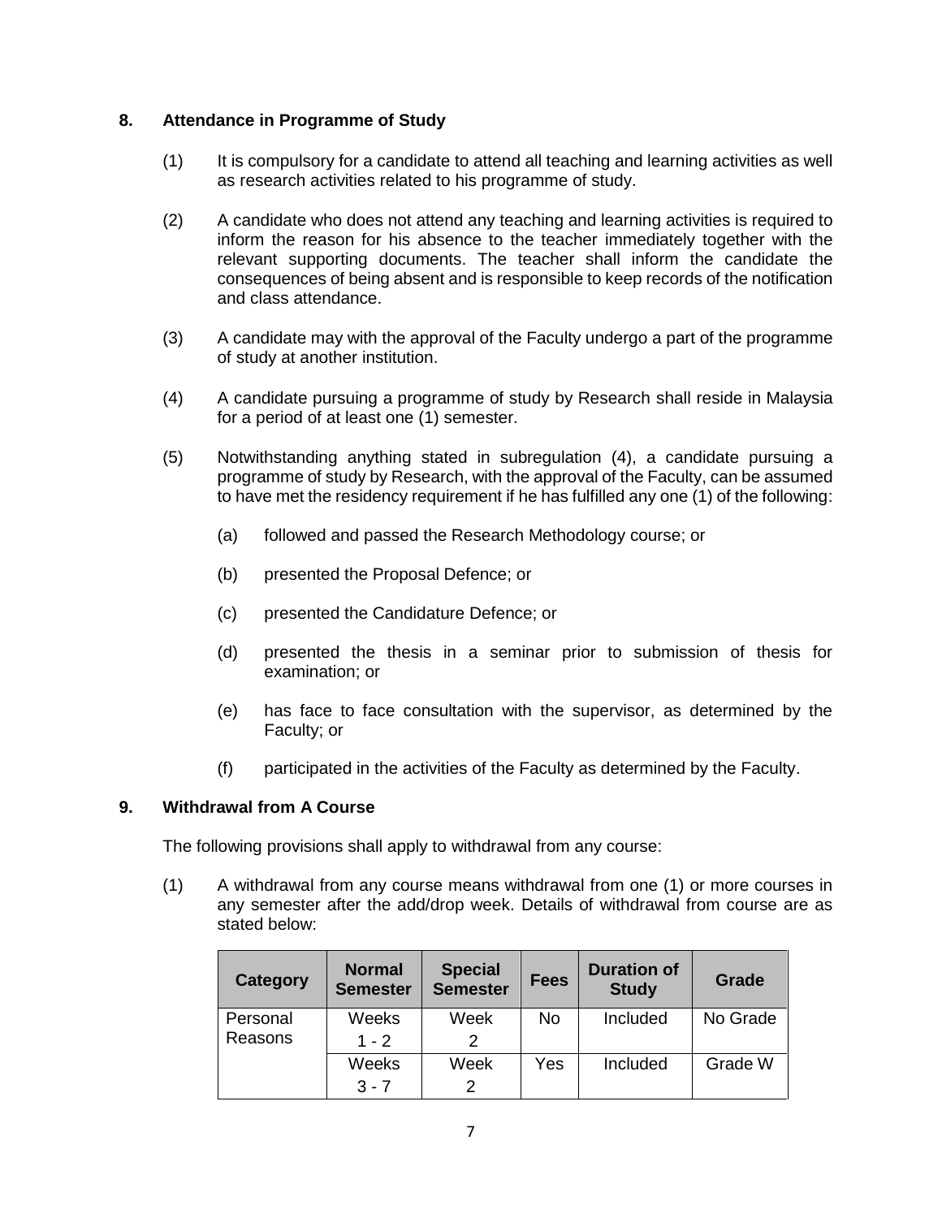## 8. Attendance in Programme of Study

(1) It is compulsory for a candidate to attend all teaching and learning activities as well as research activities related to his programme of study.

(2) A candidate who does not attend any teaching and learning activities is required to inform the reason for his absence to the teacher immediately together with the relevant supporting documents. The teacher shall inform the candidate the consequences of being absent and is responsible to keep records of the notification and class attendance.

(3) A candidate may with the approval of the Faculty undergo a part of the programme of study at another institution.

(4) A candidate pursuing a programme of study by Research shall reside in Malaysia for a period of at least one (1) semester.

(5) Notwithstanding anything stated in subregulation (4), a candidate pursuing a programme of study by Research, with the approval of the Faculty, can be assumed to have met the residency requirement if he has fulfilled any one (1) of the following:

  (a) followed and passed the Research Methodology course; or

  (b) presented the Proposal Defence; or

  (c) presented the Candidature Defence; or

  (d) presented the thesis in a seminar prior to submission of thesis for examination; or

  (e) has face to face consultation with the supervisor, as determined by the Faculty; or

  (f) participated in the activities of the Faculty as determined by the Faculty.

## 9. Withdrawal from A Course

The following provisions shall apply to withdrawal from any course:

(1) A withdrawal from any course means withdrawal from one (1) or more courses in any semester after the add/drop week. Details of withdrawal from course are as stated below:

| Category | Normal Semester | Special Semester | Fees | Duration of Study | Grade |
|---|---|---|---|---|---|
| Personal Reasons | Weeks 1 - 2 | Week 2 | No | Included | No Grade |
| | Weeks 3 - 7 | Week 2 | Yes | Included | Grade W |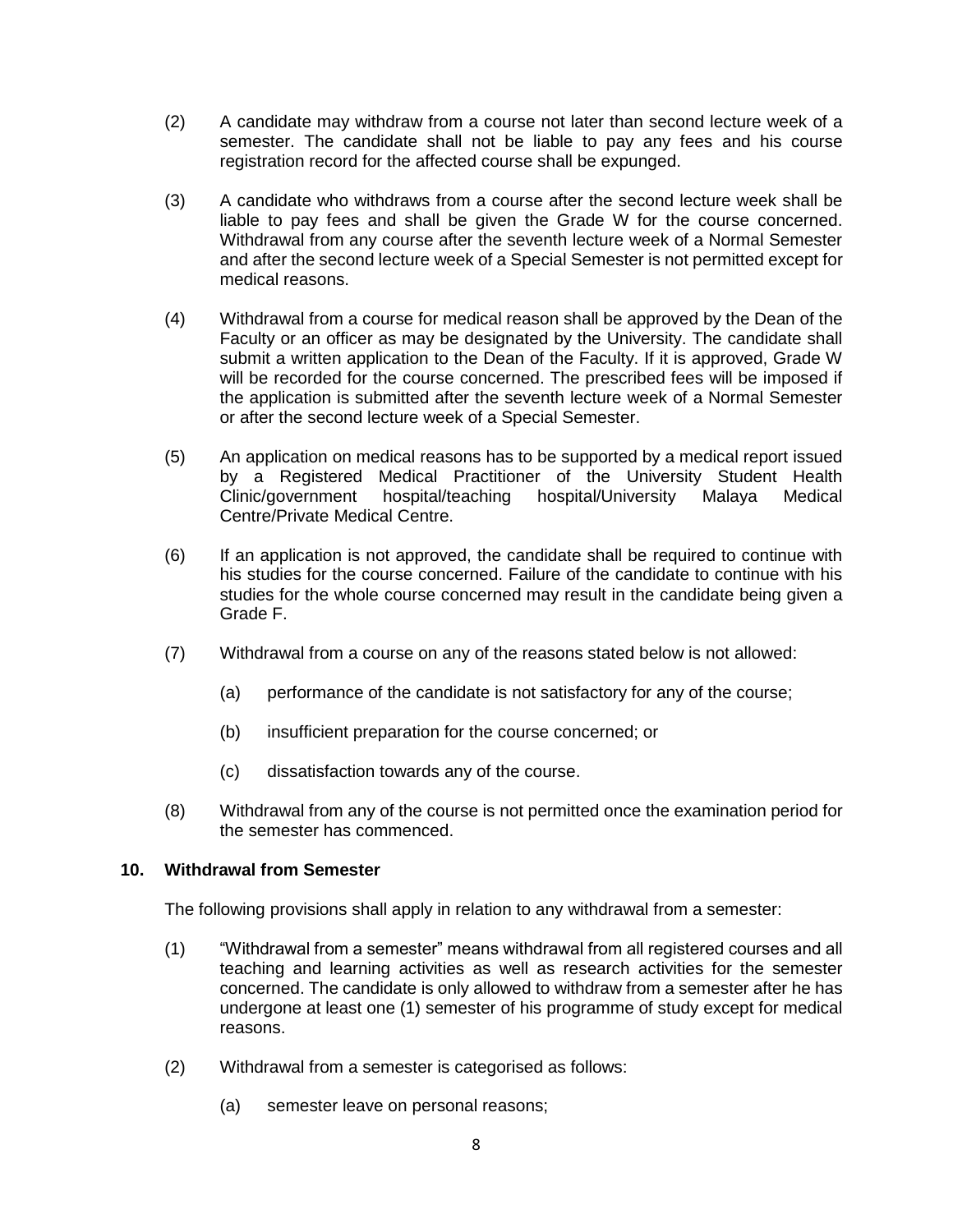(2) A candidate may withdraw from a course not later than second lecture week of a semester. The candidate shall not be liable to pay any fees and his course registration record for the affected course shall be expunged.

(3) A candidate who withdraws from a course after the second lecture week shall be liable to pay fees and shall be given the Grade W for the course concerned. Withdrawal from any course after the seventh lecture week of a Normal Semester and after the second lecture week of a Special Semester is not permitted except for medical reasons.

(4) Withdrawal from a course for medical reason shall be approved by the Dean of the Faculty or an officer as may be designated by the University. The candidate shall submit a written application to the Dean of the Faculty. If it is approved, Grade W will be recorded for the course concerned. The prescribed fees will be imposed if the application is submitted after the seventh lecture week of a Normal Semester or after the second lecture week of a Special Semester.

(5) An application on medical reasons has to be supported by a medical report issued by a Registered Medical Practitioner of the University Student Health Clinic/government hospital/teaching hospital/University Malaya Medical Centre/Private Medical Centre.

(6) If an application is not approved, the candidate shall be required to continue with his studies for the course concerned. Failure of the candidate to continue with his studies for the whole course concerned may result in the candidate being given a Grade F.

(7) Withdrawal from a course on any of the reasons stated below is not allowed:

   (a) performance of the candidate is not satisfactory for any of the course;

   (b) insufficient preparation for the course concerned; or

   (c) dissatisfaction towards any of the course.

(8) Withdrawal from any of the course is not permitted once the examination period for the semester has commenced.

## 10. Withdrawal from Semester

The following provisions shall apply in relation to any withdrawal from a semester:

(1) "Withdrawal from a semester" means withdrawal from all registered courses and all teaching and learning activities as well as research activities for the semester concerned. The candidate is only allowed to withdraw from a semester after he has undergone at least one (1) semester of his programme of study except for medical reasons.

(2) Withdrawal from a semester is categorised as follows:

   (a) semester leave on personal reasons;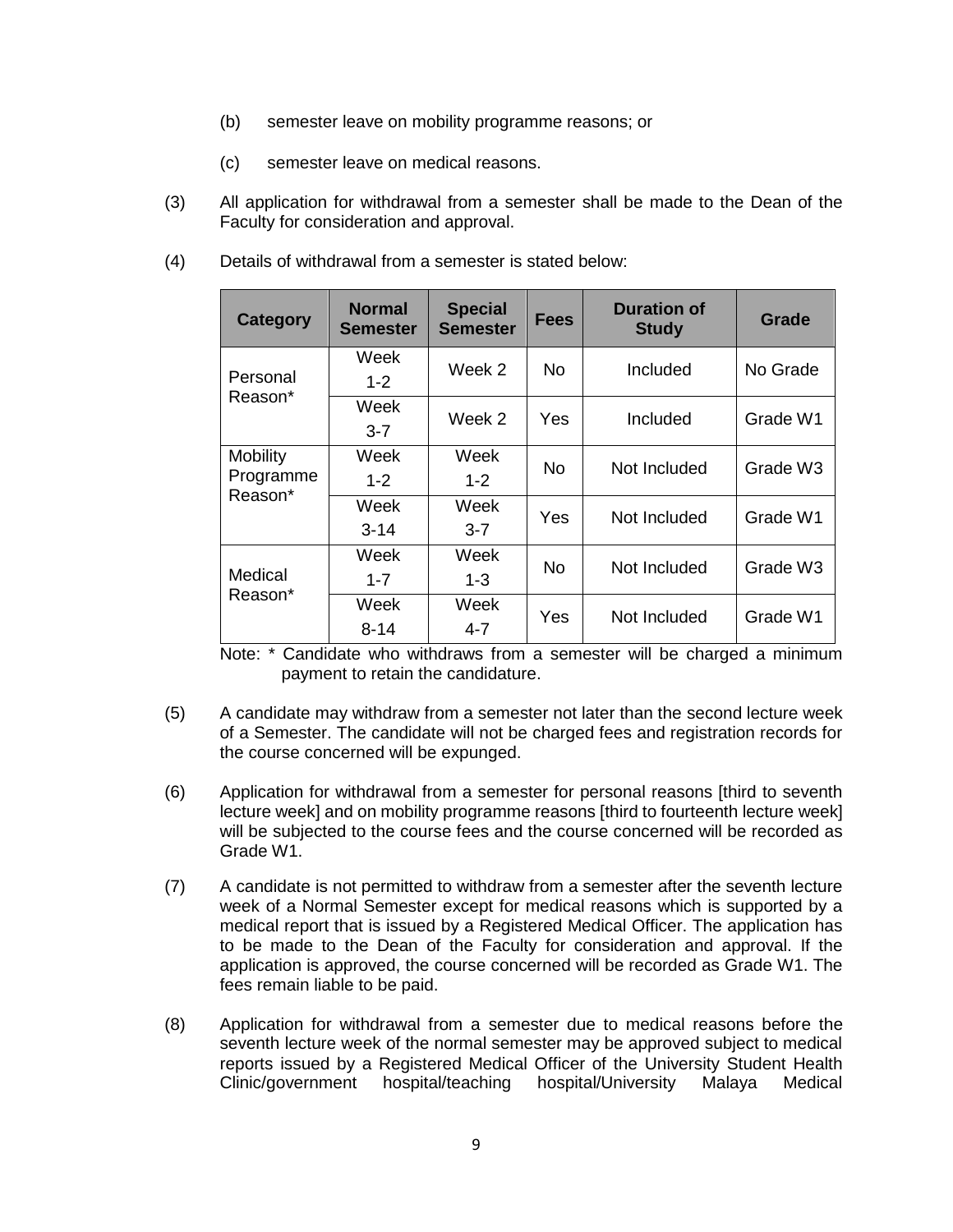(b) semester leave on mobility programme reasons; or

(c) semester leave on medical reasons.

(3) All application for withdrawal from a semester shall be made to the Dean of the Faculty for consideration and approval.

(4) Details of withdrawal from a semester is stated below:

| Category | Normal Semester | Special Semester | Fees | Duration of Study | Grade |
|---|---|---|---|---|---|
| Personal Reason* | Week 1-2 | Week 2 | No | Included | No Grade |
| | Week 3-7 | Week 2 | Yes | Included | Grade W1 |
| Mobility Programme Reason* | Week 1-2 | Week 1-2 | No | Not Included | Grade W3 |
| | Week 3-14 | Week 3-7 | Yes | Not Included | Grade W1 |
| Medical Reason* | Week 1-7 | Week 1-3 | No | Not Included | Grade W3 |
| | Week 8-14 | Week 4-7 | Yes | Not Included | Grade W1 |

Note: * Candidate who withdraws from a semester will be charged a minimum payment to retain the candidature.

(5) A candidate may withdraw from a semester not later than the second lecture week of a Semester. The candidate will not be charged fees and registration records for the course concerned will be expunged.

(6) Application for withdrawal from a semester for personal reasons [third to seventh lecture week] and on mobility programme reasons [third to fourteenth lecture week] will be subjected to the course fees and the course concerned will be recorded as Grade W1.

(7) A candidate is not permitted to withdraw from a semester after the seventh lecture week of a Normal Semester except for medical reasons which is supported by a medical report that is issued by a Registered Medical Officer. The application has to be made to the Dean of the Faculty for consideration and approval. If the application is approved, the course concerned will be recorded as Grade W1. The fees remain liable to be paid.

(8) Application for withdrawal from a semester due to medical reasons before the seventh lecture week of the normal semester may be approved subject to medical reports issued by a Registered Medical Officer of the University Student Health Clinic/government hospital/teaching hospital/University Malaya Medical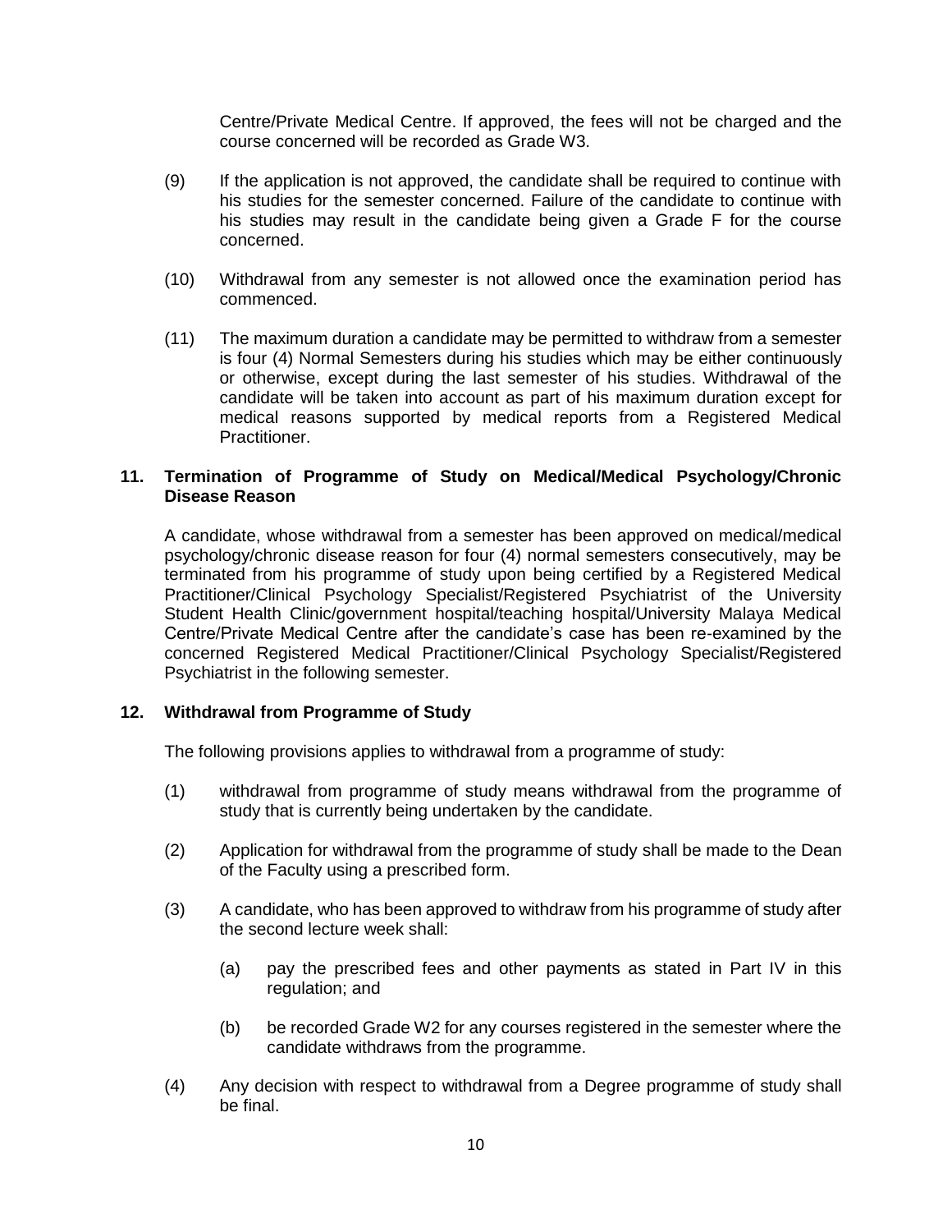Centre/Private Medical Centre. If approved, the fees will not be charged and the course concerned will be recorded as Grade W3.

(9) If the application is not approved, the candidate shall be required to continue with his studies for the semester concerned. Failure of the candidate to continue with his studies may result in the candidate being given a Grade F for the course concerned.

(10) Withdrawal from any semester is not allowed once the examination period has commenced.

(11) The maximum duration a candidate may be permitted to withdraw from a semester is four (4) Normal Semesters during his studies which may be either continuously or otherwise, except during the last semester of his studies. Withdrawal of the candidate will be taken into account as part of his maximum duration except for medical reasons supported by medical reports from a Registered Medical Practitioner.

### 11. Termination of Programme of Study on Medical/Medical Psychology/Chronic Disease Reason

A candidate, whose withdrawal from a semester has been approved on medical/medical psychology/chronic disease reason for four (4) normal semesters consecutively, may be terminated from his programme of study upon being certified by a Registered Medical Practitioner/Clinical Psychology Specialist/Registered Psychiatrist of the University Student Health Clinic/government hospital/teaching hospital/University Malaya Medical Centre/Private Medical Centre after the candidate's case has been re-examined by the concerned Registered Medical Practitioner/Clinical Psychology Specialist/Registered Psychiatrist in the following semester.

### 12. Withdrawal from Programme of Study

The following provisions applies to withdrawal from a programme of study:

(1) withdrawal from programme of study means withdrawal from the programme of study that is currently being undertaken by the candidate.

(2) Application for withdrawal from the programme of study shall be made to the Dean of the Faculty using a prescribed form.

(3) A candidate, who has been approved to withdraw from his programme of study after the second lecture week shall:

   (a) pay the prescribed fees and other payments as stated in Part IV in this regulation; and

   (b) be recorded Grade W2 for any courses registered in the semester where the candidate withdraws from the programme.

(4) Any decision with respect to withdrawal from a Degree programme of study shall be final.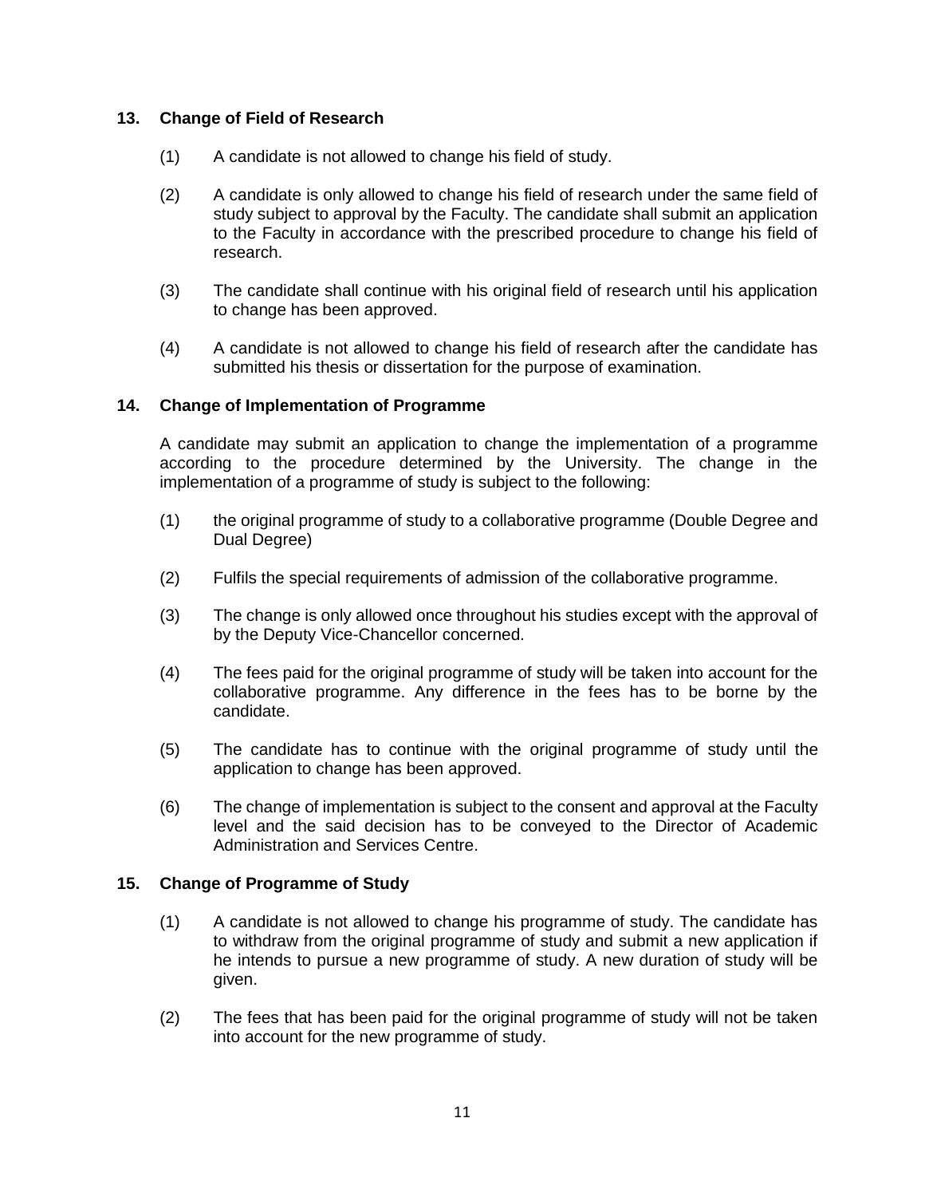## 13. Change of Field of Research

(1) A candidate is not allowed to change his field of study.

(2) A candidate is only allowed to change his field of research under the same field of study subject to approval by the Faculty. The candidate shall submit an application to the Faculty in accordance with the prescribed procedure to change his field of research.

(3) The candidate shall continue with his original field of research until his application to change has been approved.

(4) A candidate is not allowed to change his field of research after the candidate has submitted his thesis or dissertation for the purpose of examination.

## 14. Change of Implementation of Programme

A candidate may submit an application to change the implementation of a programme according to the procedure determined by the University. The change in the implementation of a programme of study is subject to the following:

(1) the original programme of study to a collaborative programme (Double Degree and Dual Degree)

(2) Fulfils the special requirements of admission of the collaborative programme.

(3) The change is only allowed once throughout his studies except with the approval of by the Deputy Vice-Chancellor concerned.

(4) The fees paid for the original programme of study will be taken into account for the collaborative programme. Any difference in the fees has to be borne by the candidate.

(5) The candidate has to continue with the original programme of study until the application to change has been approved.

(6) The change of implementation is subject to the consent and approval at the Faculty level and the said decision has to be conveyed to the Director of Academic Administration and Services Centre.

## 15. Change of Programme of Study

(1) A candidate is not allowed to change his programme of study. The candidate has to withdraw from the original programme of study and submit a new application if he intends to pursue a new programme of study. A new duration of study will be given.

(2) The fees that has been paid for the original programme of study will not be taken into account for the new programme of study.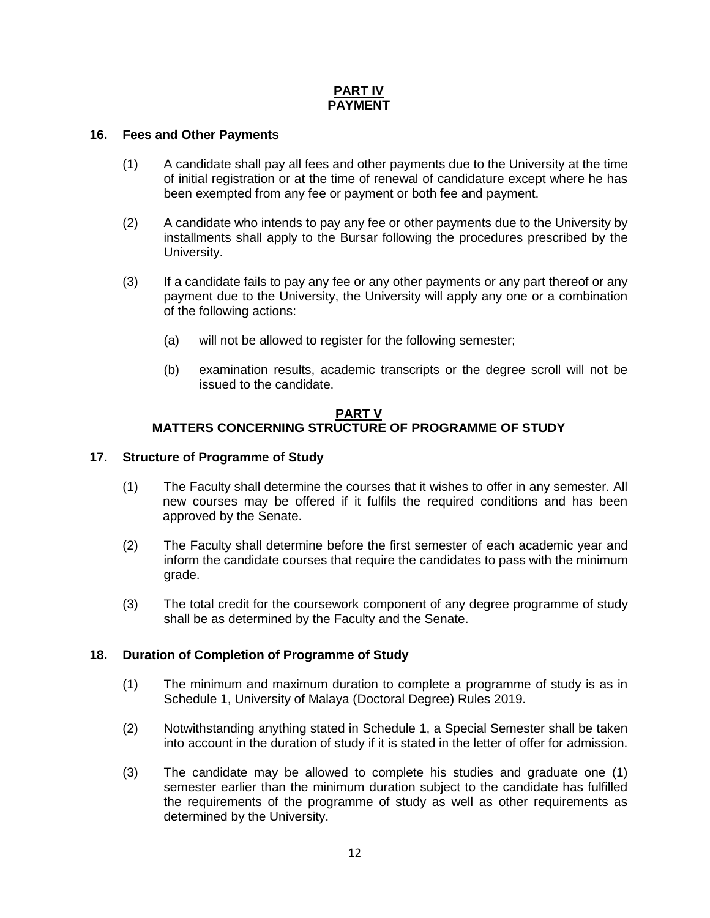## PART IV
## PAYMENT

### 16. Fees and Other Payments

(1) A candidate shall pay all fees and other payments due to the University at the time of initial registration or at the time of renewal of candidature except where he has been exempted from any fee or payment or both fee and payment.

(2) A candidate who intends to pay any fee or other payments due to the University by installments shall apply to the Bursar following the procedures prescribed by the University.

(3) If a candidate fails to pay any fee or any other payments or any part thereof or any payment due to the University, the University will apply any one or a combination of the following actions:

(a) will not be allowed to register for the following semester;

(b) examination results, academic transcripts or the degree scroll will not be issued to the candidate.

## PART V
## MATTERS CONCERNING STRUCTURE OF PROGRAMME OF STUDY

### 17. Structure of Programme of Study

(1) The Faculty shall determine the courses that it wishes to offer in any semester. All new courses may be offered if it fulfils the required conditions and has been approved by the Senate.

(2) The Faculty shall determine before the first semester of each academic year and inform the candidate courses that require the candidates to pass with the minimum grade.

(3) The total credit for the coursework component of any degree programme of study shall be as determined by the Faculty and the Senate.

### 18. Duration of Completion of Programme of Study

(1) The minimum and maximum duration to complete a programme of study is as in Schedule 1, University of Malaya (Doctoral Degree) Rules 2019.

(2) Notwithstanding anything stated in Schedule 1, a Special Semester shall be taken into account in the duration of study if it is stated in the letter of offer for admission.

(3) The candidate may be allowed to complete his studies and graduate one (1) semester earlier than the minimum duration subject to the candidate has fulfilled the requirements of the programme of study as well as other requirements as determined by the University.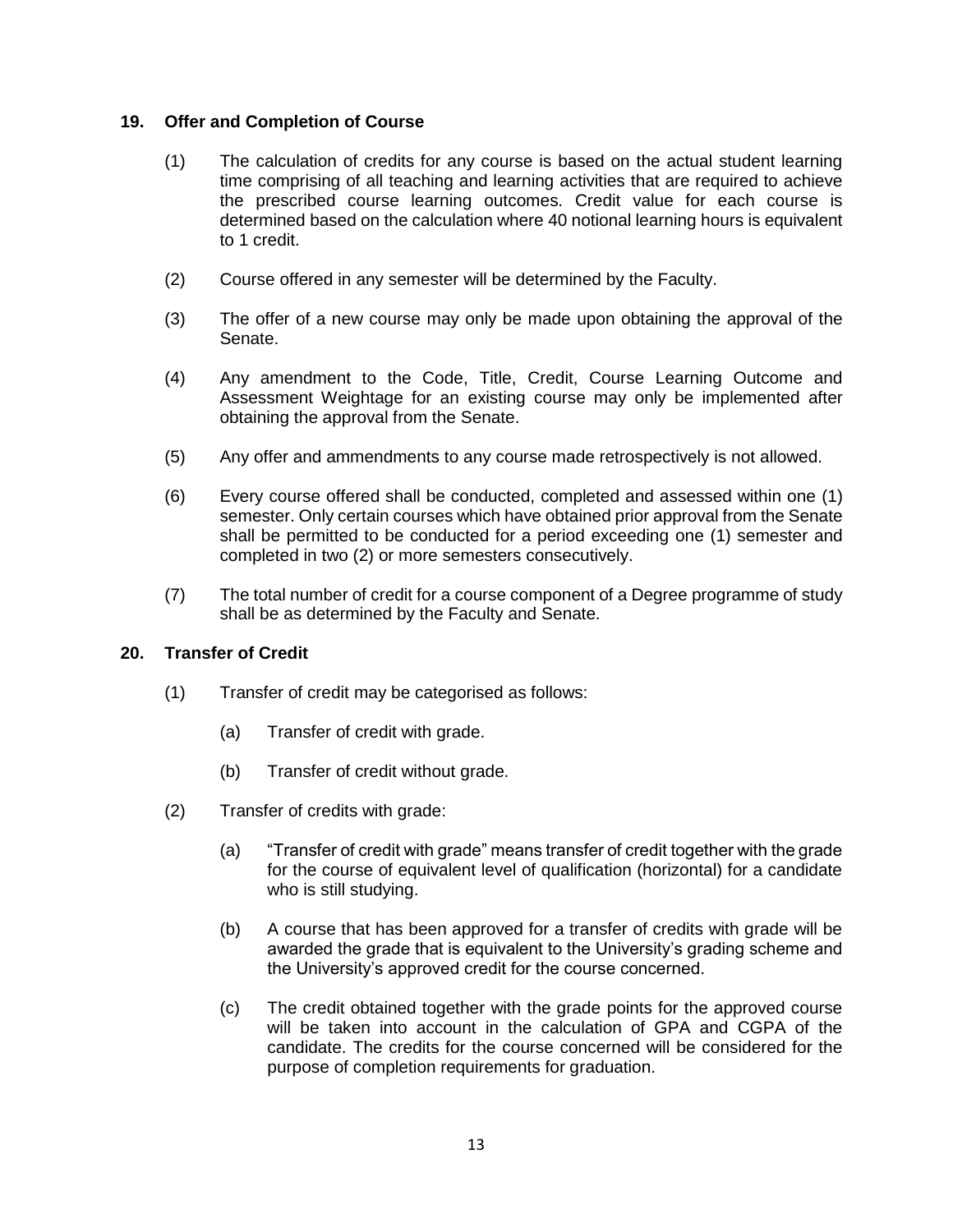## 19. Offer and Completion of Course

(1) The calculation of credits for any course is based on the actual student learning time comprising of all teaching and learning activities that are required to achieve the prescribed course learning outcomes. Credit value for each course is determined based on the calculation where 40 notional learning hours is equivalent to 1 credit.

(2) Course offered in any semester will be determined by the Faculty.

(3) The offer of a new course may only be made upon obtaining the approval of the Senate.

(4) Any amendment to the Code, Title, Credit, Course Learning Outcome and Assessment Weightage for an existing course may only be implemented after obtaining the approval from the Senate.

(5) Any offer and ammendments to any course made retrospectively is not allowed.

(6) Every course offered shall be conducted, completed and assessed within one (1) semester. Only certain courses which have obtained prior approval from the Senate shall be permitted to be conducted for a period exceeding one (1) semester and completed in two (2) or more semesters consecutively.

(7) The total number of credit for a course component of a Degree programme of study shall be as determined by the Faculty and Senate.

## 20. Transfer of Credit

(1) Transfer of credit may be categorised as follows:

(a) Transfer of credit with grade.

(b) Transfer of credit without grade.

(2) Transfer of credits with grade:

(a) "Transfer of credit with grade" means transfer of credit together with the grade for the course of equivalent level of qualification (horizontal) for a candidate who is still studying.

(b) A course that has been approved for a transfer of credits with grade will be awarded the grade that is equivalent to the University's grading scheme and the University's approved credit for the course concerned.

(c) The credit obtained together with the grade points for the approved course will be taken into account in the calculation of GPA and CGPA of the candidate. The credits for the course concerned will be considered for the purpose of completion requirements for graduation.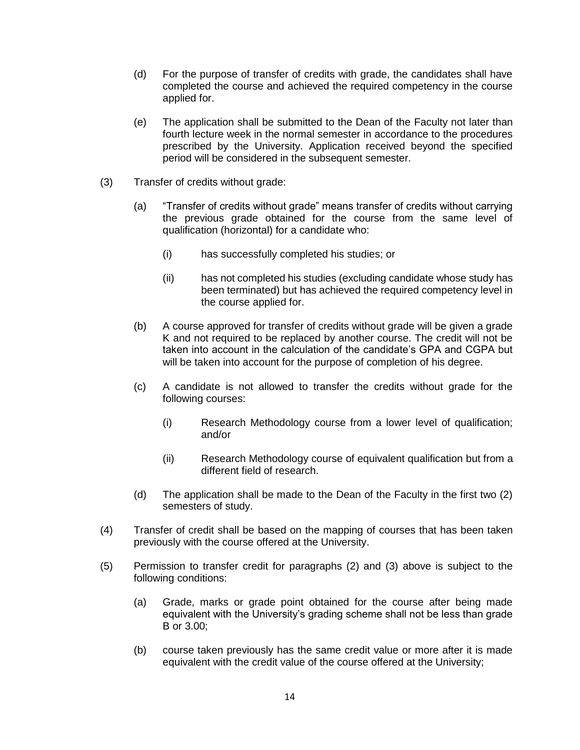(d) For the purpose of transfer of credits with grade, the candidates shall have completed the course and achieved the required competency in the course applied for.

(e) The application shall be submitted to the Dean of the Faculty not later than fourth lecture week in the normal semester in accordance to the procedures prescribed by the University. Application received beyond the specified period will be considered in the subsequent semester.

(3) Transfer of credits without grade:

(a) "Transfer of credits without grade" means transfer of credits without carrying the previous grade obtained for the course from the same level of qualification (horizontal) for a candidate who:

(i) has successfully completed his studies; or

(ii) has not completed his studies (excluding candidate whose study has been terminated) but has achieved the required competency level in the course applied for.

(b) A course approved for transfer of credits without grade will be given a grade K and not required to be replaced by another course. The credit will not be taken into account in the calculation of the candidate's GPA and CGPA but will be taken into account for the purpose of completion of his degree.

(c) A candidate is not allowed to transfer the credits without grade for the following courses:

(i) Research Methodology course from a lower level of qualification; and/or

(ii) Research Methodology course of equivalent qualification but from a different field of research.

(d) The application shall be made to the Dean of the Faculty in the first two (2) semesters of study.

(4) Transfer of credit shall be based on the mapping of courses that has been taken previously with the course offered at the University.

(5) Permission to transfer credit for paragraphs (2) and (3) above is subject to the following conditions:

(a) Grade, marks or grade point obtained for the course after being made equivalent with the University's grading scheme shall not be less than grade B or 3.00;

(b) course taken previously has the same credit value or more after it is made equivalent with the credit value of the course offered at the University;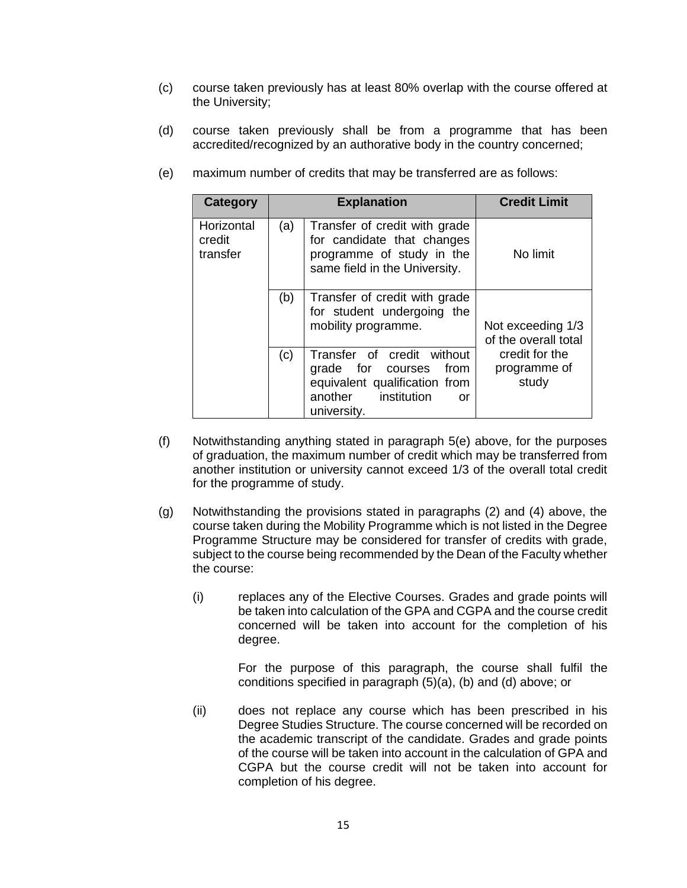(c) course taken previously has at least 80% overlap with the course offered at the University;

(d) course taken previously shall be from a programme that has been accredited/recognized by an authorative body in the country concerned;

(e) maximum number of credits that may be transferred are as follows:

| Category | Explanation | | Credit Limit |
|---|---|---|---|
| Horizontal credit transfer | (a) | Transfer of credit with grade for candidate that changes programme of study in the same field in the University. | No limit |
| | (b) | Transfer of credit with grade for student undergoing the mobility programme. | Not exceeding 1/3 of the overall total credit for the programme of study |
| | (c) | Transfer of credit without grade for courses from equivalent qualification from another institution or university. | |

(f) Notwithstanding anything stated in paragraph 5(e) above, for the purposes of graduation, the maximum number of credit which may be transferred from another institution or university cannot exceed 1/3 of the overall total credit for the programme of study.

(g) Notwithstanding the provisions stated in paragraphs (2) and (4) above, the course taken during the Mobility Programme which is not listed in the Degree Programme Structure may be considered for transfer of credits with grade, subject to the course being recommended by the Dean of the Faculty whether the course:

(i) replaces any of the Elective Courses. Grades and grade points will be taken into calculation of the GPA and CGPA and the course credit concerned will be taken into account for the completion of his degree.

For the purpose of this paragraph, the course shall fulfil the conditions specified in paragraph (5)(a), (b) and (d) above; or

(ii) does not replace any course which has been prescribed in his Degree Studies Structure. The course concerned will be recorded on the academic transcript of the candidate. Grades and grade points of the course will be taken into account in the calculation of GPA and CGPA but the course credit will not be taken into account for completion of his degree.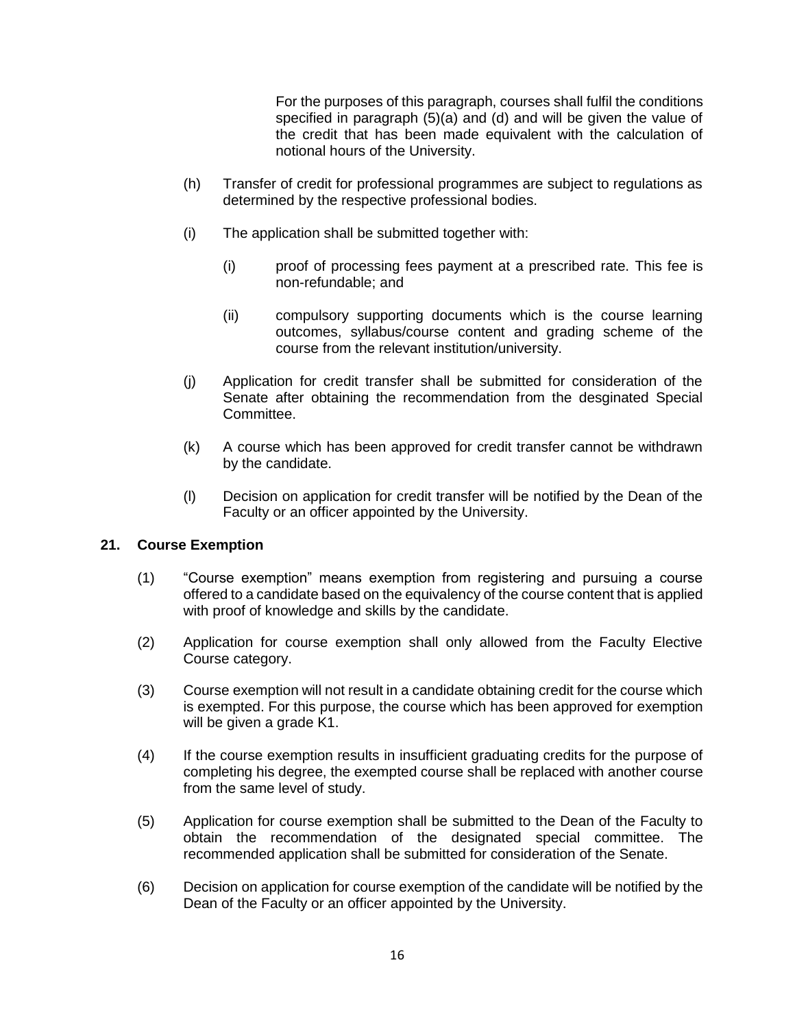For the purposes of this paragraph, courses shall fulfil the conditions specified in paragraph (5)(a) and (d) and will be given the value of the credit that has been made equivalent with the calculation of notional hours of the University.

(h) Transfer of credit for professional programmes are subject to regulations as determined by the respective professional bodies.

(i) The application shall be submitted together with:

(i) proof of processing fees payment at a prescribed rate. This fee is non-refundable; and

(ii) compulsory supporting documents which is the course learning outcomes, syllabus/course content and grading scheme of the course from the relevant institution/university.

(j) Application for credit transfer shall be submitted for consideration of the Senate after obtaining the recommendation from the desginated Special Committee.

(k) A course which has been approved for credit transfer cannot be withdrawn by the candidate.

(l) Decision on application for credit transfer will be notified by the Dean of the Faculty or an officer appointed by the University.

## 21. Course Exemption

(1) "Course exemption" means exemption from registering and pursuing a course offered to a candidate based on the equivalency of the course content that is applied with proof of knowledge and skills by the candidate.

(2) Application for course exemption shall only allowed from the Faculty Elective Course category.

(3) Course exemption will not result in a candidate obtaining credit for the course which is exempted. For this purpose, the course which has been approved for exemption will be given a grade K1.

(4) If the course exemption results in insufficient graduating credits for the purpose of completing his degree, the exempted course shall be replaced with another course from the same level of study.

(5) Application for course exemption shall be submitted to the Dean of the Faculty to obtain the recommendation of the designated special committee. The recommended application shall be submitted for consideration of the Senate.

(6) Decision on application for course exemption of the candidate will be notified by the Dean of the Faculty or an officer appointed by the University.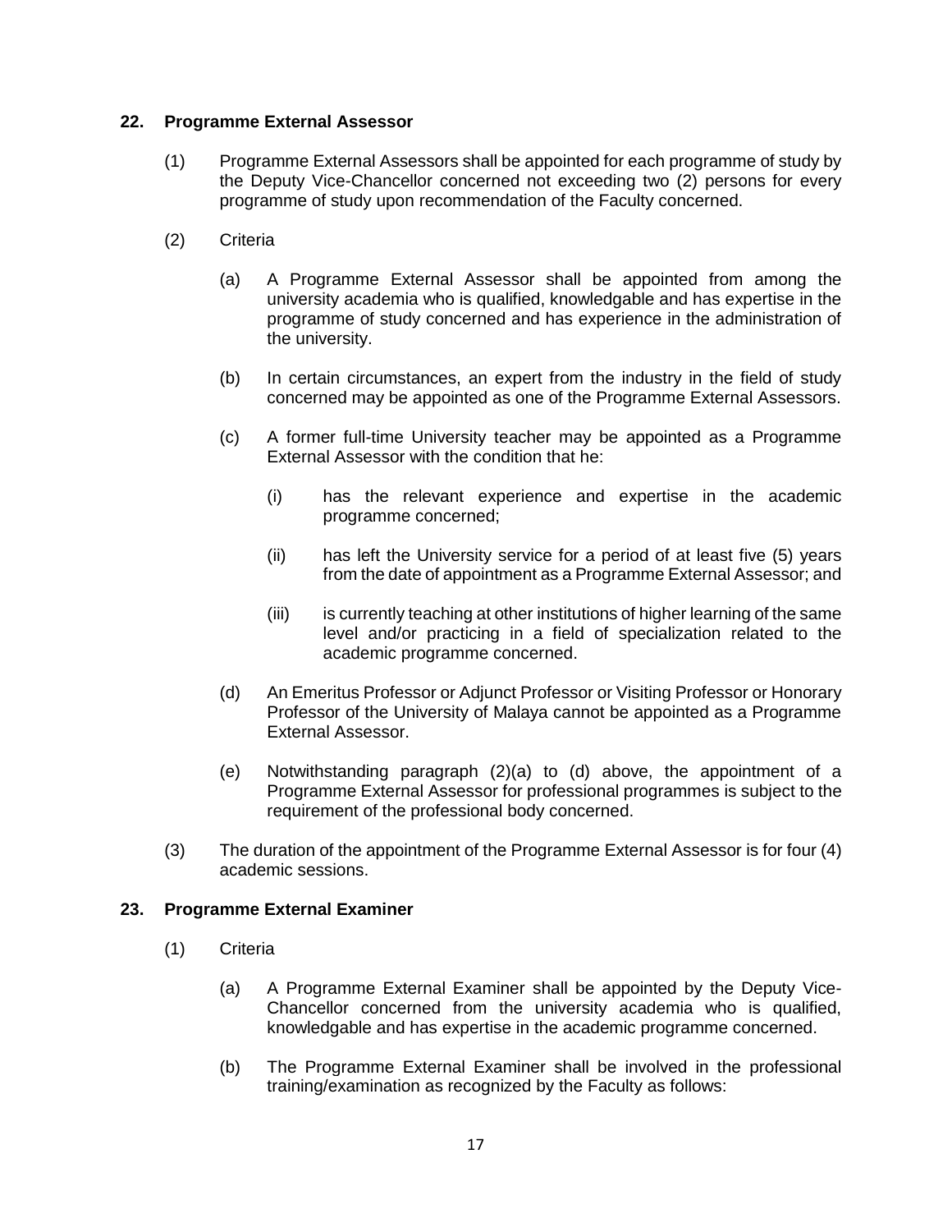**22. Programme External Assessor**

(1) Programme External Assessors shall be appointed for each programme of study by the Deputy Vice-Chancellor concerned not exceeding two (2) persons for every programme of study upon recommendation of the Faculty concerned.

(2) Criteria

(a) A Programme External Assessor shall be appointed from among the university academia who is qualified, knowledgable and has expertise in the programme of study concerned and has experience in the administration of the university.

(b) In certain circumstances, an expert from the industry in the field of study concerned may be appointed as one of the Programme External Assessors.

(c) A former full-time University teacher may be appointed as a Programme External Assessor with the condition that he:

(i) has the relevant experience and expertise in the academic programme concerned;

(ii) has left the University service for a period of at least five (5) years from the date of appointment as a Programme External Assessor; and

(iii) is currently teaching at other institutions of higher learning of the same level and/or practicing in a field of specialization related to the academic programme concerned.

(d) An Emeritus Professor or Adjunct Professor or Visiting Professor or Honorary Professor of the University of Malaya cannot be appointed as a Programme External Assessor.

(e) Notwithstanding paragraph (2)(a) to (d) above, the appointment of a Programme External Assessor for professional programmes is subject to the requirement of the professional body concerned.

(3) The duration of the appointment of the Programme External Assessor is for four (4) academic sessions.

**23. Programme External Examiner**

(1) Criteria

(a) A Programme External Examiner shall be appointed by the Deputy Vice-Chancellor concerned from the university academia who is qualified, knowledgable and has expertise in the academic programme concerned.

(b) The Programme External Examiner shall be involved in the professional training/examination as recognized by the Faculty as follows: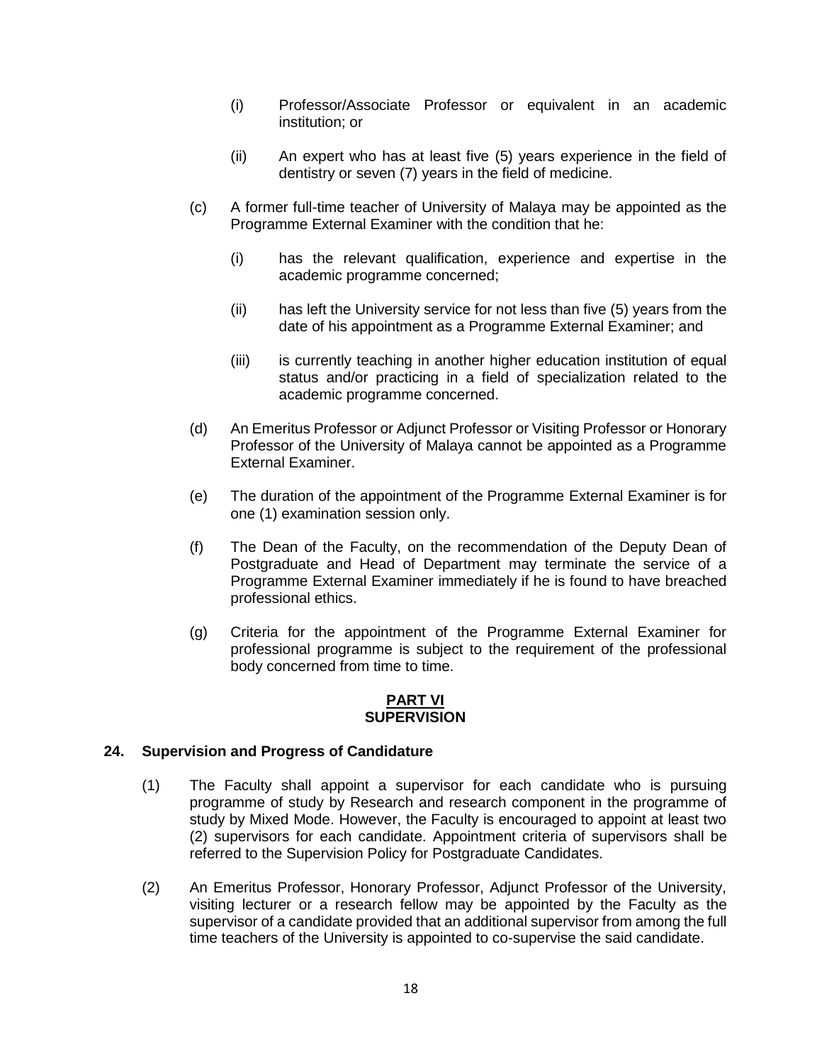(i) Professor/Associate Professor or equivalent in an academic institution; or

(ii) An expert who has at least five (5) years experience in the field of dentistry or seven (7) years in the field of medicine.

(c) A former full-time teacher of University of Malaya may be appointed as the Programme External Examiner with the condition that he:

(i) has the relevant qualification, experience and expertise in the academic programme concerned;

(ii) has left the University service for not less than five (5) years from the date of his appointment as a Programme External Examiner; and

(iii) is currently teaching in another higher education institution of equal status and/or practicing in a field of specialization related to the academic programme concerned.

(d) An Emeritus Professor or Adjunct Professor or Visiting Professor or Honorary Professor of the University of Malaya cannot be appointed as a Programme External Examiner.

(e) The duration of the appointment of the Programme External Examiner is for one (1) examination session only.

(f) The Dean of the Faculty, on the recommendation of the Deputy Dean of Postgraduate and Head of Department may terminate the service of a Programme External Examiner immediately if he is found to have breached professional ethics.

(g) Criteria for the appointment of the Programme External Examiner for professional programme is subject to the requirement of the professional body concerned from time to time.

## PART VI
## SUPERVISION

### 24. Supervision and Progress of Candidature

(1) The Faculty shall appoint a supervisor for each candidate who is pursuing programme of study by Research and research component in the programme of study by Mixed Mode. However, the Faculty is encouraged to appoint at least two (2) supervisors for each candidate. Appointment criteria of supervisors shall be referred to the Supervision Policy for Postgraduate Candidates.

(2) An Emeritus Professor, Honorary Professor, Adjunct Professor of the University, visiting lecturer or a research fellow may be appointed by the Faculty as the supervisor of a candidate provided that an additional supervisor from among the full time teachers of the University is appointed to co-supervise the said candidate.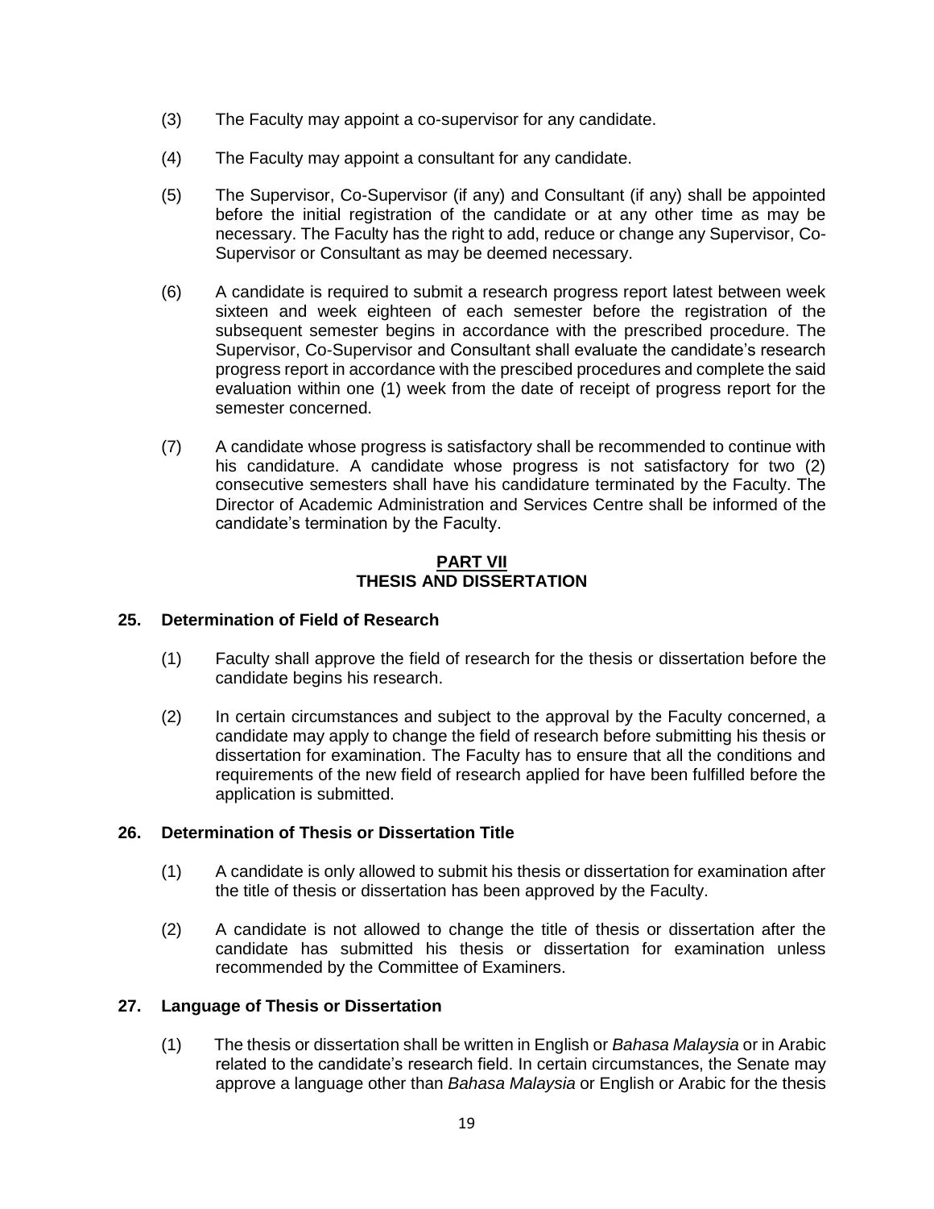(3) The Faculty may appoint a co-supervisor for any candidate.

(4) The Faculty may appoint a consultant for any candidate.

(5) The Supervisor, Co-Supervisor (if any) and Consultant (if any) shall be appointed before the initial registration of the candidate or at any other time as may be necessary. The Faculty has the right to add, reduce or change any Supervisor, Co-Supervisor or Consultant as may be deemed necessary.

(6) A candidate is required to submit a research progress report latest between week sixteen and week eighteen of each semester before the registration of the subsequent semester begins in accordance with the prescribed procedure. The Supervisor, Co-Supervisor and Consultant shall evaluate the candidate's research progress report in accordance with the prescibed procedures and complete the said evaluation within one (1) week from the date of receipt of progress report for the semester concerned.

(7) A candidate whose progress is satisfactory shall be recommended to continue with his candidature. A candidate whose progress is not satisfactory for two (2) consecutive semesters shall have his candidature terminated by the Faculty. The Director of Academic Administration and Services Centre shall be informed of the candidate's termination by the Faculty.

## PART VII
## THESIS AND DISSERTATION

### 25. Determination of Field of Research

(1) Faculty shall approve the field of research for the thesis or dissertation before the candidate begins his research.

(2) In certain circumstances and subject to the approval by the Faculty concerned, a candidate may apply to change the field of research before submitting his thesis or dissertation for examination. The Faculty has to ensure that all the conditions and requirements of the new field of research applied for have been fulfilled before the application is submitted.

### 26. Determination of Thesis or Dissertation Title

(1) A candidate is only allowed to submit his thesis or dissertation for examination after the title of thesis or dissertation has been approved by the Faculty.

(2) A candidate is not allowed to change the title of thesis or dissertation after the candidate has submitted his thesis or dissertation for examination unless recommended by the Committee of Examiners.

### 27. Language of Thesis or Dissertation

(1) The thesis or dissertation shall be written in English or *Bahasa Malaysia* or in Arabic related to the candidate's research field. In certain circumstances, the Senate may approve a language other than *Bahasa Malaysia* or English or Arabic for the thesis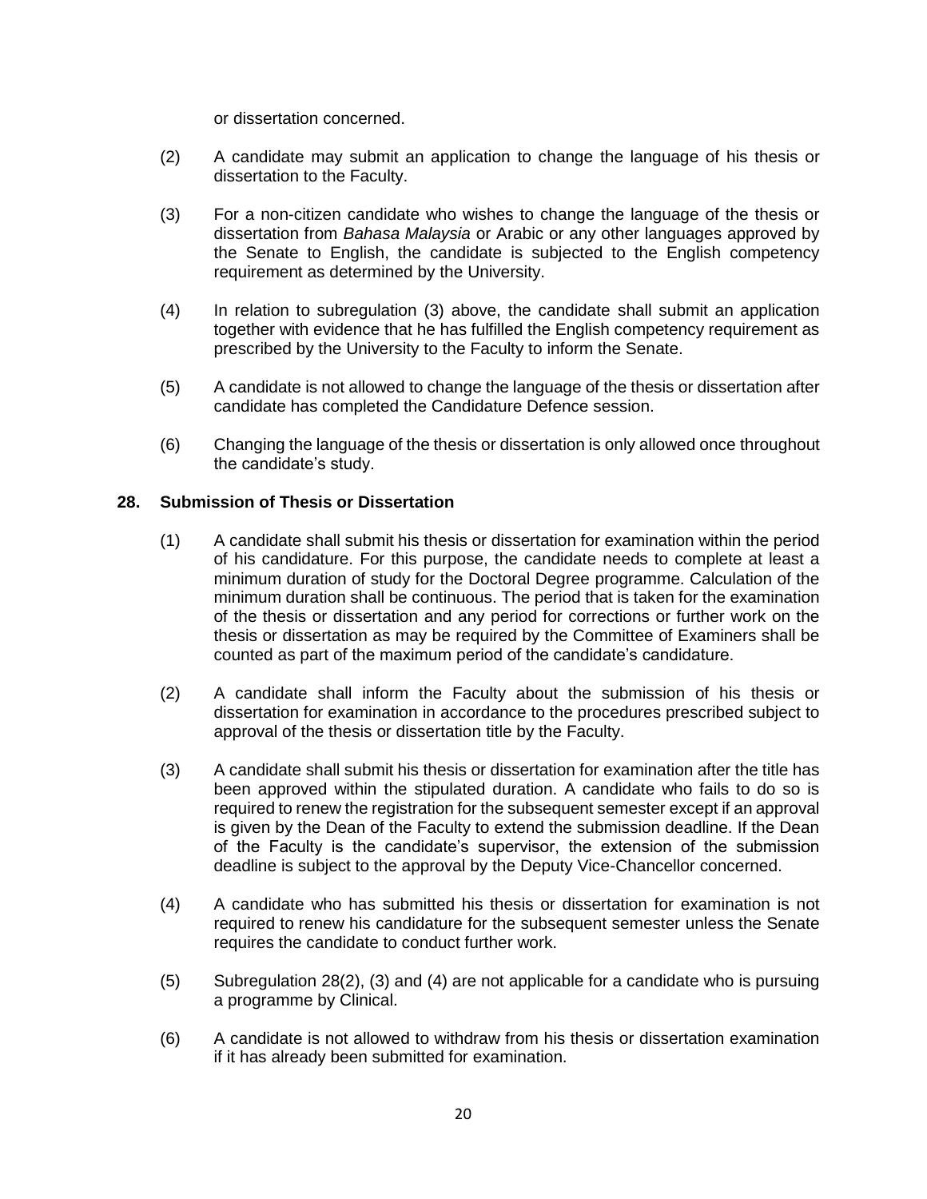or dissertation concerned.

(2) A candidate may submit an application to change the language of his thesis or dissertation to the Faculty.

(3) For a non-citizen candidate who wishes to change the language of the thesis or dissertation from *Bahasa Malaysia* or Arabic or any other languages approved by the Senate to English, the candidate is subjected to the English competency requirement as determined by the University.

(4) In relation to subregulation (3) above, the candidate shall submit an application together with evidence that he has fulfilled the English competency requirement as prescribed by the University to the Faculty to inform the Senate.

(5) A candidate is not allowed to change the language of the thesis or dissertation after candidate has completed the Candidature Defence session.

(6) Changing the language of the thesis or dissertation is only allowed once throughout the candidate's study.

## 28. Submission of Thesis or Dissertation

(1) A candidate shall submit his thesis or dissertation for examination within the period of his candidature. For this purpose, the candidate needs to complete at least a minimum duration of study for the Doctoral Degree programme. Calculation of the minimum duration shall be continuous. The period that is taken for the examination of the thesis or dissertation and any period for corrections or further work on the thesis or dissertation as may be required by the Committee of Examiners shall be counted as part of the maximum period of the candidate's candidature.

(2) A candidate shall inform the Faculty about the submission of his thesis or dissertation for examination in accordance to the procedures prescribed subject to approval of the thesis or dissertation title by the Faculty.

(3) A candidate shall submit his thesis or dissertation for examination after the title has been approved within the stipulated duration. A candidate who fails to do so is required to renew the registration for the subsequent semester except if an approval is given by the Dean of the Faculty to extend the submission deadline. If the Dean of the Faculty is the candidate's supervisor, the extension of the submission deadline is subject to the approval by the Deputy Vice-Chancellor concerned.

(4) A candidate who has submitted his thesis or dissertation for examination is not required to renew his candidature for the subsequent semester unless the Senate requires the candidate to conduct further work.

(5) Subregulation 28(2), (3) and (4) are not applicable for a candidate who is pursuing a programme by Clinical.

(6) A candidate is not allowed to withdraw from his thesis or dissertation examination if it has already been submitted for examination.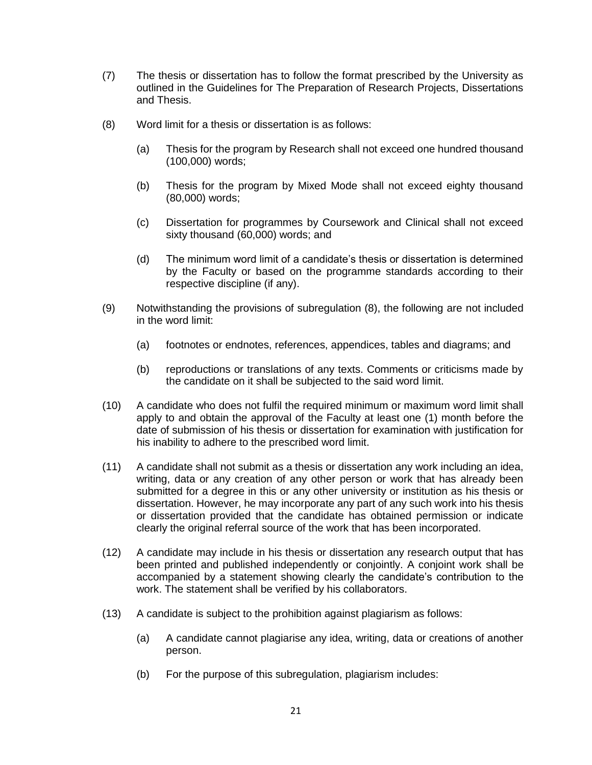(7) The thesis or dissertation has to follow the format prescribed by the University as outlined in the Guidelines for The Preparation of Research Projects, Dissertations and Thesis.

(8) Word limit for a thesis or dissertation is as follows:

  (a) Thesis for the program by Research shall not exceed one hundred thousand (100,000) words;

  (b) Thesis for the program by Mixed Mode shall not exceed eighty thousand (80,000) words;

  (c) Dissertation for programmes by Coursework and Clinical shall not exceed sixty thousand (60,000) words; and

  (d) The minimum word limit of a candidate's thesis or dissertation is determined by the Faculty or based on the programme standards according to their respective discipline (if any).

(9) Notwithstanding the provisions of subregulation (8), the following are not included in the word limit:

  (a) footnotes or endnotes, references, appendices, tables and diagrams; and

  (b) reproductions or translations of any texts. Comments or criticisms made by the candidate on it shall be subjected to the said word limit.

(10) A candidate who does not fulfil the required minimum or maximum word limit shall apply to and obtain the approval of the Faculty at least one (1) month before the date of submission of his thesis or dissertation for examination with justification for his inability to adhere to the prescribed word limit.

(11) A candidate shall not submit as a thesis or dissertation any work including an idea, writing, data or any creation of any other person or work that has already been submitted for a degree in this or any other university or institution as his thesis or dissertation. However, he may incorporate any part of any such work into his thesis or dissertation provided that the candidate has obtained permission or indicate clearly the original referral source of the work that has been incorporated.

(12) A candidate may include in his thesis or dissertation any research output that has been printed and published independently or conjointly. A conjoint work shall be accompanied by a statement showing clearly the candidate's contribution to the work. The statement shall be verified by his collaborators.

(13) A candidate is subject to the prohibition against plagiarism as follows:

  (a) A candidate cannot plagiarise any idea, writing, data or creations of another person.

  (b) For the purpose of this subregulation, plagiarism includes: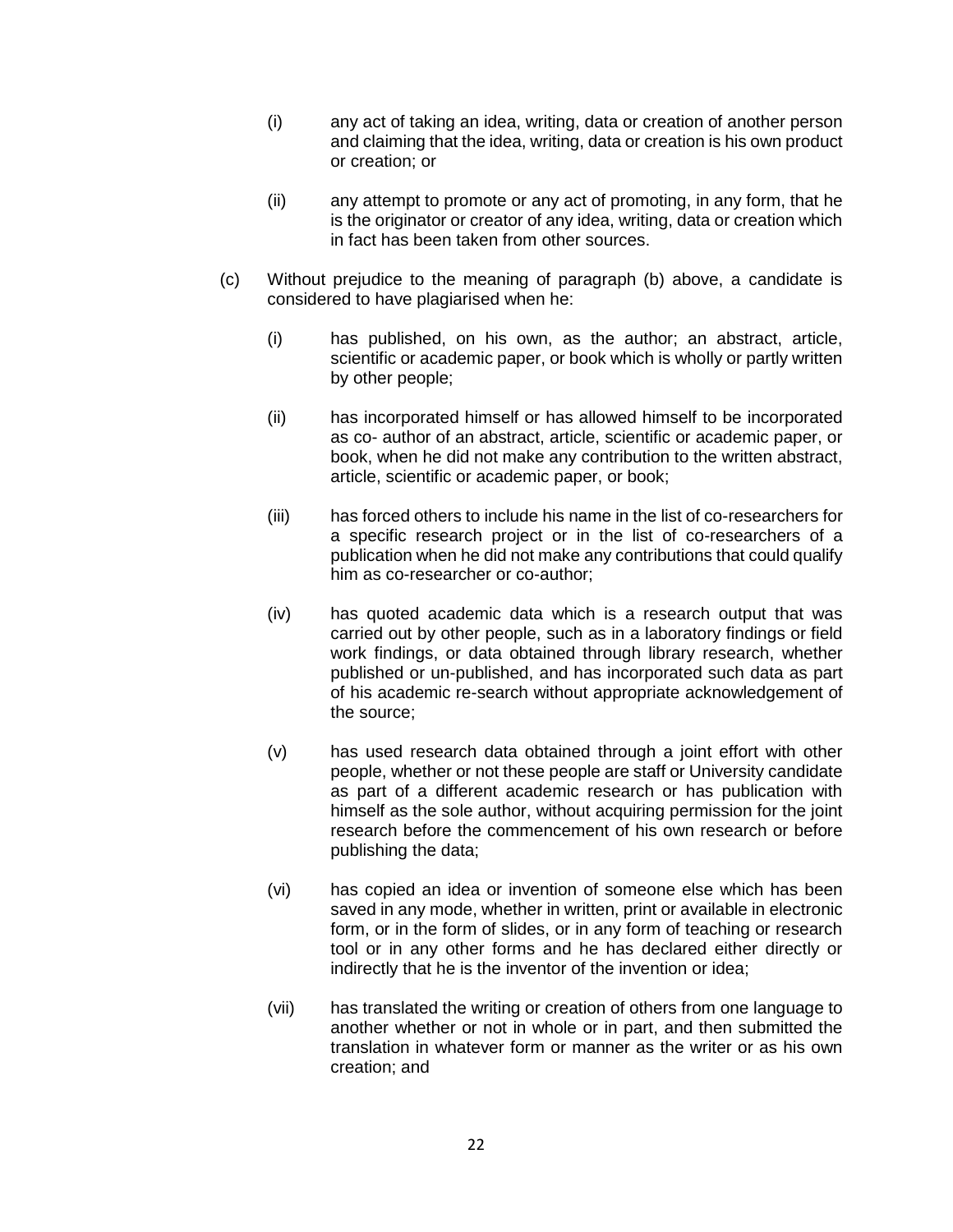(i) any act of taking an idea, writing, data or creation of another person and claiming that the idea, writing, data or creation is his own product or creation; or

(ii) any attempt to promote or any act of promoting, in any form, that he is the originator or creator of any idea, writing, data or creation which in fact has been taken from other sources.

(c) Without prejudice to the meaning of paragraph (b) above, a candidate is considered to have plagiarised when he:

(i) has published, on his own, as the author; an abstract, article, scientific or academic paper, or book which is wholly or partly written by other people;

(ii) has incorporated himself or has allowed himself to be incorporated as co- author of an abstract, article, scientific or academic paper, or book, when he did not make any contribution to the written abstract, article, scientific or academic paper, or book;

(iii) has forced others to include his name in the list of co-researchers for a specific research project or in the list of co-researchers of a publication when he did not make any contributions that could qualify him as co-researcher or co-author;

(iv) has quoted academic data which is a research output that was carried out by other people, such as in a laboratory findings or field work findings, or data obtained through library research, whether published or un-published, and has incorporated such data as part of his academic re-search without appropriate acknowledgement of the source;

(v) has used research data obtained through a joint effort with other people, whether or not these people are staff or University candidate as part of a different academic research or has publication with himself as the sole author, without acquiring permission for the joint research before the commencement of his own research or before publishing the data;

(vi) has copied an idea or invention of someone else which has been saved in any mode, whether in written, print or available in electronic form, or in the form of slides, or in any form of teaching or research tool or in any other forms and he has declared either directly or indirectly that he is the inventor of the invention or idea;

(vii) has translated the writing or creation of others from one language to another whether or not in whole or in part, and then submitted the translation in whatever form or manner as the writer or as his own creation; and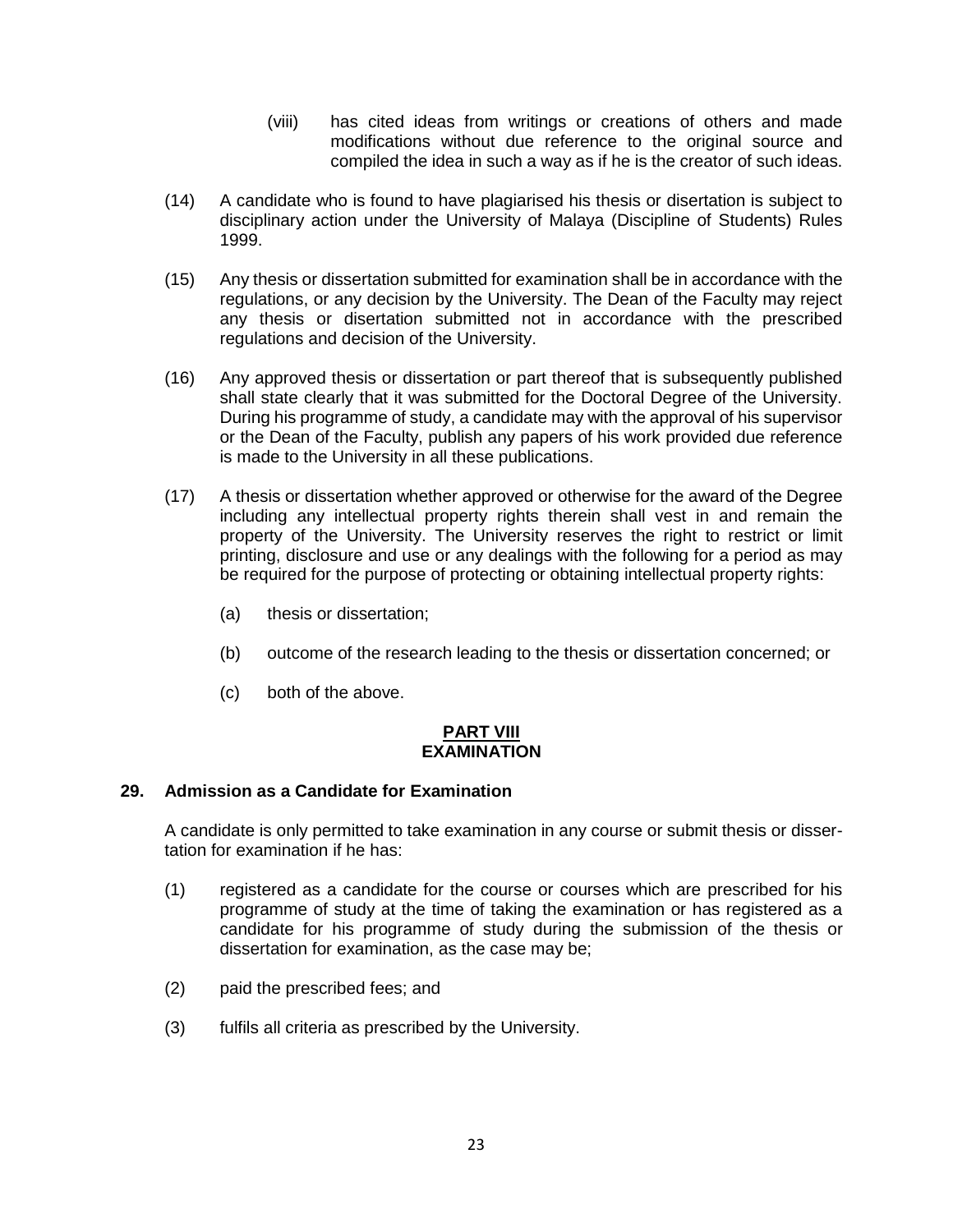(viii) has cited ideas from writings or creations of others and made modifications without due reference to the original source and compiled the idea in such a way as if he is the creator of such ideas.

(14) A candidate who is found to have plagiarised his thesis or disertation is subject to disciplinary action under the University of Malaya (Discipline of Students) Rules 1999.

(15) Any thesis or dissertation submitted for examination shall be in accordance with the regulations, or any decision by the University. The Dean of the Faculty may reject any thesis or disertation submitted not in accordance with the prescribed regulations and decision of the University.

(16) Any approved thesis or dissertation or part thereof that is subsequently published shall state clearly that it was submitted for the Doctoral Degree of the University. During his programme of study, a candidate may with the approval of his supervisor or the Dean of the Faculty, publish any papers of his work provided due reference is made to the University in all these publications.

(17) A thesis or dissertation whether approved or otherwise for the award of the Degree including any intellectual property rights therein shall vest in and remain the property of the University. The University reserves the right to restrict or limit printing, disclosure and use or any dealings with the following for a period as may be required for the purpose of protecting or obtaining intellectual property rights:

(a) thesis or dissertation;

(b) outcome of the research leading to the thesis or dissertation concerned; or

(c) both of the above.

## PART VIII
## EXAMINATION

### 29. Admission as a Candidate for Examination

A candidate is only permitted to take examination in any course or submit thesis or dissertation for examination if he has:

(1) registered as a candidate for the course or courses which are prescribed for his programme of study at the time of taking the examination or has registered as a candidate for his programme of study during the submission of the thesis or dissertation for examination, as the case may be;

(2) paid the prescribed fees; and

(3) fulfils all criteria as prescribed by the University.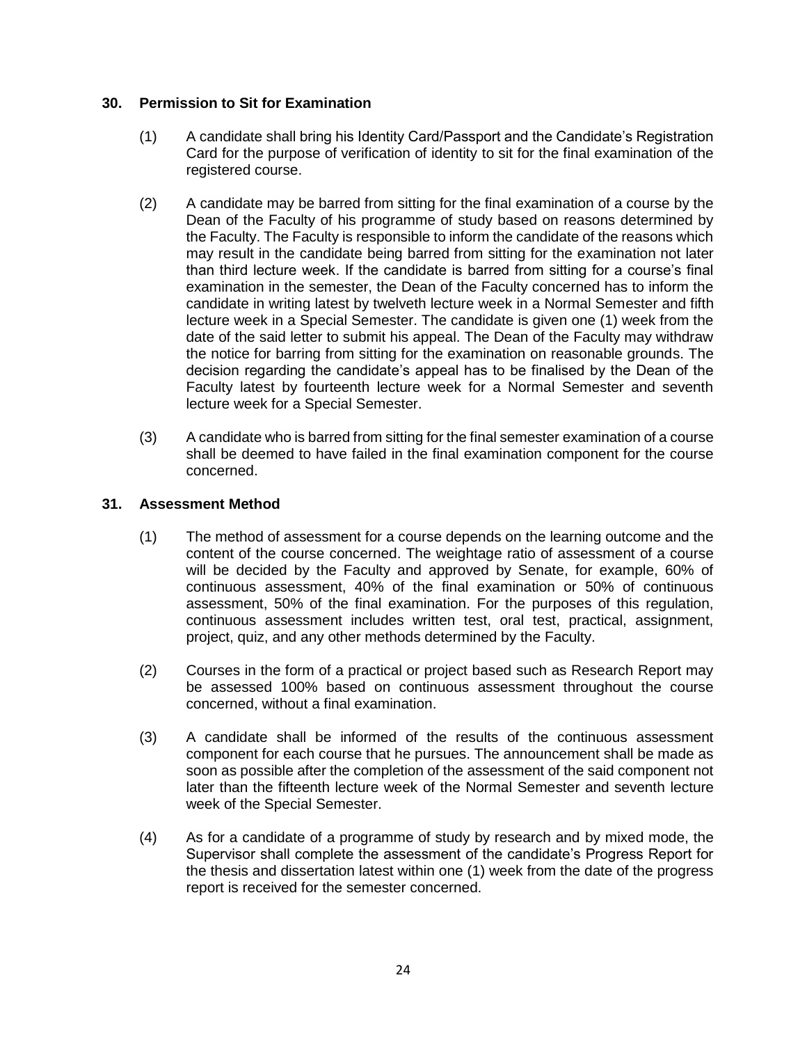### 30. Permission to Sit for Examination

(1) A candidate shall bring his Identity Card/Passport and the Candidate's Registration Card for the purpose of verification of identity to sit for the final examination of the registered course.

(2) A candidate may be barred from sitting for the final examination of a course by the Dean of the Faculty of his programme of study based on reasons determined by the Faculty. The Faculty is responsible to inform the candidate of the reasons which may result in the candidate being barred from sitting for the examination not later than third lecture week. If the candidate is barred from sitting for a course's final examination in the semester, the Dean of the Faculty concerned has to inform the candidate in writing latest by twelveth lecture week in a Normal Semester and fifth lecture week in a Special Semester. The candidate is given one (1) week from the date of the said letter to submit his appeal. The Dean of the Faculty may withdraw the notice for barring from sitting for the examination on reasonable grounds. The decision regarding the candidate's appeal has to be finalised by the Dean of the Faculty latest by fourteenth lecture week for a Normal Semester and seventh lecture week for a Special Semester.

(3) A candidate who is barred from sitting for the final semester examination of a course shall be deemed to have failed in the final examination component for the course concerned.

### 31. Assessment Method

(1) The method of assessment for a course depends on the learning outcome and the content of the course concerned. The weightage ratio of assessment of a course will be decided by the Faculty and approved by Senate, for example, 60% of continuous assessment, 40% of the final examination or 50% of continuous assessment, 50% of the final examination. For the purposes of this regulation, continuous assessment includes written test, oral test, practical, assignment, project, quiz, and any other methods determined by the Faculty.

(2) Courses in the form of a practical or project based such as Research Report may be assessed 100% based on continuous assessment throughout the course concerned, without a final examination.

(3) A candidate shall be informed of the results of the continuous assessment component for each course that he pursues. The announcement shall be made as soon as possible after the completion of the assessment of the said component not later than the fifteenth lecture week of the Normal Semester and seventh lecture week of the Special Semester.

(4) As for a candidate of a programme of study by research and by mixed mode, the Supervisor shall complete the assessment of the candidate's Progress Report for the thesis and dissertation latest within one (1) week from the date of the progress report is received for the semester concerned.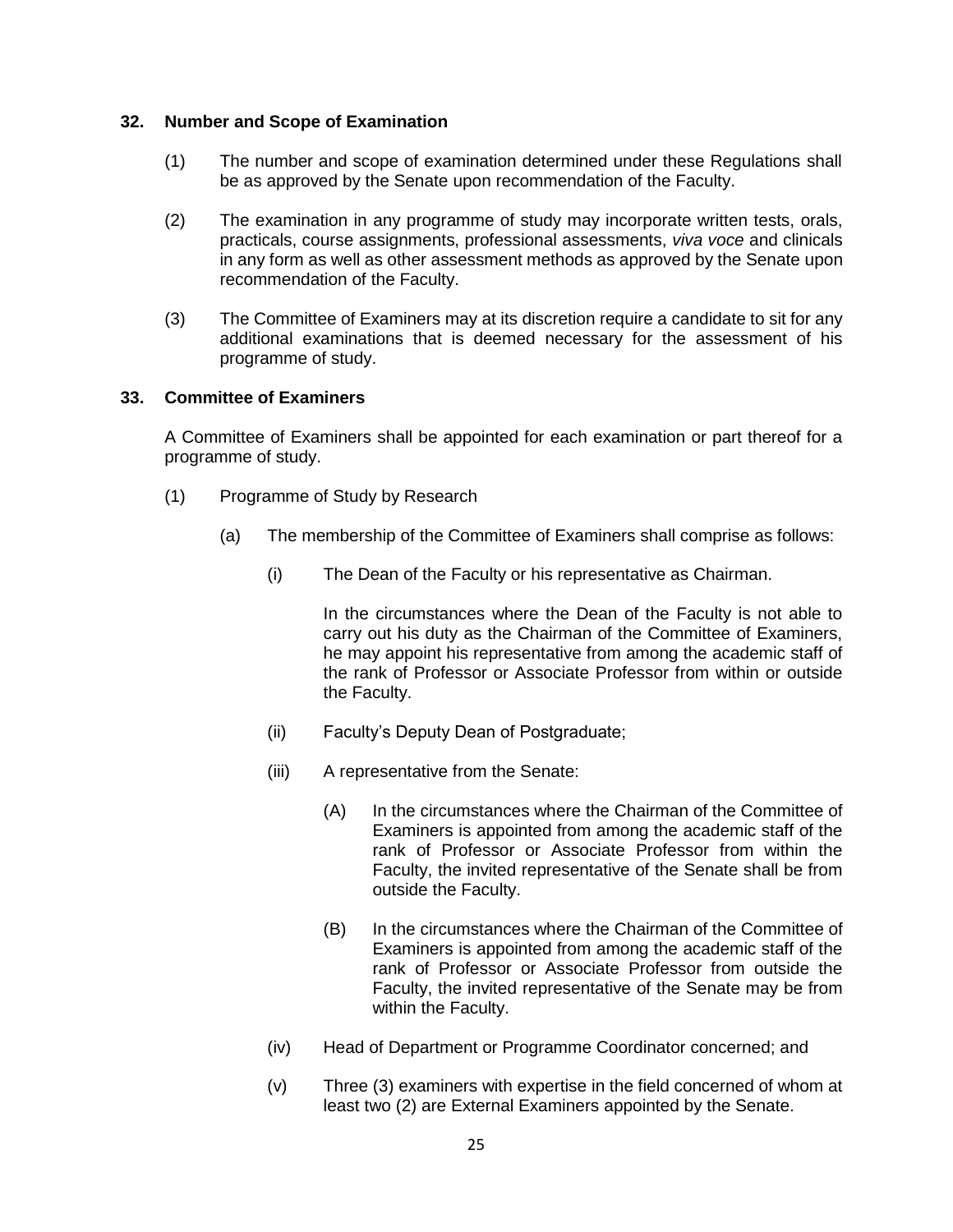## 32. Number and Scope of Examination

(1) The number and scope of examination determined under these Regulations shall be as approved by the Senate upon recommendation of the Faculty.

(2) The examination in any programme of study may incorporate written tests, orals, practicals, course assignments, professional assessments, *viva voce* and clinicals in any form as well as other assessment methods as approved by the Senate upon recommendation of the Faculty.

(3) The Committee of Examiners may at its discretion require a candidate to sit for any additional examinations that is deemed necessary for the assessment of his programme of study.

## 33. Committee of Examiners

A Committee of Examiners shall be appointed for each examination or part thereof for a programme of study.

(1) Programme of Study by Research

(a) The membership of the Committee of Examiners shall comprise as follows:

(i) The Dean of the Faculty or his representative as Chairman.

In the circumstances where the Dean of the Faculty is not able to carry out his duty as the Chairman of the Committee of Examiners, he may appoint his representative from among the academic staff of the rank of Professor or Associate Professor from within or outside the Faculty.

(ii) Faculty's Deputy Dean of Postgraduate;

(iii) A representative from the Senate:

(A) In the circumstances where the Chairman of the Committee of Examiners is appointed from among the academic staff of the rank of Professor or Associate Professor from within the Faculty, the invited representative of the Senate shall be from outside the Faculty.

(B) In the circumstances where the Chairman of the Committee of Examiners is appointed from among the academic staff of the rank of Professor or Associate Professor from outside the Faculty, the invited representative of the Senate may be from within the Faculty.

(iv) Head of Department or Programme Coordinator concerned; and

(v) Three (3) examiners with expertise in the field concerned of whom at least two (2) are External Examiners appointed by the Senate.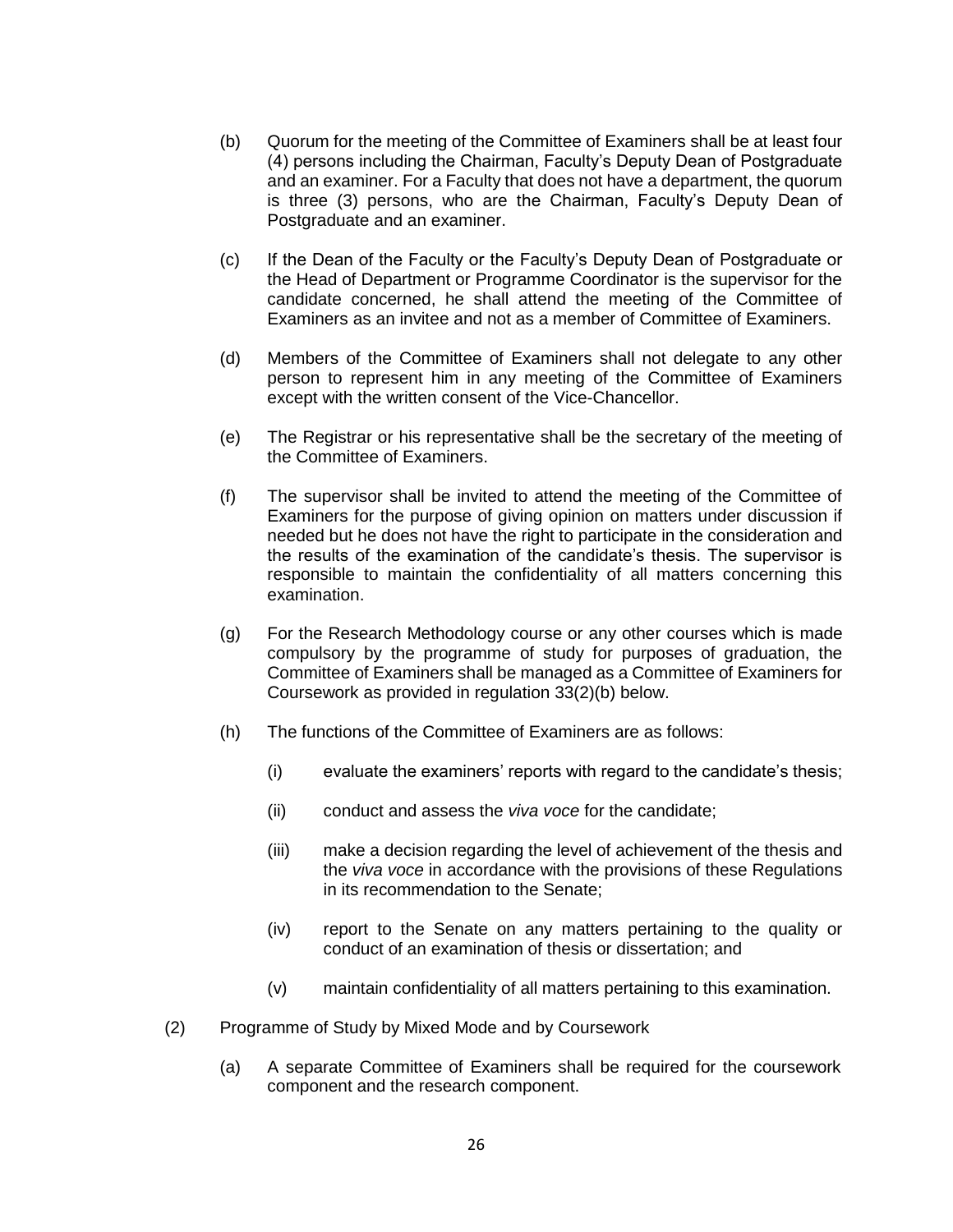(b) Quorum for the meeting of the Committee of Examiners shall be at least four (4) persons including the Chairman, Faculty's Deputy Dean of Postgraduate and an examiner. For a Faculty that does not have a department, the quorum is three (3) persons, who are the Chairman, Faculty's Deputy Dean of Postgraduate and an examiner.

(c) If the Dean of the Faculty or the Faculty's Deputy Dean of Postgraduate or the Head of Department or Programme Coordinator is the supervisor for the candidate concerned, he shall attend the meeting of the Committee of Examiners as an invitee and not as a member of Committee of Examiners.

(d) Members of the Committee of Examiners shall not delegate to any other person to represent him in any meeting of the Committee of Examiners except with the written consent of the Vice-Chancellor.

(e) The Registrar or his representative shall be the secretary of the meeting of the Committee of Examiners.

(f) The supervisor shall be invited to attend the meeting of the Committee of Examiners for the purpose of giving opinion on matters under discussion if needed but he does not have the right to participate in the consideration and the results of the examination of the candidate's thesis. The supervisor is responsible to maintain the confidentiality of all matters concerning this examination.

(g) For the Research Methodology course or any other courses which is made compulsory by the programme of study for purposes of graduation, the Committee of Examiners shall be managed as a Committee of Examiners for Coursework as provided in regulation 33(2)(b) below.

(h) The functions of the Committee of Examiners are as follows:

  (i) evaluate the examiners' reports with regard to the candidate's thesis;

  (ii) conduct and assess the *viva voce* for the candidate;

  (iii) make a decision regarding the level of achievement of the thesis and the *viva voce* in accordance with the provisions of these Regulations in its recommendation to the Senate;

  (iv) report to the Senate on any matters pertaining to the quality or conduct of an examination of thesis or dissertation; and

  (v) maintain confidentiality of all matters pertaining to this examination.

(2) Programme of Study by Mixed Mode and by Coursework

  (a) A separate Committee of Examiners shall be required for the coursework component and the research component.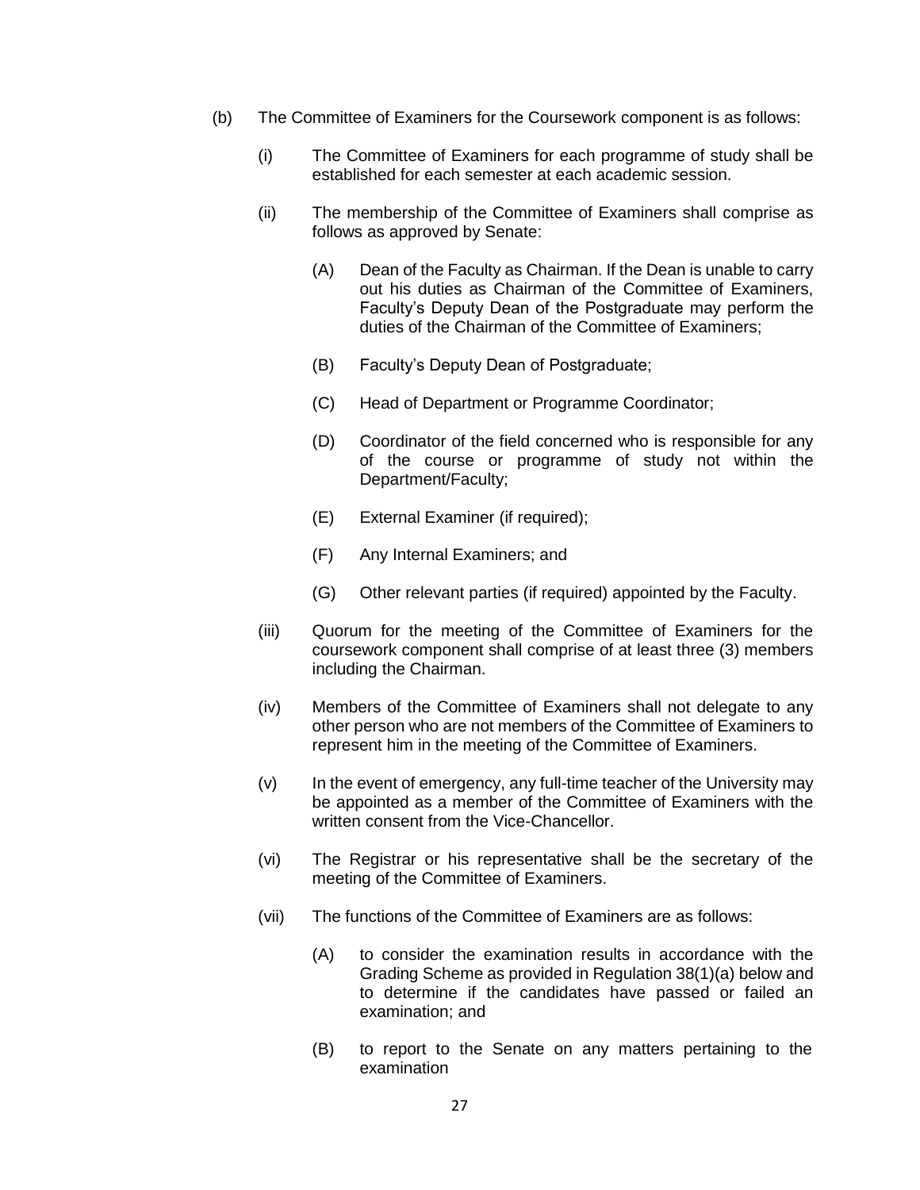(b) The Committee of Examiners for the Coursework component is as follows:

(i) The Committee of Examiners for each programme of study shall be established for each semester at each academic session.

(ii) The membership of the Committee of Examiners shall comprise as follows as approved by Senate:

(A) Dean of the Faculty as Chairman. If the Dean is unable to carry out his duties as Chairman of the Committee of Examiners, Faculty's Deputy Dean of the Postgraduate may perform the duties of the Chairman of the Committee of Examiners;

(B) Faculty's Deputy Dean of Postgraduate;

(C) Head of Department or Programme Coordinator;

(D) Coordinator of the field concerned who is responsible for any of the course or programme of study not within the Department/Faculty;

(E) External Examiner (if required);

(F) Any Internal Examiners; and

(G) Other relevant parties (if required) appointed by the Faculty.

(iii) Quorum for the meeting of the Committee of Examiners for the coursework component shall comprise of at least three (3) members including the Chairman.

(iv) Members of the Committee of Examiners shall not delegate to any other person who are not members of the Committee of Examiners to represent him in the meeting of the Committee of Examiners.

(v) In the event of emergency, any full-time teacher of the University may be appointed as a member of the Committee of Examiners with the written consent from the Vice-Chancellor.

(vi) The Registrar or his representative shall be the secretary of the meeting of the Committee of Examiners.

(vii) The functions of the Committee of Examiners are as follows:

(A) to consider the examination results in accordance with the Grading Scheme as provided in Regulation 38(1)(a) below and to determine if the candidates have passed or failed an examination; and

(B) to report to the Senate on any matters pertaining to the examination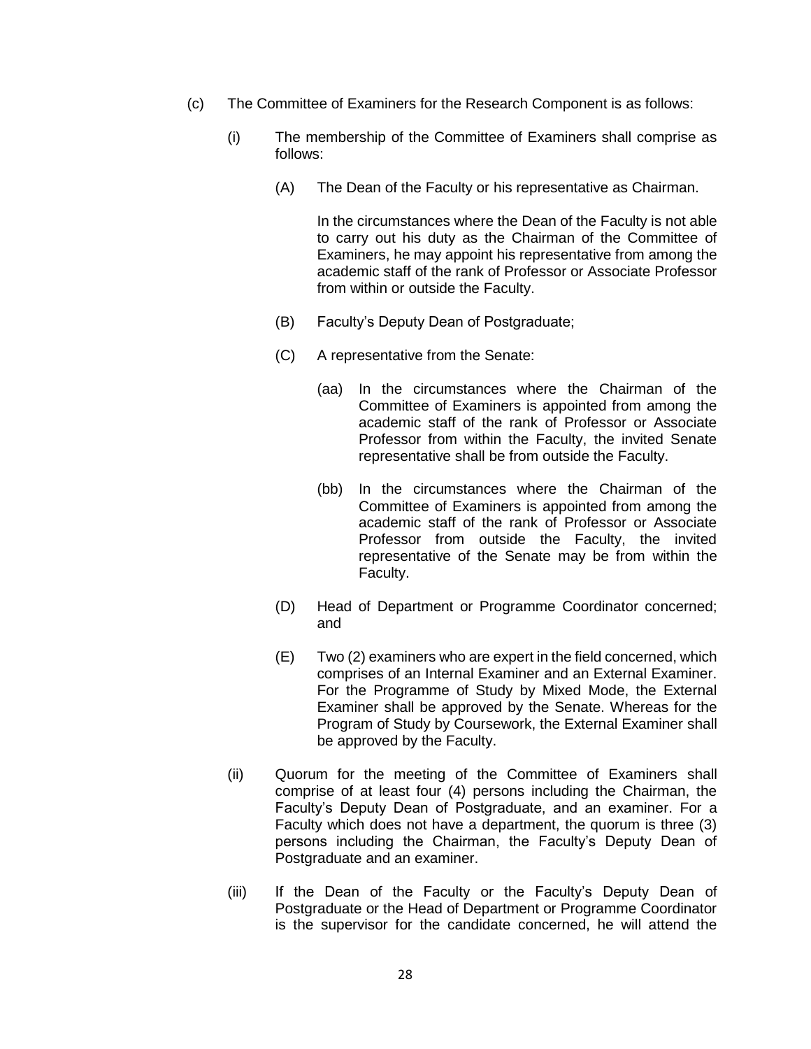(c) The Committee of Examiners for the Research Component is as follows:

(i) The membership of the Committee of Examiners shall comprise as follows:

(A) The Dean of the Faculty or his representative as Chairman.

In the circumstances where the Dean of the Faculty is not able to carry out his duty as the Chairman of the Committee of Examiners, he may appoint his representative from among the academic staff of the rank of Professor or Associate Professor from within or outside the Faculty.

(B) Faculty's Deputy Dean of Postgraduate;

(C) A representative from the Senate:

(aa) In the circumstances where the Chairman of the Committee of Examiners is appointed from among the academic staff of the rank of Professor or Associate Professor from within the Faculty, the invited Senate representative shall be from outside the Faculty.

(bb) In the circumstances where the Chairman of the Committee of Examiners is appointed from among the academic staff of the rank of Professor or Associate Professor from outside the Faculty, the invited representative of the Senate may be from within the Faculty.

(D) Head of Department or Programme Coordinator concerned; and

(E) Two (2) examiners who are expert in the field concerned, which comprises of an Internal Examiner and an External Examiner. For the Programme of Study by Mixed Mode, the External Examiner shall be approved by the Senate. Whereas for the Program of Study by Coursework, the External Examiner shall be approved by the Faculty.

(ii) Quorum for the meeting of the Committee of Examiners shall comprise of at least four (4) persons including the Chairman, the Faculty's Deputy Dean of Postgraduate, and an examiner. For a Faculty which does not have a department, the quorum is three (3) persons including the Chairman, the Faculty's Deputy Dean of Postgraduate and an examiner.

(iii) If the Dean of the Faculty or the Faculty's Deputy Dean of Postgraduate or the Head of Department or Programme Coordinator is the supervisor for the candidate concerned, he will attend the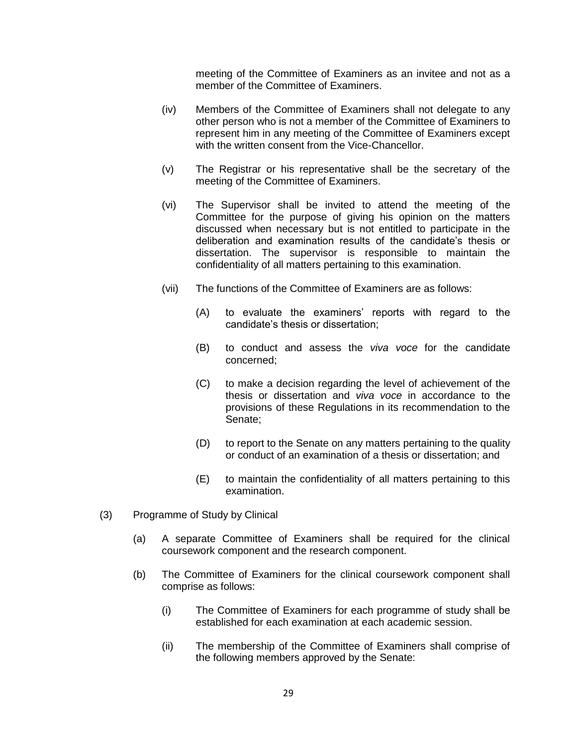meeting of the Committee of Examiners as an invitee and not as a member of the Committee of Examiners.

(iv) Members of the Committee of Examiners shall not delegate to any other person who is not a member of the Committee of Examiners to represent him in any meeting of the Committee of Examiners except with the written consent from the Vice-Chancellor.

(v) The Registrar or his representative shall be the secretary of the meeting of the Committee of Examiners.

(vi) The Supervisor shall be invited to attend the meeting of the Committee for the purpose of giving his opinion on the matters discussed when necessary but is not entitled to participate in the deliberation and examination results of the candidate's thesis or dissertation. The supervisor is responsible to maintain the confidentiality of all matters pertaining to this examination.

(vii) The functions of the Committee of Examiners are as follows:

(A) to evaluate the examiners' reports with regard to the candidate's thesis or dissertation;

(B) to conduct and assess the *viva voce* for the candidate concerned;

(C) to make a decision regarding the level of achievement of the thesis or dissertation and *viva voce* in accordance to the provisions of these Regulations in its recommendation to the Senate;

(D) to report to the Senate on any matters pertaining to the quality or conduct of an examination of a thesis or dissertation; and

(E) to maintain the confidentiality of all matters pertaining to this examination.

(3) Programme of Study by Clinical

(a) A separate Committee of Examiners shall be required for the clinical coursework component and the research component.

(b) The Committee of Examiners for the clinical coursework component shall comprise as follows:

(i) The Committee of Examiners for each programme of study shall be established for each examination at each academic session.

(ii) The membership of the Committee of Examiners shall comprise of the following members approved by the Senate: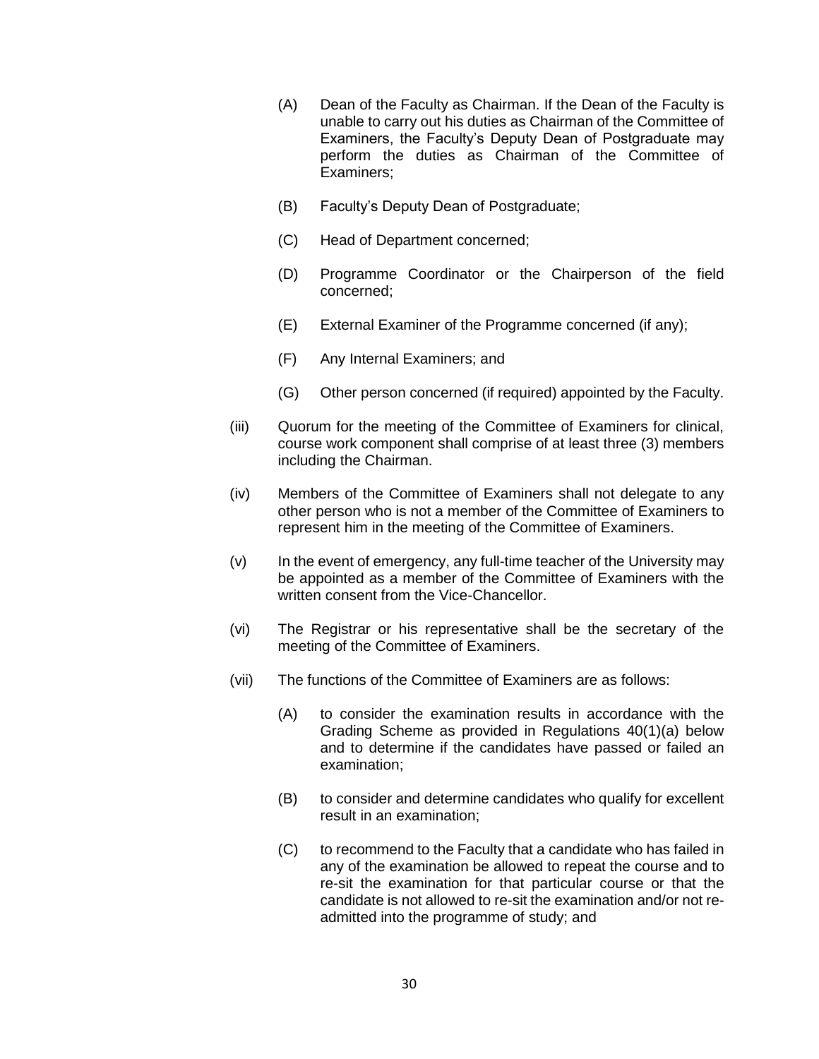(A) Dean of the Faculty as Chairman. If the Dean of the Faculty is unable to carry out his duties as Chairman of the Committee of Examiners, the Faculty's Deputy Dean of Postgraduate may perform the duties as Chairman of the Committee of Examiners;

(B) Faculty's Deputy Dean of Postgraduate;

(C) Head of Department concerned;

(D) Programme Coordinator or the Chairperson of the field concerned;

(E) External Examiner of the Programme concerned (if any);

(F) Any Internal Examiners; and

(G) Other person concerned (if required) appointed by the Faculty.

(iii) Quorum for the meeting of the Committee of Examiners for clinical, course work component shall comprise of at least three (3) members including the Chairman.

(iv) Members of the Committee of Examiners shall not delegate to any other person who is not a member of the Committee of Examiners to represent him in the meeting of the Committee of Examiners.

(v) In the event of emergency, any full-time teacher of the University may be appointed as a member of the Committee of Examiners with the written consent from the Vice-Chancellor.

(vi) The Registrar or his representative shall be the secretary of the meeting of the Committee of Examiners.

(vii) The functions of the Committee of Examiners are as follows:

(A) to consider the examination results in accordance with the Grading Scheme as provided in Regulations 40(1)(a) below and to determine if the candidates have passed or failed an examination;

(B) to consider and determine candidates who qualify for excellent result in an examination;

(C) to recommend to the Faculty that a candidate who has failed in any of the examination be allowed to repeat the course and to re-sit the examination for that particular course or that the candidate is not allowed to re-sit the examination and/or not re-admitted into the programme of study; and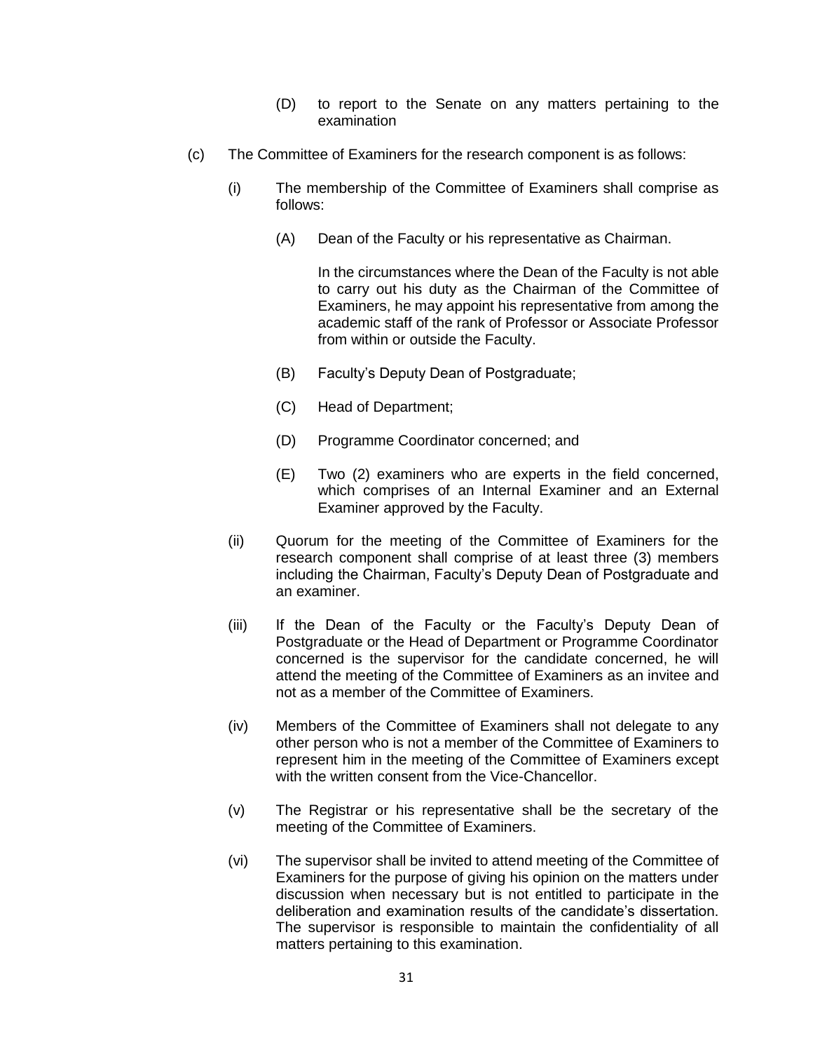(D) to report to the Senate on any matters pertaining to the examination

(c) The Committee of Examiners for the research component is as follows:

(i) The membership of the Committee of Examiners shall comprise as follows:

(A) Dean of the Faculty or his representative as Chairman.

In the circumstances where the Dean of the Faculty is not able to carry out his duty as the Chairman of the Committee of Examiners, he may appoint his representative from among the academic staff of the rank of Professor or Associate Professor from within or outside the Faculty.

(B) Faculty's Deputy Dean of Postgraduate;

(C) Head of Department;

(D) Programme Coordinator concerned; and

(E) Two (2) examiners who are experts in the field concerned, which comprises of an Internal Examiner and an External Examiner approved by the Faculty.

(ii) Quorum for the meeting of the Committee of Examiners for the research component shall comprise of at least three (3) members including the Chairman, Faculty's Deputy Dean of Postgraduate and an examiner.

(iii) If the Dean of the Faculty or the Faculty's Deputy Dean of Postgraduate or the Head of Department or Programme Coordinator concerned is the supervisor for the candidate concerned, he will attend the meeting of the Committee of Examiners as an invitee and not as a member of the Committee of Examiners.

(iv) Members of the Committee of Examiners shall not delegate to any other person who is not a member of the Committee of Examiners to represent him in the meeting of the Committee of Examiners except with the written consent from the Vice-Chancellor.

(v) The Registrar or his representative shall be the secretary of the meeting of the Committee of Examiners.

(vi) The supervisor shall be invited to attend meeting of the Committee of Examiners for the purpose of giving his opinion on the matters under discussion when necessary but is not entitled to participate in the deliberation and examination results of the candidate's dissertation. The supervisor is responsible to maintain the confidentiality of all matters pertaining to this examination.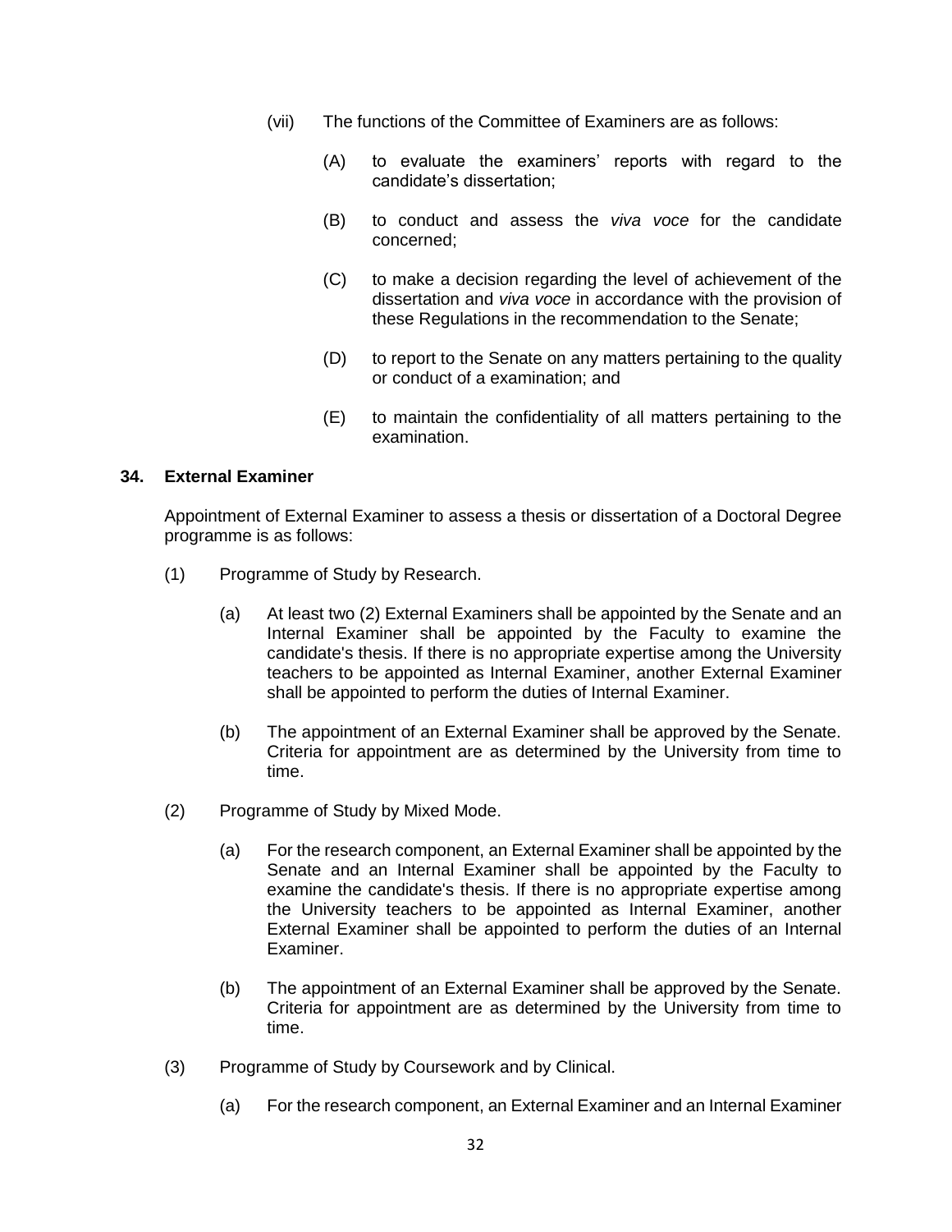(vii) The functions of the Committee of Examiners are as follows:

(A) to evaluate the examiners' reports with regard to the candidate's dissertation;

(B) to conduct and assess the *viva voce* for the candidate concerned;

(C) to make a decision regarding the level of achievement of the dissertation and *viva voce* in accordance with the provision of these Regulations in the recommendation to the Senate;

(D) to report to the Senate on any matters pertaining to the quality or conduct of a examination; and

(E) to maintain the confidentiality of all matters pertaining to the examination.

**34. External Examiner**

Appointment of External Examiner to assess a thesis or dissertation of a Doctoral Degree programme is as follows:

(1) Programme of Study by Research.

(a) At least two (2) External Examiners shall be appointed by the Senate and an Internal Examiner shall be appointed by the Faculty to examine the candidate's thesis. If there is no appropriate expertise among the University teachers to be appointed as Internal Examiner, another External Examiner shall be appointed to perform the duties of Internal Examiner.

(b) The appointment of an External Examiner shall be approved by the Senate. Criteria for appointment are as determined by the University from time to time.

(2) Programme of Study by Mixed Mode.

(a) For the research component, an External Examiner shall be appointed by the Senate and an Internal Examiner shall be appointed by the Faculty to examine the candidate's thesis. If there is no appropriate expertise among the University teachers to be appointed as Internal Examiner, another External Examiner shall be appointed to perform the duties of an Internal Examiner.

(b) The appointment of an External Examiner shall be approved by the Senate. Criteria for appointment are as determined by the University from time to time.

(3) Programme of Study by Coursework and by Clinical.

(a) For the research component, an External Examiner and an Internal Examiner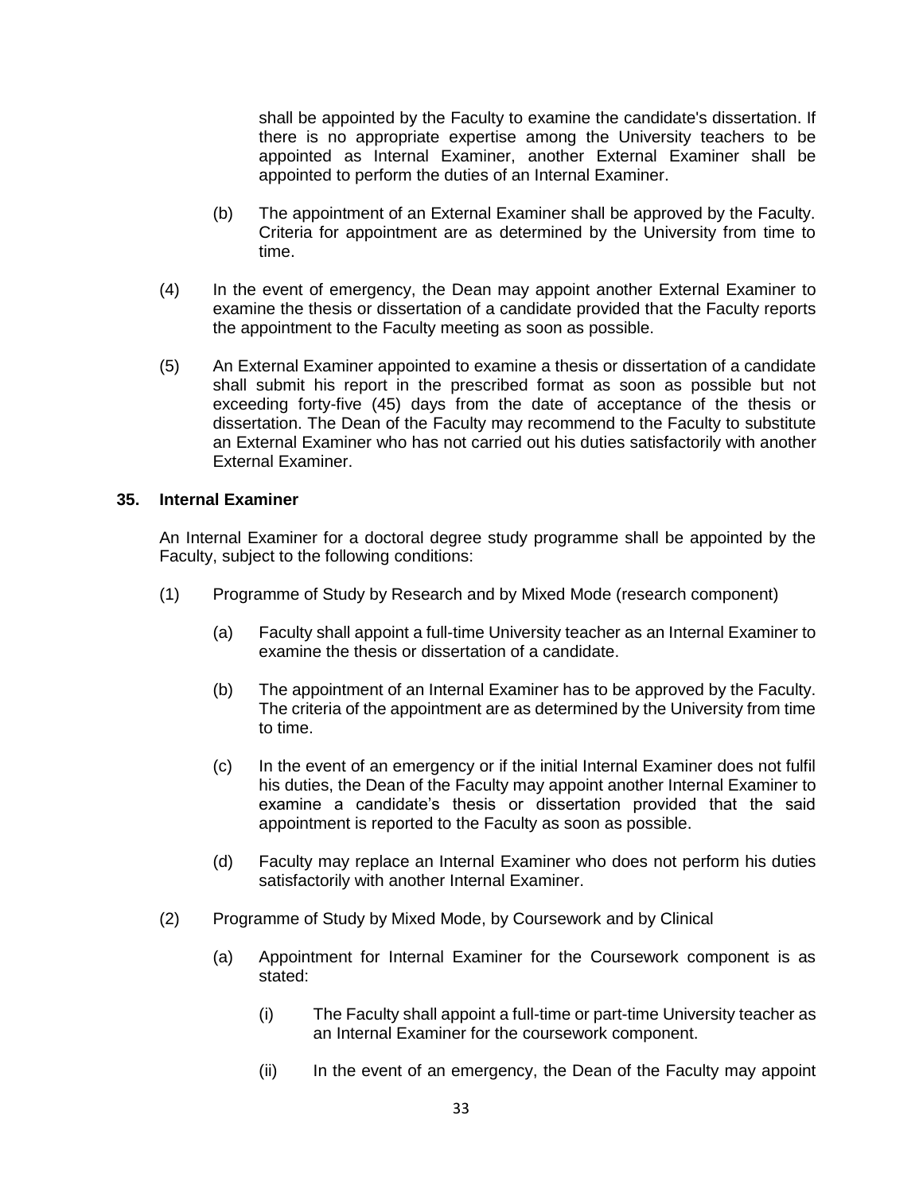shall be appointed by the Faculty to examine the candidate's dissertation. If there is no appropriate expertise among the University teachers to be appointed as Internal Examiner, another External Examiner shall be appointed to perform the duties of an Internal Examiner.

(b) The appointment of an External Examiner shall be approved by the Faculty. Criteria for appointment are as determined by the University from time to time.

(4) In the event of emergency, the Dean may appoint another External Examiner to examine the thesis or dissertation of a candidate provided that the Faculty reports the appointment to the Faculty meeting as soon as possible.

(5) An External Examiner appointed to examine a thesis or dissertation of a candidate shall submit his report in the prescribed format as soon as possible but not exceeding forty-five (45) days from the date of acceptance of the thesis or dissertation. The Dean of the Faculty may recommend to the Faculty to substitute an External Examiner who has not carried out his duties satisfactorily with another External Examiner.

**35. Internal Examiner**

An Internal Examiner for a doctoral degree study programme shall be appointed by the Faculty, subject to the following conditions:

(1) Programme of Study by Research and by Mixed Mode (research component)

(a) Faculty shall appoint a full-time University teacher as an Internal Examiner to examine the thesis or dissertation of a candidate.

(b) The appointment of an Internal Examiner has to be approved by the Faculty. The criteria of the appointment are as determined by the University from time to time.

(c) In the event of an emergency or if the initial Internal Examiner does not fulfil his duties, the Dean of the Faculty may appoint another Internal Examiner to examine a candidate's thesis or dissertation provided that the said appointment is reported to the Faculty as soon as possible.

(d) Faculty may replace an Internal Examiner who does not perform his duties satisfactorily with another Internal Examiner.

(2) Programme of Study by Mixed Mode, by Coursework and by Clinical

(a) Appointment for Internal Examiner for the Coursework component is as stated:

(i) The Faculty shall appoint a full-time or part-time University teacher as an Internal Examiner for the coursework component.

(ii) In the event of an emergency, the Dean of the Faculty may appoint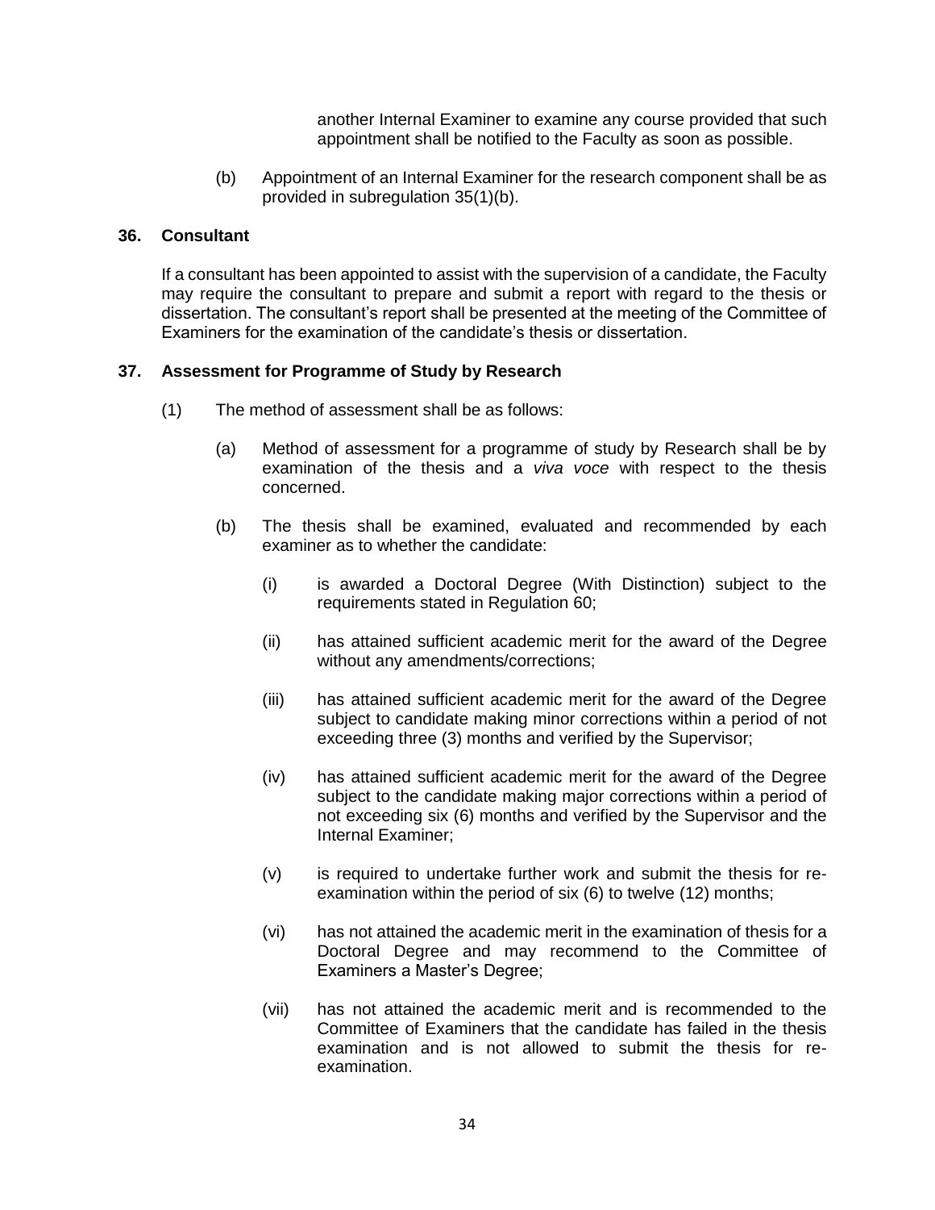another Internal Examiner to examine any course provided that such appointment shall be notified to the Faculty as soon as possible.

(b) Appointment of an Internal Examiner for the research component shall be as provided in subregulation 35(1)(b).

**36. Consultant**

If a consultant has been appointed to assist with the supervision of a candidate, the Faculty may require the consultant to prepare and submit a report with regard to the thesis or dissertation. The consultant's report shall be presented at the meeting of the Committee of Examiners for the examination of the candidate's thesis or dissertation.

**37. Assessment for Programme of Study by Research**

(1) The method of assessment shall be as follows:

(a) Method of assessment for a programme of study by Research shall be by examination of the thesis and a *viva voce* with respect to the thesis concerned.

(b) The thesis shall be examined, evaluated and recommended by each examiner as to whether the candidate:

(i) is awarded a Doctoral Degree (With Distinction) subject to the requirements stated in Regulation 60;

(ii) has attained sufficient academic merit for the award of the Degree without any amendments/corrections;

(iii) has attained sufficient academic merit for the award of the Degree subject to candidate making minor corrections within a period of not exceeding three (3) months and verified by the Supervisor;

(iv) has attained sufficient academic merit for the award of the Degree subject to the candidate making major corrections within a period of not exceeding six (6) months and verified by the Supervisor and the Internal Examiner;

(v) is required to undertake further work and submit the thesis for re-examination within the period of six (6) to twelve (12) months;

(vi) has not attained the academic merit in the examination of thesis for a Doctoral Degree and may recommend to the Committee of Examiners a Master's Degree;

(vii) has not attained the academic merit and is recommended to the Committee of Examiners that the candidate has failed in the thesis examination and is not allowed to submit the thesis for re-examination.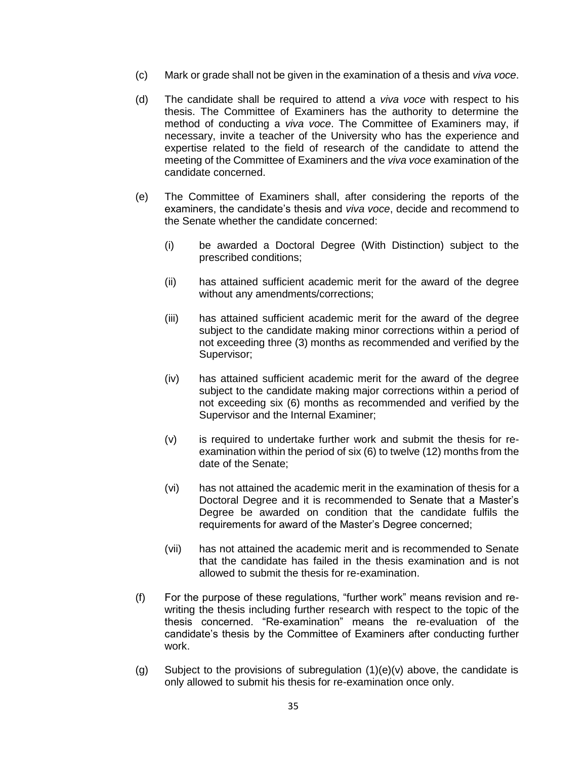(c) Mark or grade shall not be given in the examination of a thesis and *viva voce*.

(d) The candidate shall be required to attend a *viva voce* with respect to his thesis. The Committee of Examiners has the authority to determine the method of conducting a *viva voce*. The Committee of Examiners may, if necessary, invite a teacher of the University who has the experience and expertise related to the field of research of the candidate to attend the meeting of the Committee of Examiners and the *viva voce* examination of the candidate concerned.

(e) The Committee of Examiners shall, after considering the reports of the examiners, the candidate's thesis and *viva voce*, decide and recommend to the Senate whether the candidate concerned:

   (i) be awarded a Doctoral Degree (With Distinction) subject to the prescribed conditions;

   (ii) has attained sufficient academic merit for the award of the degree without any amendments/corrections;

   (iii) has attained sufficient academic merit for the award of the degree subject to the candidate making minor corrections within a period of not exceeding three (3) months as recommended and verified by the Supervisor;

   (iv) has attained sufficient academic merit for the award of the degree subject to the candidate making major corrections within a period of not exceeding six (6) months as recommended and verified by the Supervisor and the Internal Examiner;

   (v) is required to undertake further work and submit the thesis for re-examination within the period of six (6) to twelve (12) months from the date of the Senate;

   (vi) has not attained the academic merit in the examination of thesis for a Doctoral Degree and it is recommended to Senate that a Master's Degree be awarded on condition that the candidate fulfils the requirements for award of the Master's Degree concerned;

   (vii) has not attained the academic merit and is recommended to Senate that the candidate has failed in the thesis examination and is not allowed to submit the thesis for re-examination.

(f) For the purpose of these regulations, "further work" means revision and re-writing the thesis including further research with respect to the topic of the thesis concerned. "Re-examination" means the re-evaluation of the candidate's thesis by the Committee of Examiners after conducting further work.

(g) Subject to the provisions of subregulation (1)(e)(v) above, the candidate is only allowed to submit his thesis for re-examination once only.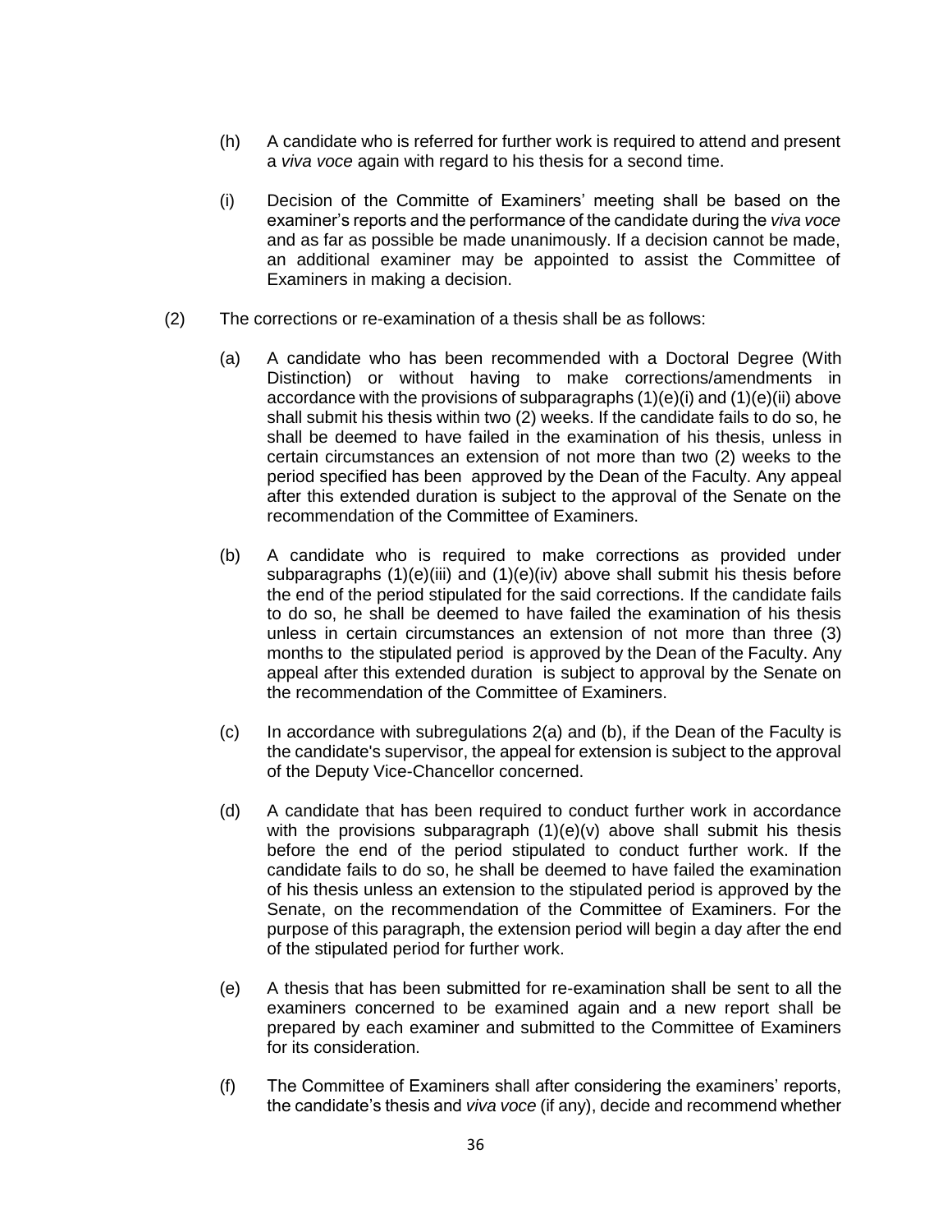(h) A candidate who is referred for further work is required to attend and present a *viva voce* again with regard to his thesis for a second time.

(i) Decision of the Committe of Examiners' meeting shall be based on the examiner's reports and the performance of the candidate during the *viva voce* and as far as possible be made unanimously. If a decision cannot be made, an additional examiner may be appointed to assist the Committee of Examiners in making a decision.

(2) The corrections or re-examination of a thesis shall be as follows:

(a) A candidate who has been recommended with a Doctoral Degree (With Distinction) or without having to make corrections/amendments in accordance with the provisions of subparagraphs (1)(e)(i) and (1)(e)(ii) above shall submit his thesis within two (2) weeks. If the candidate fails to do so, he shall be deemed to have failed in the examination of his thesis, unless in certain circumstances an extension of not more than two (2) weeks to the period specified has been approved by the Dean of the Faculty. Any appeal after this extended duration is subject to the approval of the Senate on the recommendation of the Committee of Examiners.

(b) A candidate who is required to make corrections as provided under subparagraphs (1)(e)(iii) and (1)(e)(iv) above shall submit his thesis before the end of the period stipulated for the said corrections. If the candidate fails to do so, he shall be deemed to have failed the examination of his thesis unless in certain circumstances an extension of not more than three (3) months to the stipulated period is approved by the Dean of the Faculty. Any appeal after this extended duration is subject to approval by the Senate on the recommendation of the Committee of Examiners.

(c) In accordance with subregulations 2(a) and (b), if the Dean of the Faculty is the candidate's supervisor, the appeal for extension is subject to the approval of the Deputy Vice-Chancellor concerned.

(d) A candidate that has been required to conduct further work in accordance with the provisions subparagraph (1)(e)(v) above shall submit his thesis before the end of the period stipulated to conduct further work. If the candidate fails to do so, he shall be deemed to have failed the examination of his thesis unless an extension to the stipulated period is approved by the Senate, on the recommendation of the Committee of Examiners. For the purpose of this paragraph, the extension period will begin a day after the end of the stipulated period for further work.

(e) A thesis that has been submitted for re-examination shall be sent to all the examiners concerned to be examined again and a new report shall be prepared by each examiner and submitted to the Committee of Examiners for its consideration.

(f) The Committee of Examiners shall after considering the examiners' reports, the candidate's thesis and *viva voce* (if any), decide and recommend whether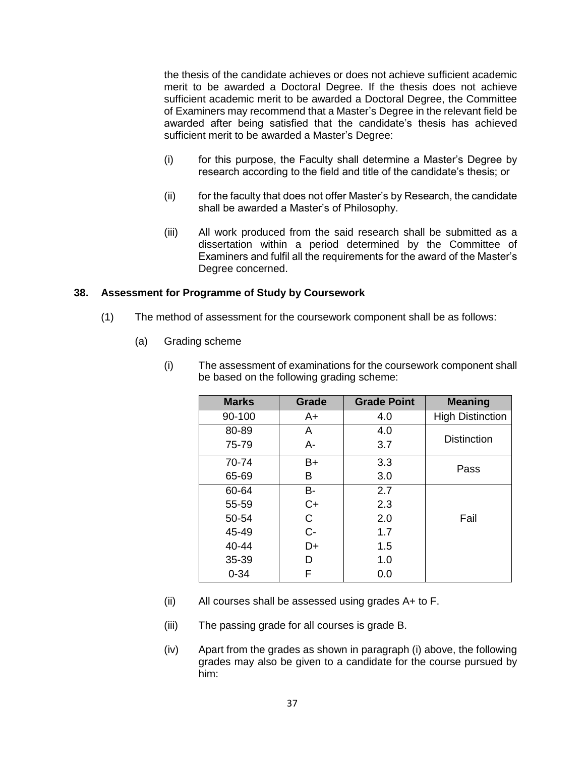the thesis of the candidate achieves or does not achieve sufficient academic merit to be awarded a Doctoral Degree. If the thesis does not achieve sufficient academic merit to be awarded a Doctoral Degree, the Committee of Examiners may recommend that a Master's Degree in the relevant field be awarded after being satisfied that the candidate's thesis has achieved sufficient merit to be awarded a Master's Degree:

(i) for this purpose, the Faculty shall determine a Master's Degree by research according to the field and title of the candidate's thesis; or

(ii) for the faculty that does not offer Master's by Research, the candidate shall be awarded a Master's of Philosophy.

(iii) All work produced from the said research shall be submitted as a dissertation within a period determined by the Committee of Examiners and fulfil all the requirements for the award of the Master's Degree concerned.

**38. Assessment for Programme of Study by Coursework**

(1) The method of assessment for the coursework component shall be as follows:

(a) Grading scheme

(i) The assessment of examinations for the coursework component shall be based on the following grading scheme:

| Marks | Grade | Grade Point | Meaning |
|---|---|---|---|
| 90-100 | A+ | 4.0 | High Distinction |
| 80-89 | A | 4.0 | Distinction |
| 75-79 | A- | 3.7 | |
| 70-74 | B+ | 3.3 | Pass |
| 65-69 | B | 3.0 | |
| 60-64 | B- | 2.7 | Fail |
| 55-59 | C+ | 2.3 | |
| 50-54 | C | 2.0 | |
| 45-49 | C- | 1.7 | |
| 40-44 | D+ | 1.5 | |
| 35-39 | D | 1.0 | |
| 0-34 | F | 0.0 | |

(ii) All courses shall be assessed using grades A+ to F.

(iii) The passing grade for all courses is grade B.

(iv) Apart from the grades as shown in paragraph (i) above, the following grades may also be given to a candidate for the course pursued by him: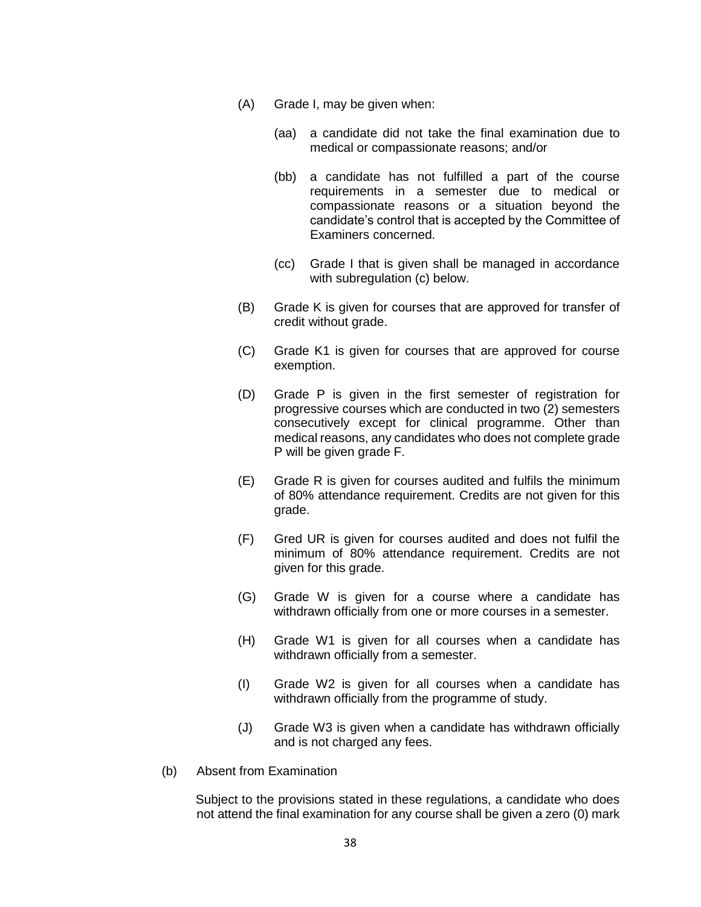(A) Grade I, may be given when:

   (aa) a candidate did not take the final examination due to medical or compassionate reasons; and/or

   (bb) a candidate has not fulfilled a part of the course requirements in a semester due to medical or compassionate reasons or a situation beyond the candidate's control that is accepted by the Committee of Examiners concerned.

   (cc) Grade I that is given shall be managed in accordance with subregulation (c) below.

(B) Grade K is given for courses that are approved for transfer of credit without grade.

(C) Grade K1 is given for courses that are approved for course exemption.

(D) Grade P is given in the first semester of registration for progressive courses which are conducted in two (2) semesters consecutively except for clinical programme. Other than medical reasons, any candidates who does not complete grade P will be given grade F.

(E) Grade R is given for courses audited and fulfils the minimum of 80% attendance requirement. Credits are not given for this grade.

(F) Gred UR is given for courses audited and does not fulfil the minimum of 80% attendance requirement. Credits are not given for this grade.

(G) Grade W is given for a course where a candidate has withdrawn officially from one or more courses in a semester.

(H) Grade W1 is given for all courses when a candidate has withdrawn officially from a semester.

(I) Grade W2 is given for all courses when a candidate has withdrawn officially from the programme of study.

(J) Grade W3 is given when a candidate has withdrawn officially and is not charged any fees.

(b) Absent from Examination

Subject to the provisions stated in these regulations, a candidate who does not attend the final examination for any course shall be given a zero (0) mark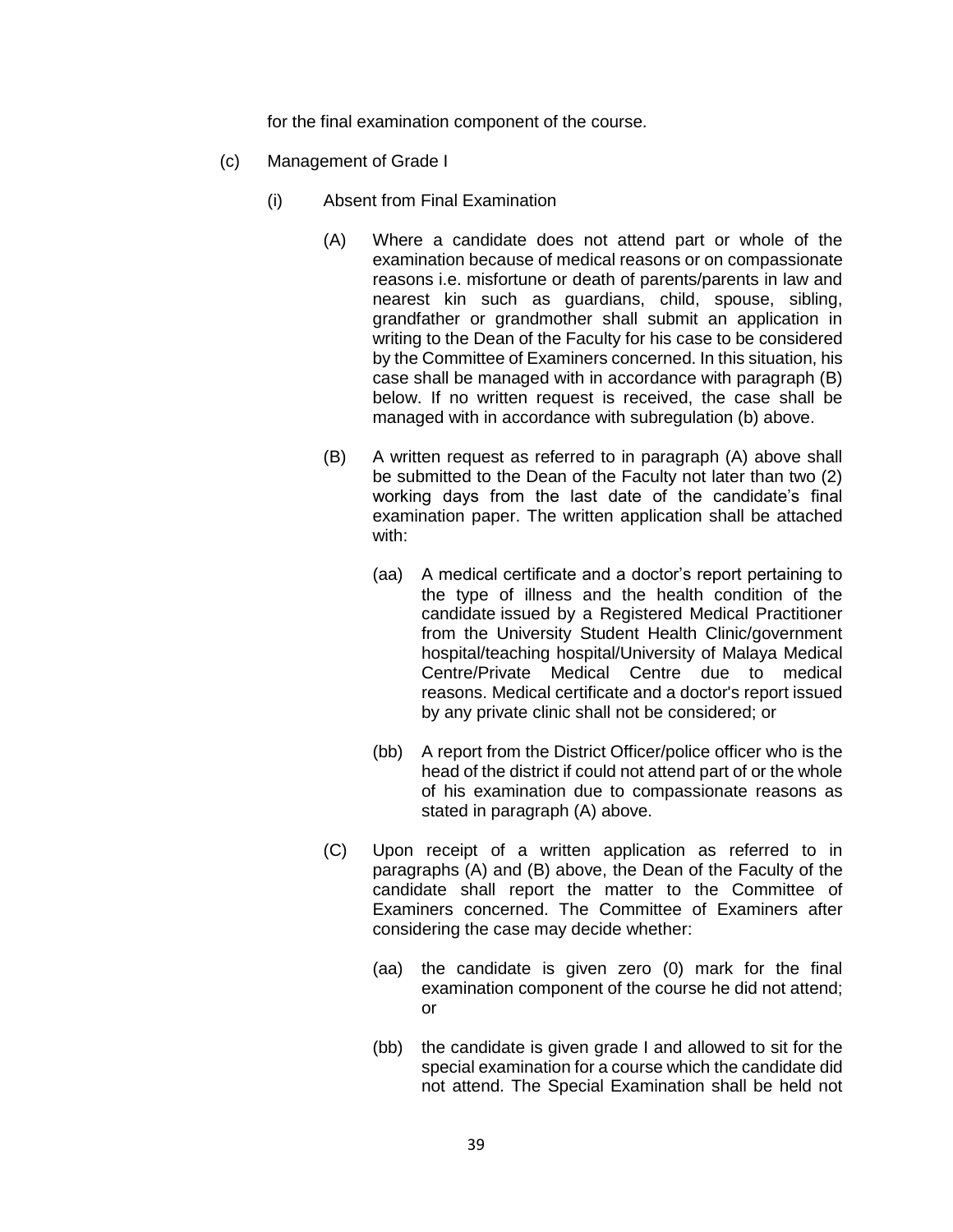for the final examination component of the course.

(c) Management of Grade I

(i) Absent from Final Examination

(A) Where a candidate does not attend part or whole of the examination because of medical reasons or on compassionate reasons i.e. misfortune or death of parents/parents in law and nearest kin such as guardians, child, spouse, sibling, grandfather or grandmother shall submit an application in writing to the Dean of the Faculty for his case to be considered by the Committee of Examiners concerned. In this situation, his case shall be managed with in accordance with paragraph (B) below. If no written request is received, the case shall be managed with in accordance with subregulation (b) above.

(B) A written request as referred to in paragraph (A) above shall be submitted to the Dean of the Faculty not later than two (2) working days from the last date of the candidate's final examination paper. The written application shall be attached with:

(aa) A medical certificate and a doctor's report pertaining to the type of illness and the health condition of the candidate issued by a Registered Medical Practitioner from the University Student Health Clinic/government hospital/teaching hospital/University of Malaya Medical Centre/Private Medical Centre due to medical reasons. Medical certificate and a doctor's report issued by any private clinic shall not be considered; or

(bb) A report from the District Officer/police officer who is the head of the district if could not attend part of or the whole of his examination due to compassionate reasons as stated in paragraph (A) above.

(C) Upon receipt of a written application as referred to in paragraphs (A) and (B) above, the Dean of the Faculty of the candidate shall report the matter to the Committee of Examiners concerned. The Committee of Examiners after considering the case may decide whether:

(aa) the candidate is given zero (0) mark for the final examination component of the course he did not attend; or

(bb) the candidate is given grade I and allowed to sit for the special examination for a course which the candidate did not attend. The Special Examination shall be held not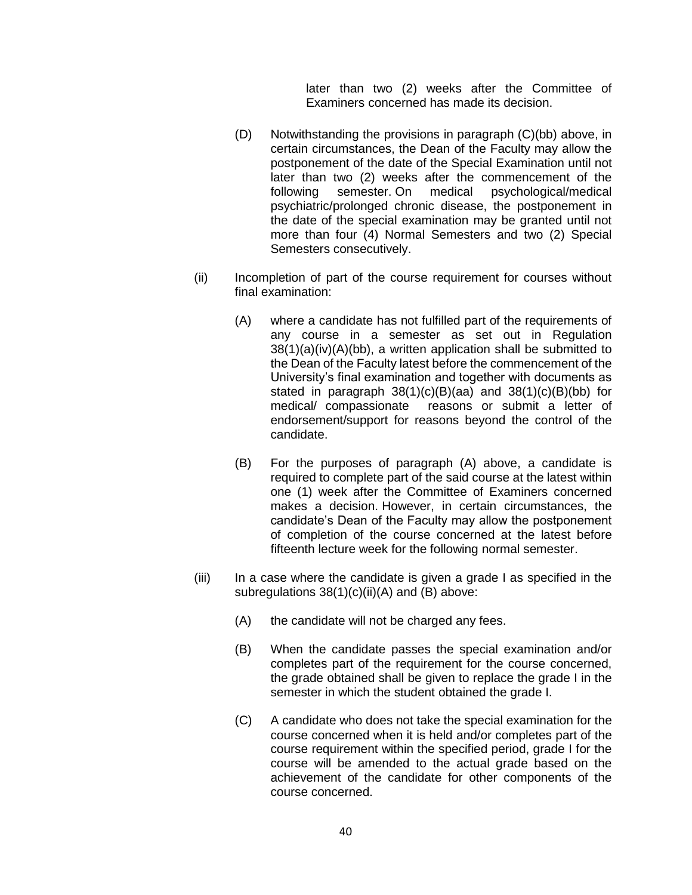later than two (2) weeks after the Committee of Examiners concerned has made its decision.

(D) Notwithstanding the provisions in paragraph (C)(bb) above, in certain circumstances, the Dean of the Faculty may allow the postponement of the date of the Special Examination until not later than two (2) weeks after the commencement of the following semester. On medical psychological/medical psychiatric/prolonged chronic disease, the postponement in the date of the special examination may be granted until not more than four (4) Normal Semesters and two (2) Special Semesters consecutively.

(ii) Incompletion of part of the course requirement for courses without final examination:

(A) where a candidate has not fulfilled part of the requirements of any course in a semester as set out in Regulation 38(1)(a)(iv)(A)(bb), a written application shall be submitted to the Dean of the Faculty latest before the commencement of the University's final examination and together with documents as stated in paragraph 38(1)(c)(B)(aa) and 38(1)(c)(B)(bb) for medical/ compassionate reasons or submit a letter of endorsement/support for reasons beyond the control of the candidate.

(B) For the purposes of paragraph (A) above, a candidate is required to complete part of the said course at the latest within one (1) week after the Committee of Examiners concerned makes a decision. However, in certain circumstances, the candidate's Dean of the Faculty may allow the postponement of completion of the course concerned at the latest before fifteenth lecture week for the following normal semester.

(iii) In a case where the candidate is given a grade I as specified in the subregulations 38(1)(c)(ii)(A) and (B) above:

(A) the candidate will not be charged any fees.

(B) When the candidate passes the special examination and/or completes part of the requirement for the course concerned, the grade obtained shall be given to replace the grade I in the semester in which the student obtained the grade I.

(C) A candidate who does not take the special examination for the course concerned when it is held and/or completes part of the course requirement within the specified period, grade I for the course will be amended to the actual grade based on the achievement of the candidate for other components of the course concerned.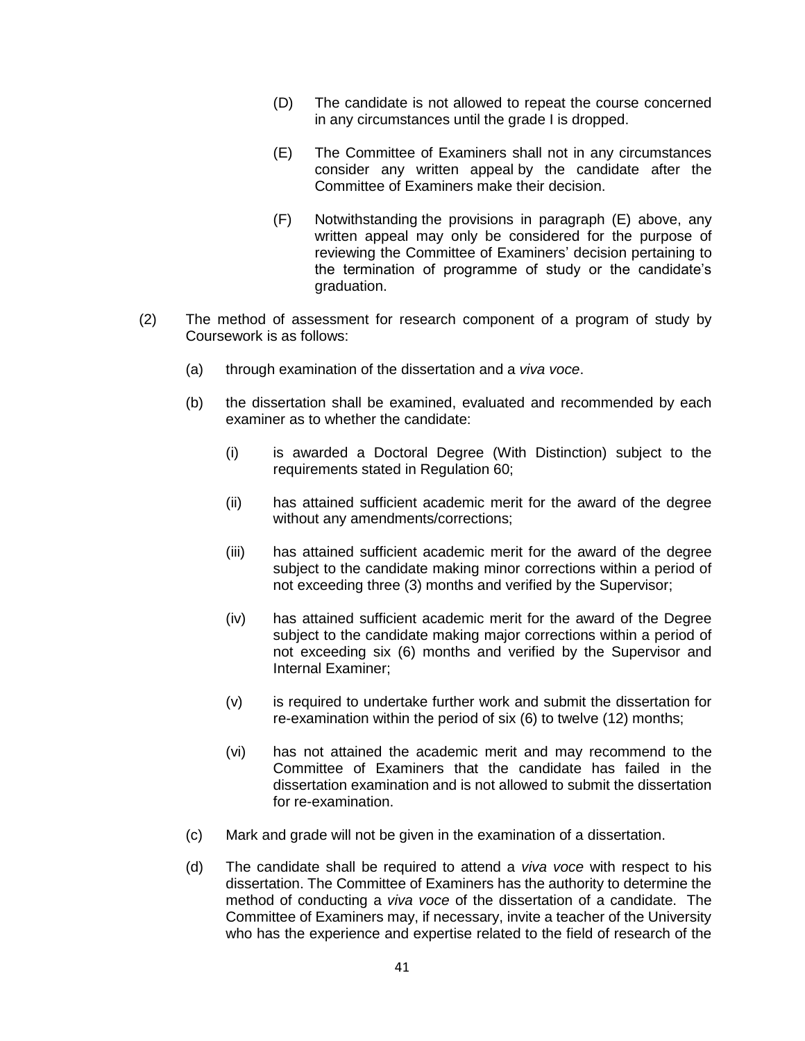(D) The candidate is not allowed to repeat the course concerned in any circumstances until the grade I is dropped.

(E) The Committee of Examiners shall not in any circumstances consider any written appeal by the candidate after the Committee of Examiners make their decision.

(F) Notwithstanding the provisions in paragraph (E) above, any written appeal may only be considered for the purpose of reviewing the Committee of Examiners' decision pertaining to the termination of programme of study or the candidate's graduation.

(2) The method of assessment for research component of a program of study by Coursework is as follows:

(a) through examination of the dissertation and a *viva voce*.

(b) the dissertation shall be examined, evaluated and recommended by each examiner as to whether the candidate:

(i) is awarded a Doctoral Degree (With Distinction) subject to the requirements stated in Regulation 60;

(ii) has attained sufficient academic merit for the award of the degree without any amendments/corrections;

(iii) has attained sufficient academic merit for the award of the degree subject to the candidate making minor corrections within a period of not exceeding three (3) months and verified by the Supervisor;

(iv) has attained sufficient academic merit for the award of the Degree subject to the candidate making major corrections within a period of not exceeding six (6) months and verified by the Supervisor and Internal Examiner;

(v) is required to undertake further work and submit the dissertation for re-examination within the period of six (6) to twelve (12) months;

(vi) has not attained the academic merit and may recommend to the Committee of Examiners that the candidate has failed in the dissertation examination and is not allowed to submit the dissertation for re-examination.

(c) Mark and grade will not be given in the examination of a dissertation.

(d) The candidate shall be required to attend a *viva voce* with respect to his dissertation. The Committee of Examiners has the authority to determine the method of conducting a *viva voce* of the dissertation of a candidate. The Committee of Examiners may, if necessary, invite a teacher of the University who has the experience and expertise related to the field of research of the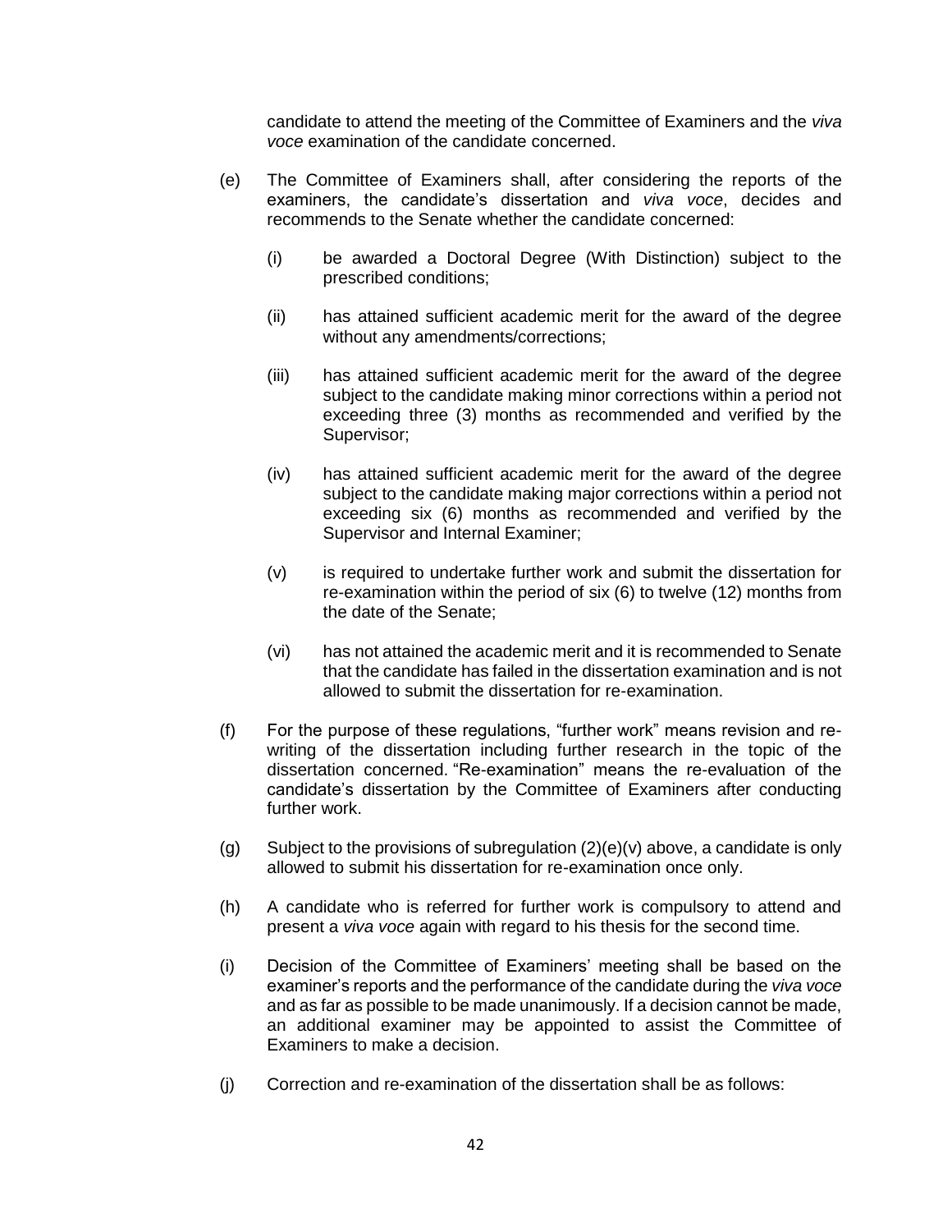candidate to attend the meeting of the Committee of Examiners and the *viva voce* examination of the candidate concerned.

(e) The Committee of Examiners shall, after considering the reports of the examiners, the candidate's dissertation and *viva voce*, decides and recommends to the Senate whether the candidate concerned:

(i) be awarded a Doctoral Degree (With Distinction) subject to the prescribed conditions;

(ii) has attained sufficient academic merit for the award of the degree without any amendments/corrections;

(iii) has attained sufficient academic merit for the award of the degree subject to the candidate making minor corrections within a period not exceeding three (3) months as recommended and verified by the Supervisor;

(iv) has attained sufficient academic merit for the award of the degree subject to the candidate making major corrections within a period not exceeding six (6) months as recommended and verified by the Supervisor and Internal Examiner;

(v) is required to undertake further work and submit the dissertation for re-examination within the period of six (6) to twelve (12) months from the date of the Senate;

(vi) has not attained the academic merit and it is recommended to Senate that the candidate has failed in the dissertation examination and is not allowed to submit the dissertation for re-examination.

(f) For the purpose of these regulations, "further work" means revision and re-writing of the dissertation including further research in the topic of the dissertation concerned. "Re-examination" means the re-evaluation of the candidate's dissertation by the Committee of Examiners after conducting further work.

(g) Subject to the provisions of subregulation (2)(e)(v) above, a candidate is only allowed to submit his dissertation for re-examination once only.

(h) A candidate who is referred for further work is compulsory to attend and present a *viva voce* again with regard to his thesis for the second time.

(i) Decision of the Committee of Examiners' meeting shall be based on the examiner's reports and the performance of the candidate during the *viva voce* and as far as possible to be made unanimously. If a decision cannot be made, an additional examiner may be appointed to assist the Committee of Examiners to make a decision.

(j) Correction and re-examination of the dissertation shall be as follows: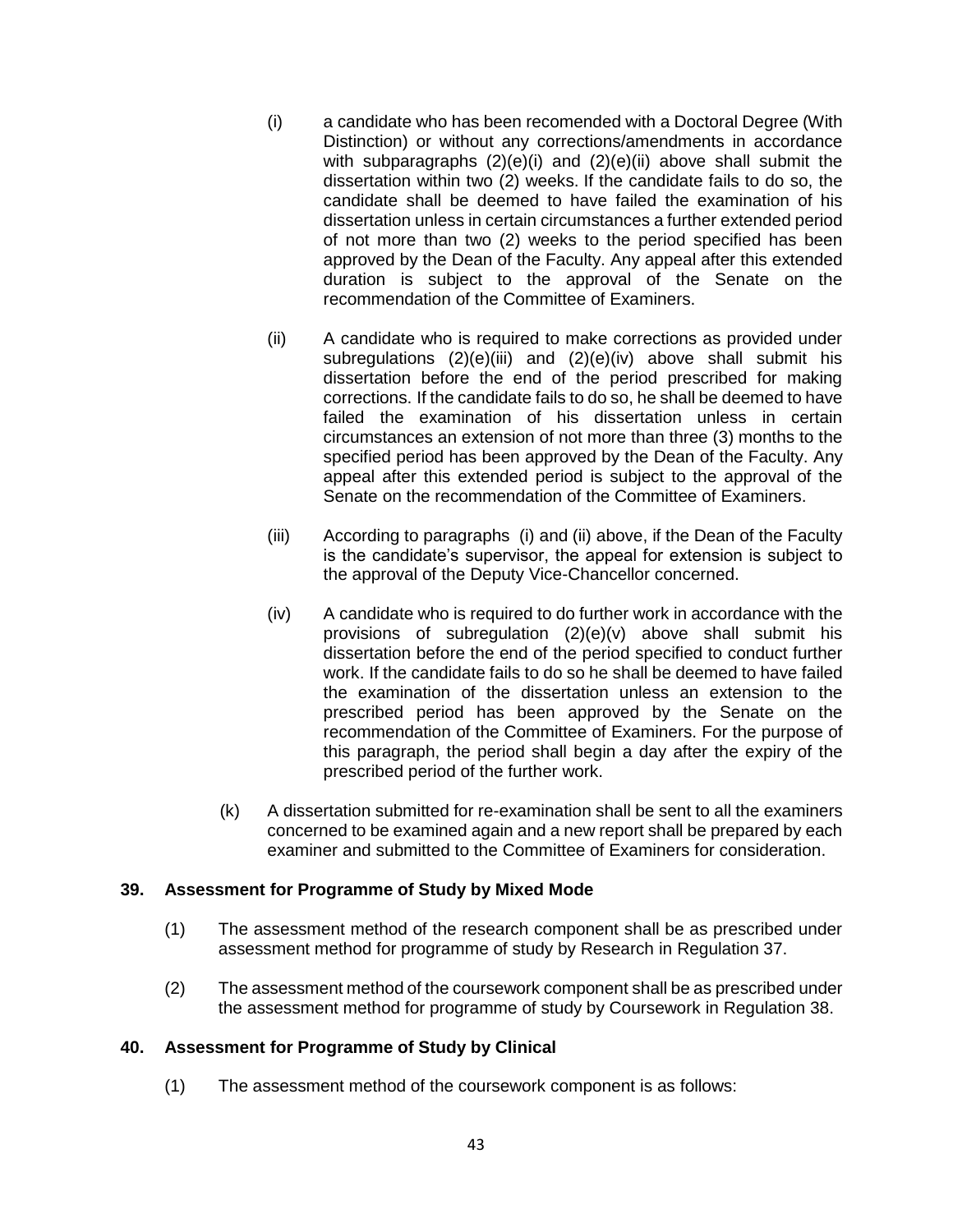(i) a candidate who has been recomended with a Doctoral Degree (With Distinction) or without any corrections/amendments in accordance with subparagraphs (2)(e)(i) and (2)(e)(ii) above shall submit the dissertation within two (2) weeks. If the candidate fails to do so, the candidate shall be deemed to have failed the examination of his dissertation unless in certain circumstances a further extended period of not more than two (2) weeks to the period specified has been approved by the Dean of the Faculty. Any appeal after this extended duration is subject to the approval of the Senate on the recommendation of the Committee of Examiners.

(ii) A candidate who is required to make corrections as provided under subregulations (2)(e)(iii) and (2)(e)(iv) above shall submit his dissertation before the end of the period prescribed for making corrections. If the candidate fails to do so, he shall be deemed to have failed the examination of his dissertation unless in certain circumstances an extension of not more than three (3) months to the specified period has been approved by the Dean of the Faculty. Any appeal after this extended period is subject to the approval of the Senate on the recommendation of the Committee of Examiners.

(iii) According to paragraphs (i) and (ii) above, if the Dean of the Faculty is the candidate's supervisor, the appeal for extension is subject to the approval of the Deputy Vice-Chancellor concerned.

(iv) A candidate who is required to do further work in accordance with the provisions of subregulation (2)(e)(v) above shall submit his dissertation before the end of the period specified to conduct further work. If the candidate fails to do so he shall be deemed to have failed the examination of the dissertation unless an extension to the prescribed period has been approved by the Senate on the recommendation of the Committee of Examiners. For the purpose of this paragraph, the period shall begin a day after the expiry of the prescribed period of the further work.

(k) A dissertation submitted for re-examination shall be sent to all the examiners concerned to be examined again and a new report shall be prepared by each examiner and submitted to the Committee of Examiners for consideration.

## 39. Assessment for Programme of Study by Mixed Mode

(1) The assessment method of the research component shall be as prescribed under assessment method for programme of study by Research in Regulation 37.

(2) The assessment method of the coursework component shall be as prescribed under the assessment method for programme of study by Coursework in Regulation 38.

## 40. Assessment for Programme of Study by Clinical

(1) The assessment method of the coursework component is as follows: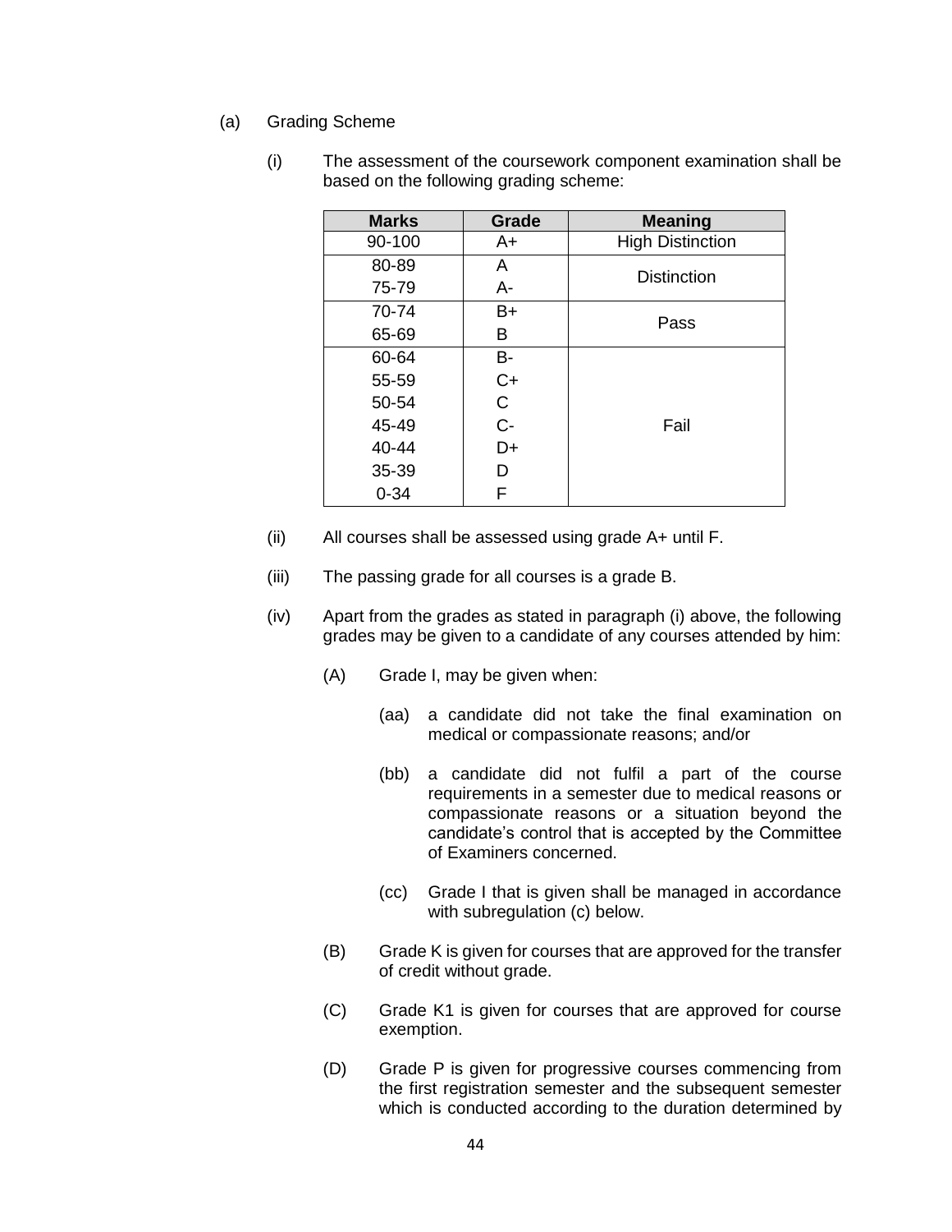(a) Grading Scheme

(i) The assessment of the coursework component examination shall be based on the following grading scheme:

| Marks | Grade | Meaning |
|---|---|---|
| 90-100 | A+ | High Distinction |
| 80-89 | A | Distinction |
| 75-79 | A- | |
| 70-74 | B+ | Pass |
| 65-69 | B | |
| 60-64 | B- | Fail |
| 55-59 | C+ | |
| 50-54 | C | |
| 45-49 | C- | |
| 40-44 | D+ | |
| 35-39 | D | |
| 0-34 | F | |

(ii) All courses shall be assessed using grade A+ until F.

(iii) The passing grade for all courses is a grade B.

(iv) Apart from the grades as stated in paragraph (i) above, the following grades may be given to a candidate of any courses attended by him:

(A) Grade I, may be given when:

(aa) a candidate did not take the final examination on medical or compassionate reasons; and/or

(bb) a candidate did not fulfil a part of the course requirements in a semester due to medical reasons or compassionate reasons or a situation beyond the candidate's control that is accepted by the Committee of Examiners concerned.

(cc) Grade I that is given shall be managed in accordance with subregulation (c) below.

(B) Grade K is given for courses that are approved for the transfer of credit without grade.

(C) Grade K1 is given for courses that are approved for course exemption.

(D) Grade P is given for progressive courses commencing from the first registration semester and the subsequent semester which is conducted according to the duration determined by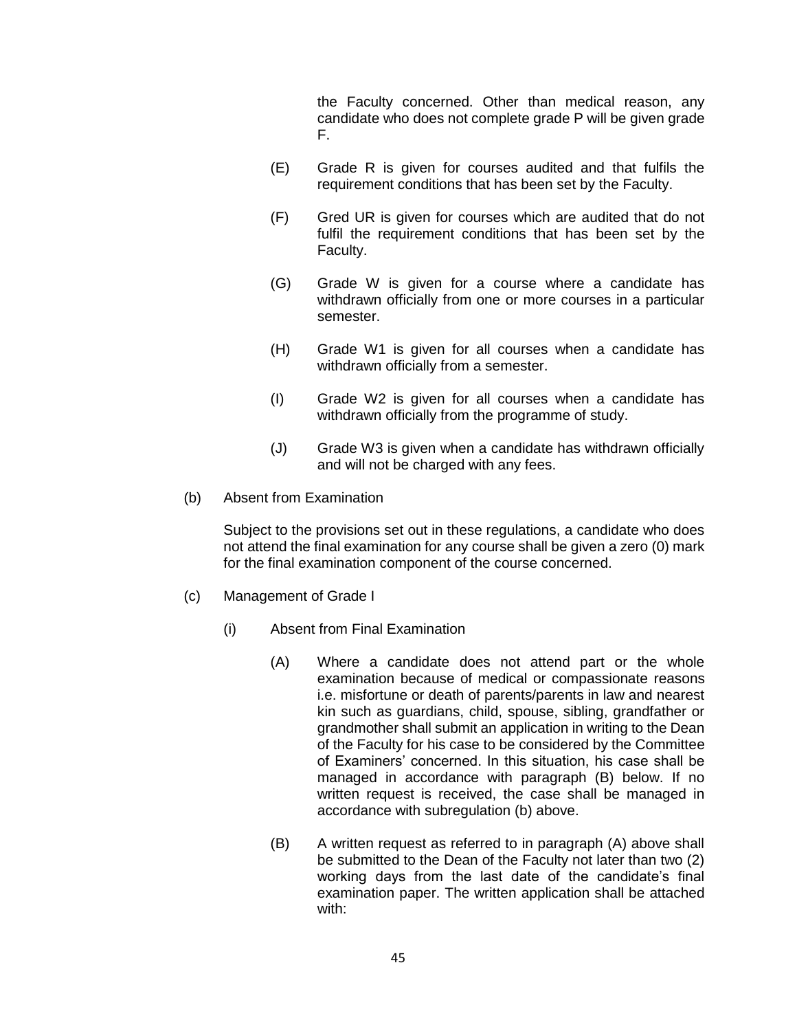the Faculty concerned. Other than medical reason, any candidate who does not complete grade P will be given grade F.

(E) Grade R is given for courses audited and that fulfils the requirement conditions that has been set by the Faculty.

(F) Gred UR is given for courses which are audited that do not fulfil the requirement conditions that has been set by the Faculty.

(G) Grade W is given for a course where a candidate has withdrawn officially from one or more courses in a particular semester.

(H) Grade W1 is given for all courses when a candidate has withdrawn officially from a semester.

(I) Grade W2 is given for all courses when a candidate has withdrawn officially from the programme of study.

(J) Grade W3 is given when a candidate has withdrawn officially and will not be charged with any fees.

(b) Absent from Examination

Subject to the provisions set out in these regulations, a candidate who does not attend the final examination for any course shall be given a zero (0) mark for the final examination component of the course concerned.

(c) Management of Grade I

(i) Absent from Final Examination

(A) Where a candidate does not attend part or the whole examination because of medical or compassionate reasons i.e. misfortune or death of parents/parents in law and nearest kin such as guardians, child, spouse, sibling, grandfather or grandmother shall submit an application in writing to the Dean of the Faculty for his case to be considered by the Committee of Examiners' concerned. In this situation, his case shall be managed in accordance with paragraph (B) below. If no written request is received, the case shall be managed in accordance with subregulation (b) above.

(B) A written request as referred to in paragraph (A) above shall be submitted to the Dean of the Faculty not later than two (2) working days from the last date of the candidate's final examination paper. The written application shall be attached with: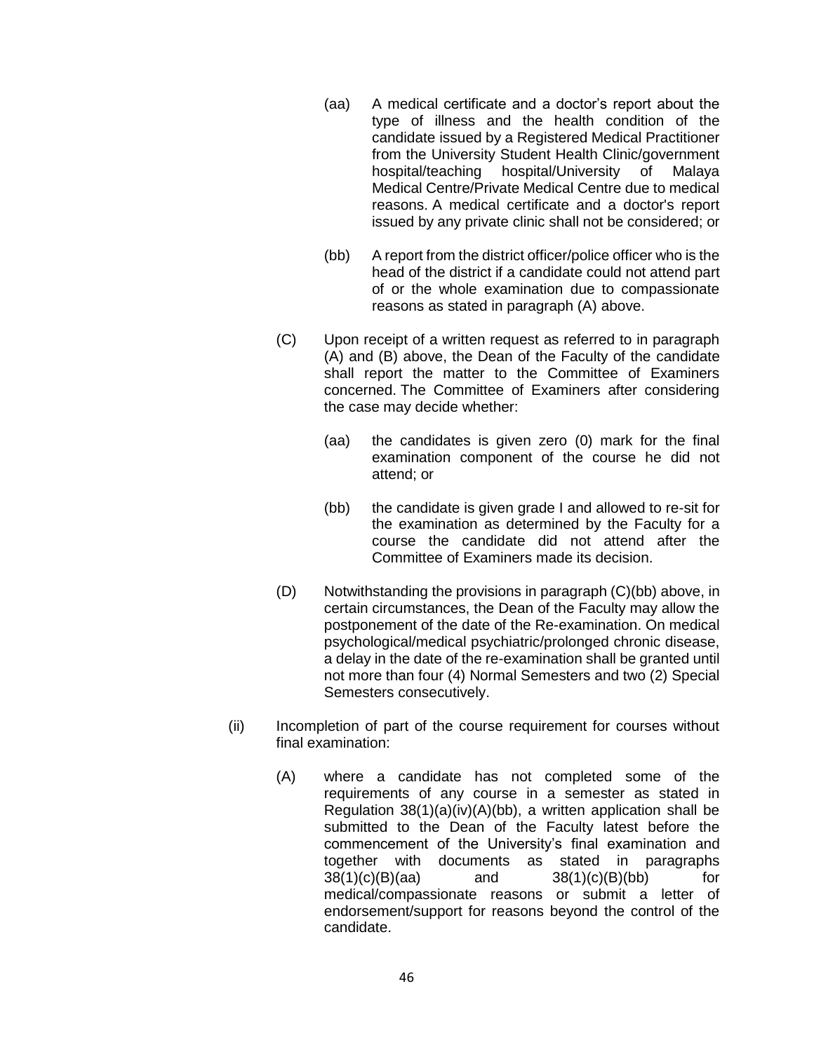(aa) A medical certificate and a doctor's report about the type of illness and the health condition of the candidate issued by a Registered Medical Practitioner from the University Student Health Clinic/government hospital/teaching hospital/University of Malaya Medical Centre/Private Medical Centre due to medical reasons. A medical certificate and a doctor's report issued by any private clinic shall not be considered; or

(bb) A report from the district officer/police officer who is the head of the district if a candidate could not attend part of or the whole examination due to compassionate reasons as stated in paragraph (A) above.

(C) Upon receipt of a written request as referred to in paragraph (A) and (B) above, the Dean of the Faculty of the candidate shall report the matter to the Committee of Examiners concerned. The Committee of Examiners after considering the case may decide whether:

(aa) the candidates is given zero (0) mark for the final examination component of the course he did not attend; or

(bb) the candidate is given grade I and allowed to re-sit for the examination as determined by the Faculty for a course the candidate did not attend after the Committee of Examiners made its decision.

(D) Notwithstanding the provisions in paragraph (C)(bb) above, in certain circumstances, the Dean of the Faculty may allow the postponement of the date of the Re-examination. On medical psychological/medical psychiatric/prolonged chronic disease, a delay in the date of the re-examination shall be granted until not more than four (4) Normal Semesters and two (2) Special Semesters consecutively.

(ii) Incompletion of part of the course requirement for courses without final examination:

(A) where a candidate has not completed some of the requirements of any course in a semester as stated in Regulation 38(1)(a)(iv)(A)(bb), a written application shall be submitted to the Dean of the Faculty latest before the commencement of the University's final examination and together with documents as stated in paragraphs 38(1)(c)(B)(aa) and 38(1)(c)(B)(bb) for medical/compassionate reasons or submit a letter of endorsement/support for reasons beyond the control of the candidate.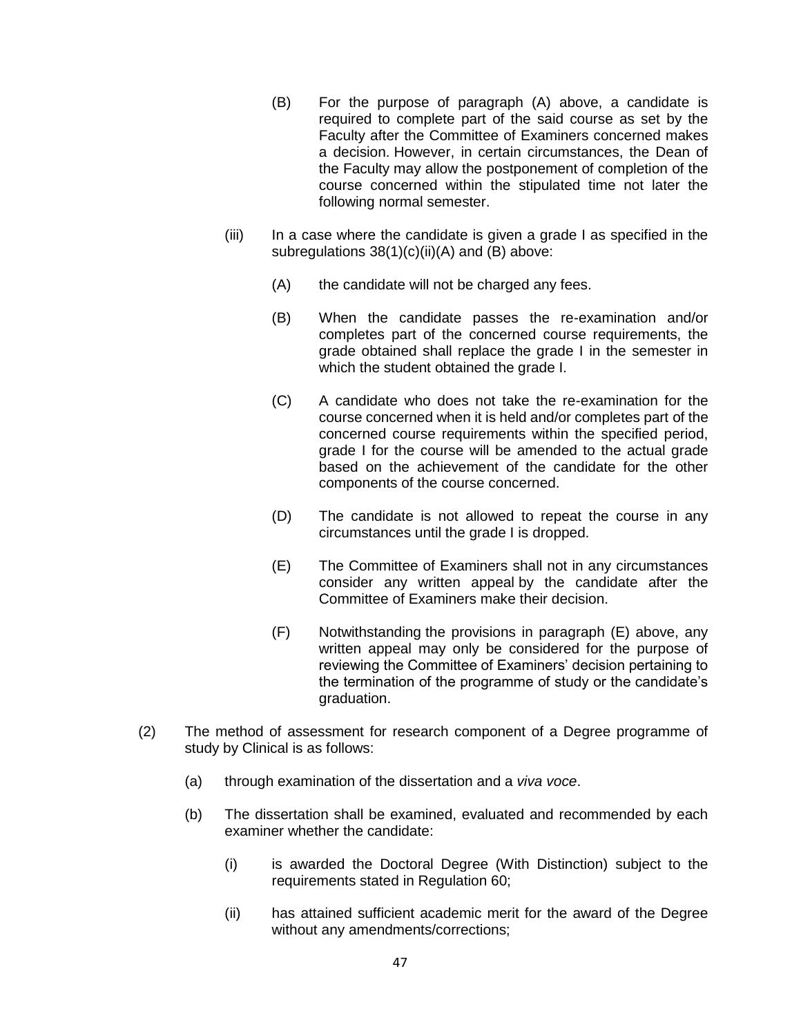(B) For the purpose of paragraph (A) above, a candidate is required to complete part of the said course as set by the Faculty after the Committee of Examiners concerned makes a decision. However, in certain circumstances, the Dean of the Faculty may allow the postponement of completion of the course concerned within the stipulated time not later the following normal semester.

(iii) In a case where the candidate is given a grade I as specified in the subregulations 38(1)(c)(ii)(A) and (B) above:

(A) the candidate will not be charged any fees.

(B) When the candidate passes the re-examination and/or completes part of the concerned course requirements, the grade obtained shall replace the grade I in the semester in which the student obtained the grade I.

(C) A candidate who does not take the re-examination for the course concerned when it is held and/or completes part of the concerned course requirements within the specified period, grade I for the course will be amended to the actual grade based on the achievement of the candidate for the other components of the course concerned.

(D) The candidate is not allowed to repeat the course in any circumstances until the grade I is dropped.

(E) The Committee of Examiners shall not in any circumstances consider any written appeal by the candidate after the Committee of Examiners make their decision.

(F) Notwithstanding the provisions in paragraph (E) above, any written appeal may only be considered for the purpose of reviewing the Committee of Examiners' decision pertaining to the termination of the programme of study or the candidate's graduation.

(2) The method of assessment for research component of a Degree programme of study by Clinical is as follows:

(a) through examination of the dissertation and a *viva voce*.

(b) The dissertation shall be examined, evaluated and recommended by each examiner whether the candidate:

(i) is awarded the Doctoral Degree (With Distinction) subject to the requirements stated in Regulation 60;

(ii) has attained sufficient academic merit for the award of the Degree without any amendments/corrections;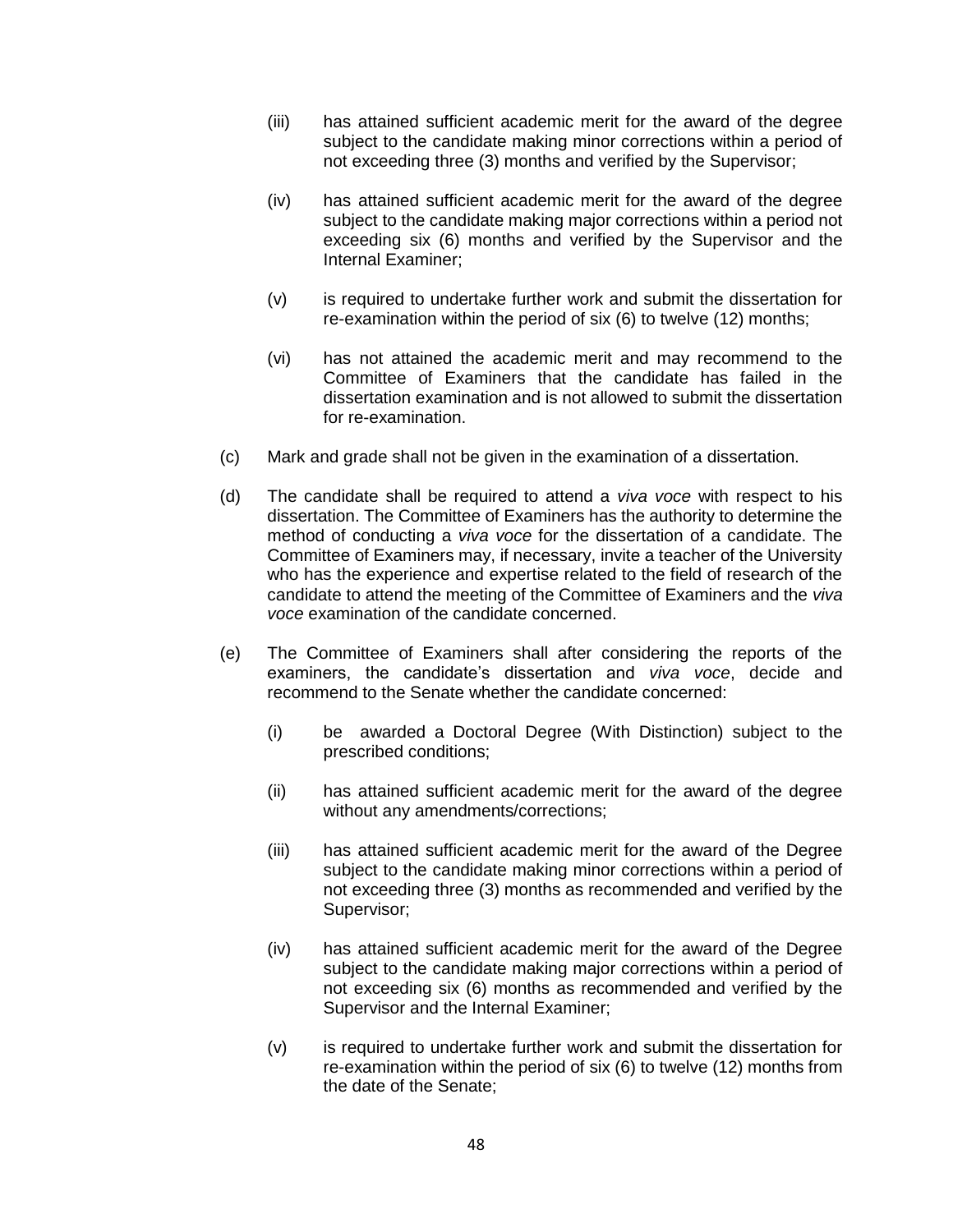(iii) has attained sufficient academic merit for the award of the degree subject to the candidate making minor corrections within a period of not exceeding three (3) months and verified by the Supervisor;

(iv) has attained sufficient academic merit for the award of the degree subject to the candidate making major corrections within a period not exceeding six (6) months and verified by the Supervisor and the Internal Examiner;

(v) is required to undertake further work and submit the dissertation for re-examination within the period of six (6) to twelve (12) months;

(vi) has not attained the academic merit and may recommend to the Committee of Examiners that the candidate has failed in the dissertation examination and is not allowed to submit the dissertation for re-examination.

(c) Mark and grade shall not be given in the examination of a dissertation.

(d) The candidate shall be required to attend a *viva voce* with respect to his dissertation. The Committee of Examiners has the authority to determine the method of conducting a *viva voce* for the dissertation of a candidate. The Committee of Examiners may, if necessary, invite a teacher of the University who has the experience and expertise related to the field of research of the candidate to attend the meeting of the Committee of Examiners and the *viva voce* examination of the candidate concerned.

(e) The Committee of Examiners shall after considering the reports of the examiners, the candidate's dissertation and *viva voce*, decide and recommend to the Senate whether the candidate concerned:

(i) be awarded a Doctoral Degree (With Distinction) subject to the prescribed conditions;

(ii) has attained sufficient academic merit for the award of the degree without any amendments/corrections;

(iii) has attained sufficient academic merit for the award of the Degree subject to the candidate making minor corrections within a period of not exceeding three (3) months as recommended and verified by the Supervisor;

(iv) has attained sufficient academic merit for the award of the Degree subject to the candidate making major corrections within a period of not exceeding six (6) months as recommended and verified by the Supervisor and the Internal Examiner;

(v) is required to undertake further work and submit the dissertation for re-examination within the period of six (6) to twelve (12) months from the date of the Senate;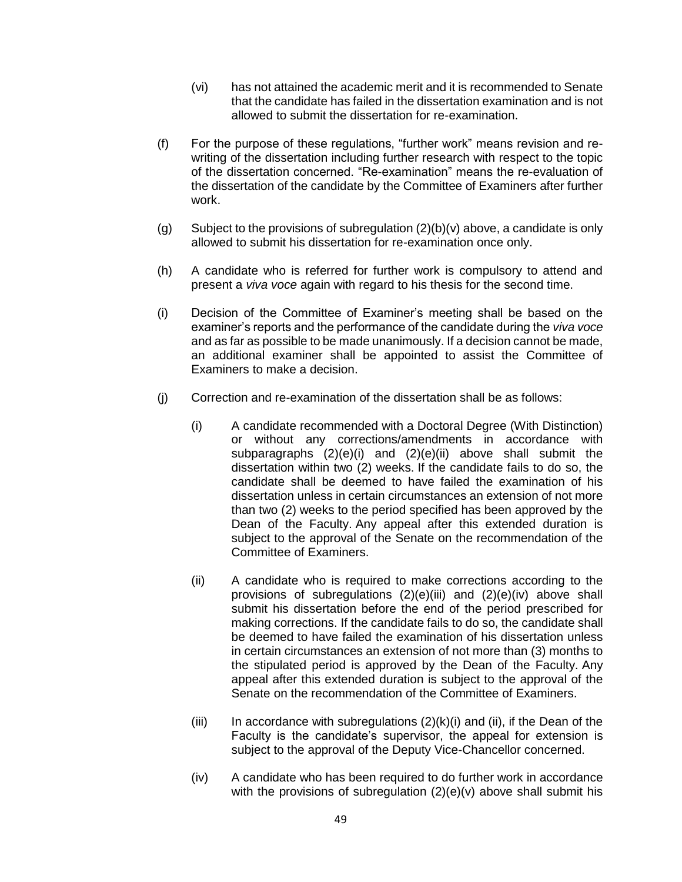(vi) has not attained the academic merit and it is recommended to Senate that the candidate has failed in the dissertation examination and is not allowed to submit the dissertation for re-examination.

(f) For the purpose of these regulations, “further work” means revision and re-writing of the dissertation including further research with respect to the topic of the dissertation concerned. “Re-examination” means the re-evaluation of the dissertation of the candidate by the Committee of Examiners after further work.

(g) Subject to the provisions of subregulation (2)(b)(v) above, a candidate is only allowed to submit his dissertation for re-examination once only.

(h) A candidate who is referred for further work is compulsory to attend and present a *viva voce* again with regard to his thesis for the second time.

(i) Decision of the Committee of Examiner’s meeting shall be based on the examiner’s reports and the performance of the candidate during the *viva voce* and as far as possible to be made unanimously. If a decision cannot be made, an additional examiner shall be appointed to assist the Committee of Examiners to make a decision.

(j) Correction and re-examination of the dissertation shall be as follows:

(i) A candidate recommended with a Doctoral Degree (With Distinction) or without any corrections/amendments in accordance with subparagraphs (2)(e)(i) and (2)(e)(ii) above shall submit the dissertation within two (2) weeks. If the candidate fails to do so, the candidate shall be deemed to have failed the examination of his dissertation unless in certain circumstances an extension of not more than two (2) weeks to the period specified has been approved by the Dean of the Faculty. Any appeal after this extended duration is subject to the approval of the Senate on the recommendation of the Committee of Examiners.

(ii) A candidate who is required to make corrections according to the provisions of subregulations (2)(e)(iii) and (2)(e)(iv) above shall submit his dissertation before the end of the period prescribed for making corrections. If the candidate fails to do so, the candidate shall be deemed to have failed the examination of his dissertation unless in certain circumstances an extension of not more than (3) months to the stipulated period is approved by the Dean of the Faculty. Any appeal after this extended duration is subject to the approval of the Senate on the recommendation of the Committee of Examiners.

(iii) In accordance with subregulations (2)(k)(i) and (ii), if the Dean of the Faculty is the candidate’s supervisor, the appeal for extension is subject to the approval of the Deputy Vice-Chancellor concerned.

(iv) A candidate who has been required to do further work in accordance with the provisions of subregulation (2)(e)(v) above shall submit his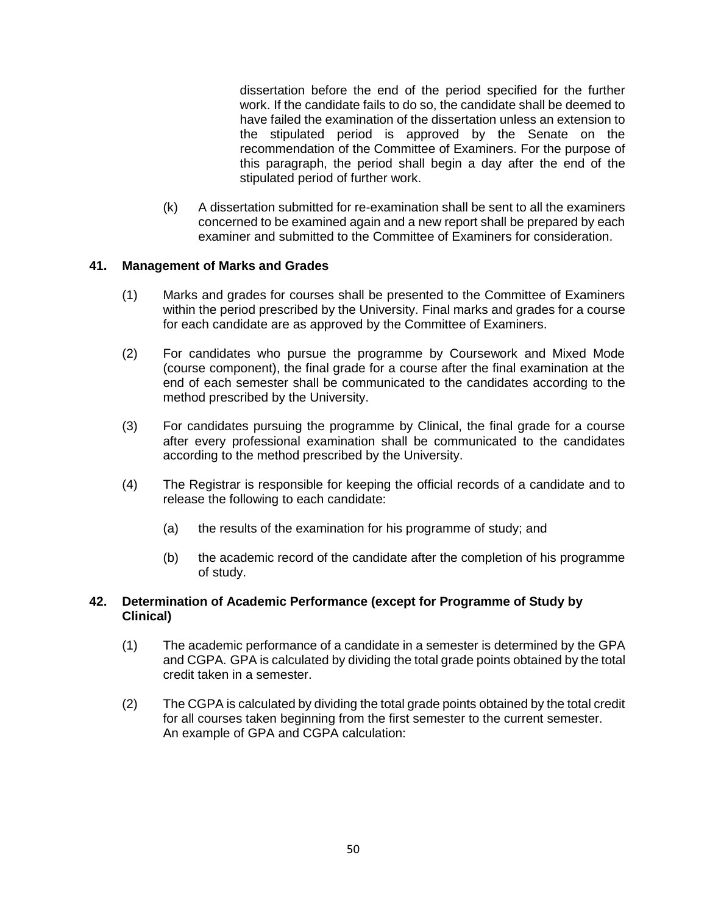dissertation before the end of the period specified for the further work. If the candidate fails to do so, the candidate shall be deemed to have failed the examination of the dissertation unless an extension to the stipulated period is approved by the Senate on the recommendation of the Committee of Examiners. For the purpose of this paragraph, the period shall begin a day after the end of the stipulated period of further work.

(k) A dissertation submitted for re-examination shall be sent to all the examiners concerned to be examined again and a new report shall be prepared by each examiner and submitted to the Committee of Examiners for consideration.

### 41. Management of Marks and Grades

(1) Marks and grades for courses shall be presented to the Committee of Examiners within the period prescribed by the University. Final marks and grades for a course for each candidate are as approved by the Committee of Examiners.

(2) For candidates who pursue the programme by Coursework and Mixed Mode (course component), the final grade for a course after the final examination at the end of each semester shall be communicated to the candidates according to the method prescribed by the University.

(3) For candidates pursuing the programme by Clinical, the final grade for a course after every professional examination shall be communicated to the candidates according to the method prescribed by the University.

(4) The Registrar is responsible for keeping the official records of a candidate and to release the following to each candidate:

(a) the results of the examination for his programme of study; and

(b) the academic record of the candidate after the completion of his programme of study.

### 42. Determination of Academic Performance (except for Programme of Study by Clinical)

(1) The academic performance of a candidate in a semester is determined by the GPA and CGPA. GPA is calculated by dividing the total grade points obtained by the total credit taken in a semester.

(2) The CGPA is calculated by dividing the total grade points obtained by the total credit for all courses taken beginning from the first semester to the current semester.
An example of GPA and CGPA calculation: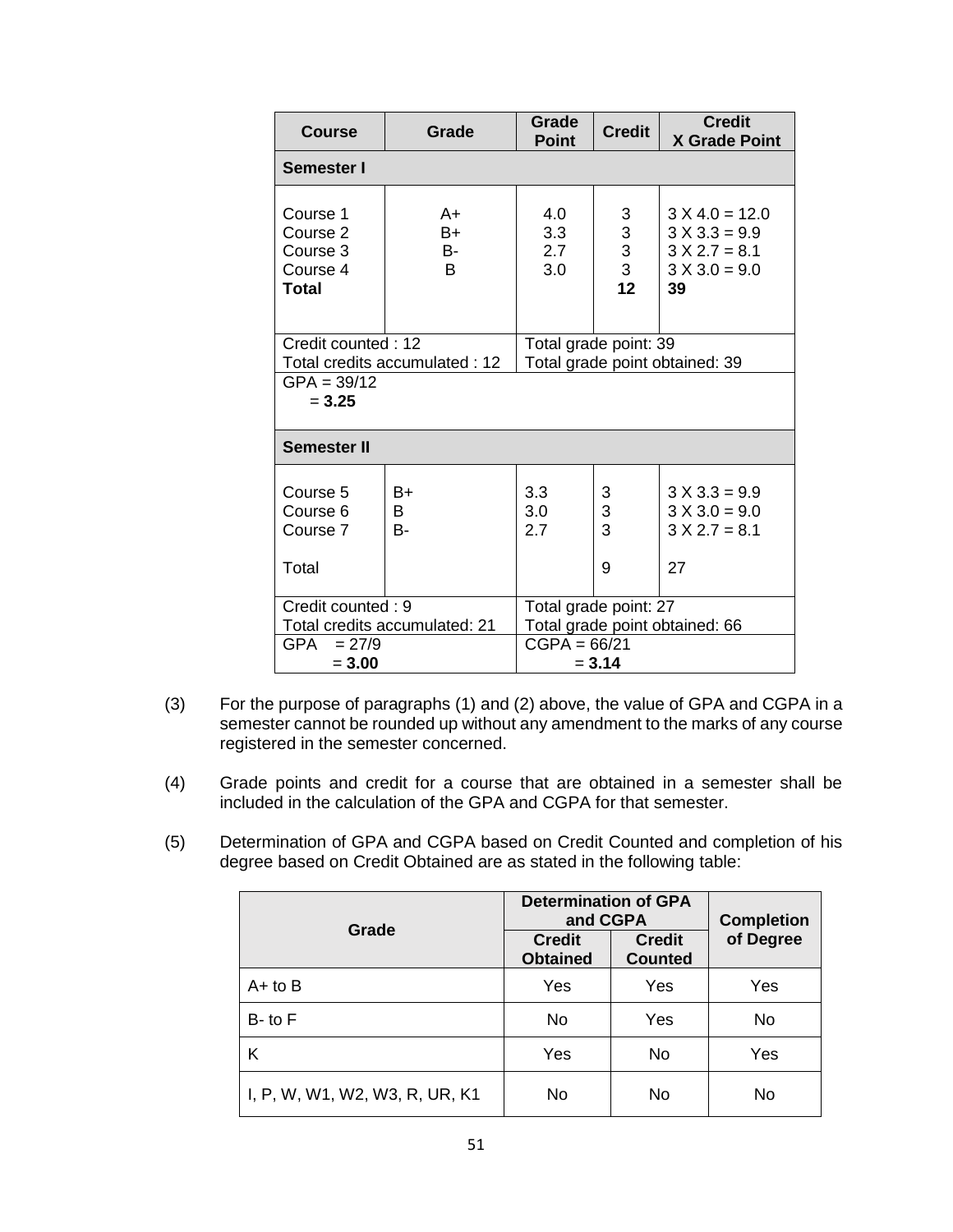| Course | Grade | Grade Point | Credit | Credit X Grade Point |
|---|---|---|---|---|
| **Semester I** | | | | |
| Course 1<br>Course 2<br>Course 3<br>Course 4<br>**Total** | A+<br>B+<br>B-<br>B | 4.0<br>3.3<br>2.7<br>3.0 | 3<br>3<br>3<br>3<br>**12** | 3 X 4.0 = 12.0<br>3 X 3.3 = 9.9<br>3 X 2.7 = 8.1<br>3 X 3.0 = 9.0<br>**39** |
| Credit counted : 12<br>Total credits accumulated : 12 | | Total grade point: 39<br>Total grade point obtained: 39 | | |
| GPA = 39/12<br>= **3.25** | | | | |
| **Semester II** | | | | |
| Course 5<br>Course 6<br>Course 7<br><br>Total | B+<br>B<br>B- | 3.3<br>3.0<br>2.7 | 3<br>3<br>3<br><br>9 | 3 X 3.3 = 9.9<br>3 X 3.0 = 9.0<br>3 X 2.7 = 8.1<br><br>27 |
| Credit counted : 9<br>Total credits accumulated: 21 | | Total grade point: 27<br>Total grade point obtained: 66 | | |
| GPA = 27/9<br>= **3.00** | | CGPA = 66/21<br>= **3.14** | | |

(3) For the purpose of paragraphs (1) and (2) above, the value of GPA and CGPA in a semester cannot be rounded up without any amendment to the marks of any course registered in the semester concerned.

(4) Grade points and credit for a course that are obtained in a semester shall be included in the calculation of the GPA and CGPA for that semester.

(5) Determination of GPA and CGPA based on Credit Counted and completion of his degree based on Credit Obtained are as stated in the following table:

| Grade | Determination of GPA and CGPA | | Completion of Degree |
|---|---|---|---|
| | Credit Obtained | Credit Counted | |
| A+ to B | Yes | Yes | Yes |
| B- to F | No | Yes | No |
| K | Yes | No | Yes |
| I, P, W, W1, W2, W3, R, UR, K1 | No | No | No |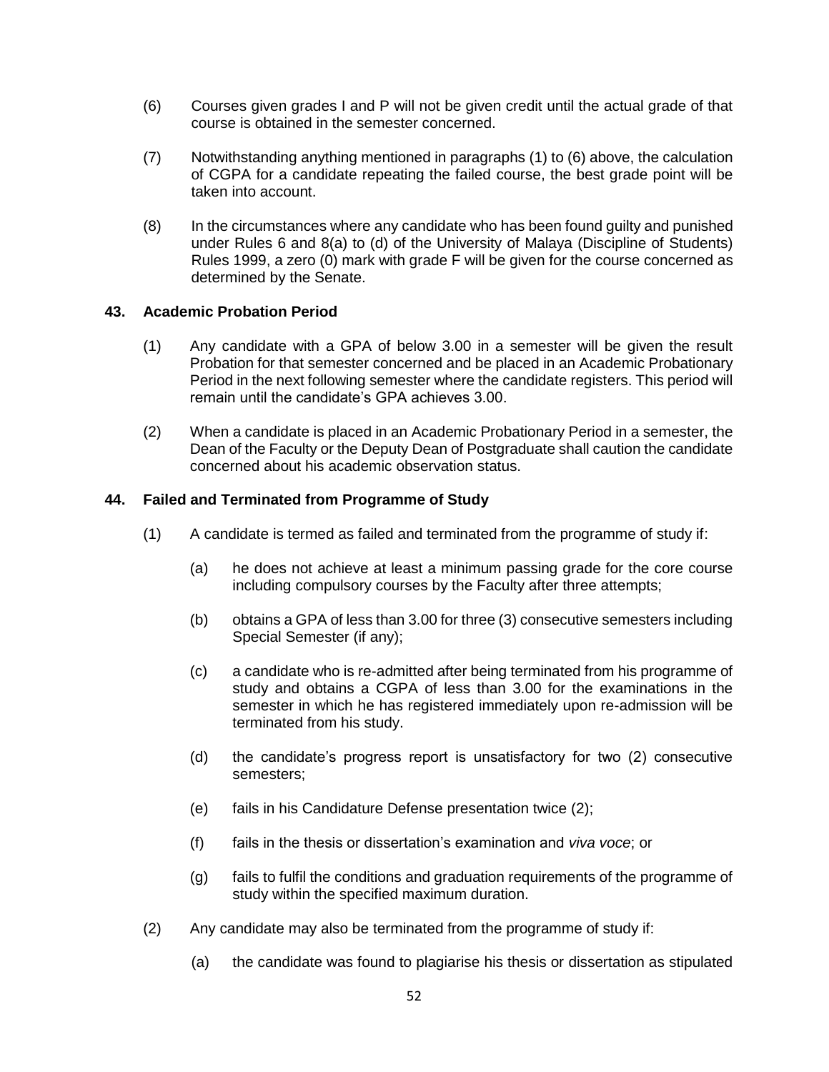(6) Courses given grades I and P will not be given credit until the actual grade of that course is obtained in the semester concerned.

(7) Notwithstanding anything mentioned in paragraphs (1) to (6) above, the calculation of CGPA for a candidate repeating the failed course, the best grade point will be taken into account.

(8) In the circumstances where any candidate who has been found guilty and punished under Rules 6 and 8(a) to (d) of the University of Malaya (Discipline of Students) Rules 1999, a zero (0) mark with grade F will be given for the course concerned as determined by the Senate.

### 43. Academic Probation Period

(1) Any candidate with a GPA of below 3.00 in a semester will be given the result Probation for that semester concerned and be placed in an Academic Probationary Period in the next following semester where the candidate registers. This period will remain until the candidate's GPA achieves 3.00.

(2) When a candidate is placed in an Academic Probationary Period in a semester, the Dean of the Faculty or the Deputy Dean of Postgraduate shall caution the candidate concerned about his academic observation status.

### 44. Failed and Terminated from Programme of Study

(1) A candidate is termed as failed and terminated from the programme of study if:

(a) he does not achieve at least a minimum passing grade for the core course including compulsory courses by the Faculty after three attempts;

(b) obtains a GPA of less than 3.00 for three (3) consecutive semesters including Special Semester (if any);

(c) a candidate who is re-admitted after being terminated from his programme of study and obtains a CGPA of less than 3.00 for the examinations in the semester in which he has registered immediately upon re-admission will be terminated from his study.

(d) the candidate's progress report is unsatisfactory for two (2) consecutive semesters;

(e) fails in his Candidature Defense presentation twice (2);

(f) fails in the thesis or dissertation's examination and *viva voce*; or

(g) fails to fulfil the conditions and graduation requirements of the programme of study within the specified maximum duration.

(2) Any candidate may also be terminated from the programme of study if:

(a) the candidate was found to plagiarise his thesis or dissertation as stipulated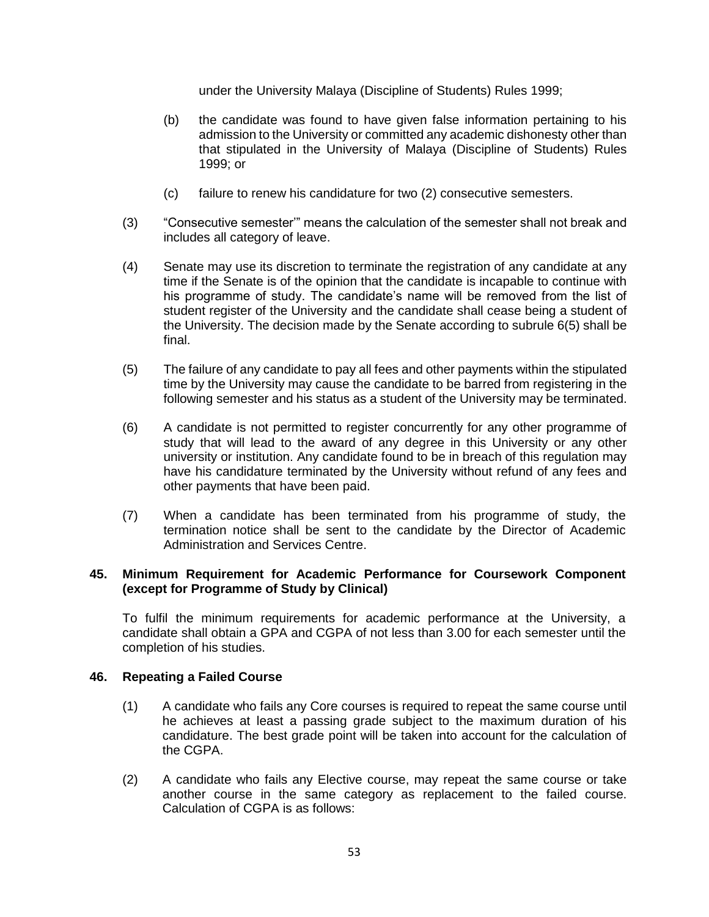under the University Malaya (Discipline of Students) Rules 1999;

(b) the candidate was found to have given false information pertaining to his admission to the University or committed any academic dishonesty other than that stipulated in the University of Malaya (Discipline of Students) Rules 1999; or

(c) failure to renew his candidature for two (2) consecutive semesters.

(3) "Consecutive semester'" means the calculation of the semester shall not break and includes all category of leave.

(4) Senate may use its discretion to terminate the registration of any candidate at any time if the Senate is of the opinion that the candidate is incapable to continue with his programme of study. The candidate's name will be removed from the list of student register of the University and the candidate shall cease being a student of the University. The decision made by the Senate according to subrule 6(5) shall be final.

(5) The failure of any candidate to pay all fees and other payments within the stipulated time by the University may cause the candidate to be barred from registering in the following semester and his status as a student of the University may be terminated.

(6) A candidate is not permitted to register concurrently for any other programme of study that will lead to the award of any degree in this University or any other university or institution. Any candidate found to be in breach of this regulation may have his candidature terminated by the University without refund of any fees and other payments that have been paid.

(7) When a candidate has been terminated from his programme of study, the termination notice shall be sent to the candidate by the Director of Academic Administration and Services Centre.

**45. Minimum Requirement for Academic Performance for Coursework Component (except for Programme of Study by Clinical)**

To fulfil the minimum requirements for academic performance at the University, a candidate shall obtain a GPA and CGPA of not less than 3.00 for each semester until the completion of his studies.

**46. Repeating a Failed Course**

(1) A candidate who fails any Core courses is required to repeat the same course until he achieves at least a passing grade subject to the maximum duration of his candidature. The best grade point will be taken into account for the calculation of the CGPA.

(2) A candidate who fails any Elective course, may repeat the same course or take another course in the same category as replacement to the failed course. Calculation of CGPA is as follows: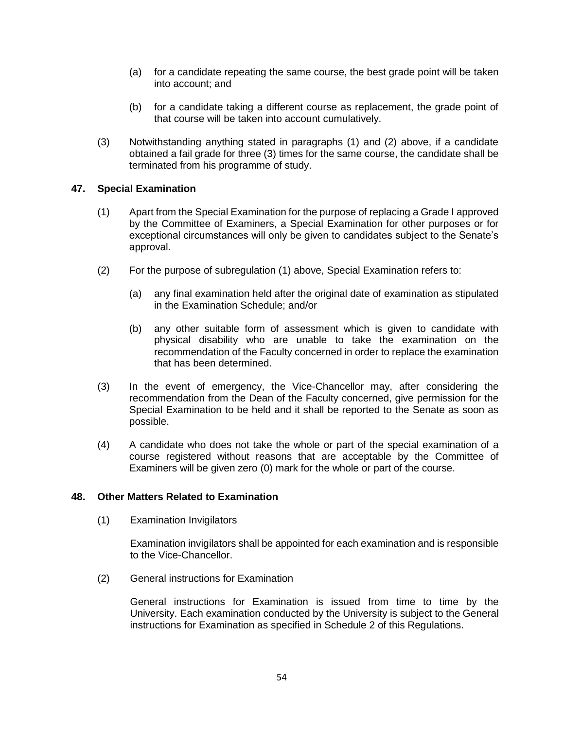(a) for a candidate repeating the same course, the best grade point will be taken into account; and

(b) for a candidate taking a different course as replacement, the grade point of that course will be taken into account cumulatively.

(3) Notwithstanding anything stated in paragraphs (1) and (2) above, if a candidate obtained a fail grade for three (3) times for the same course, the candidate shall be terminated from his programme of study.

**47. Special Examination**

(1) Apart from the Special Examination for the purpose of replacing a Grade I approved by the Committee of Examiners, a Special Examination for other purposes or for exceptional circumstances will only be given to candidates subject to the Senate's approval.

(2) For the purpose of subregulation (1) above, Special Examination refers to:

(a) any final examination held after the original date of examination as stipulated in the Examination Schedule; and/or

(b) any other suitable form of assessment which is given to candidate with physical disability who are unable to take the examination on the recommendation of the Faculty concerned in order to replace the examination that has been determined.

(3) In the event of emergency, the Vice-Chancellor may, after considering the recommendation from the Dean of the Faculty concerned, give permission for the Special Examination to be held and it shall be reported to the Senate as soon as possible.

(4) A candidate who does not take the whole or part of the special examination of a course registered without reasons that are acceptable by the Committee of Examiners will be given zero (0) mark for the whole or part of the course.

**48. Other Matters Related to Examination**

(1) Examination Invigilators

Examination invigilators shall be appointed for each examination and is responsible to the Vice-Chancellor.

(2) General instructions for Examination

General instructions for Examination is issued from time to time by the University. Each examination conducted by the University is subject to the General instructions for Examination as specified in Schedule 2 of this Regulations.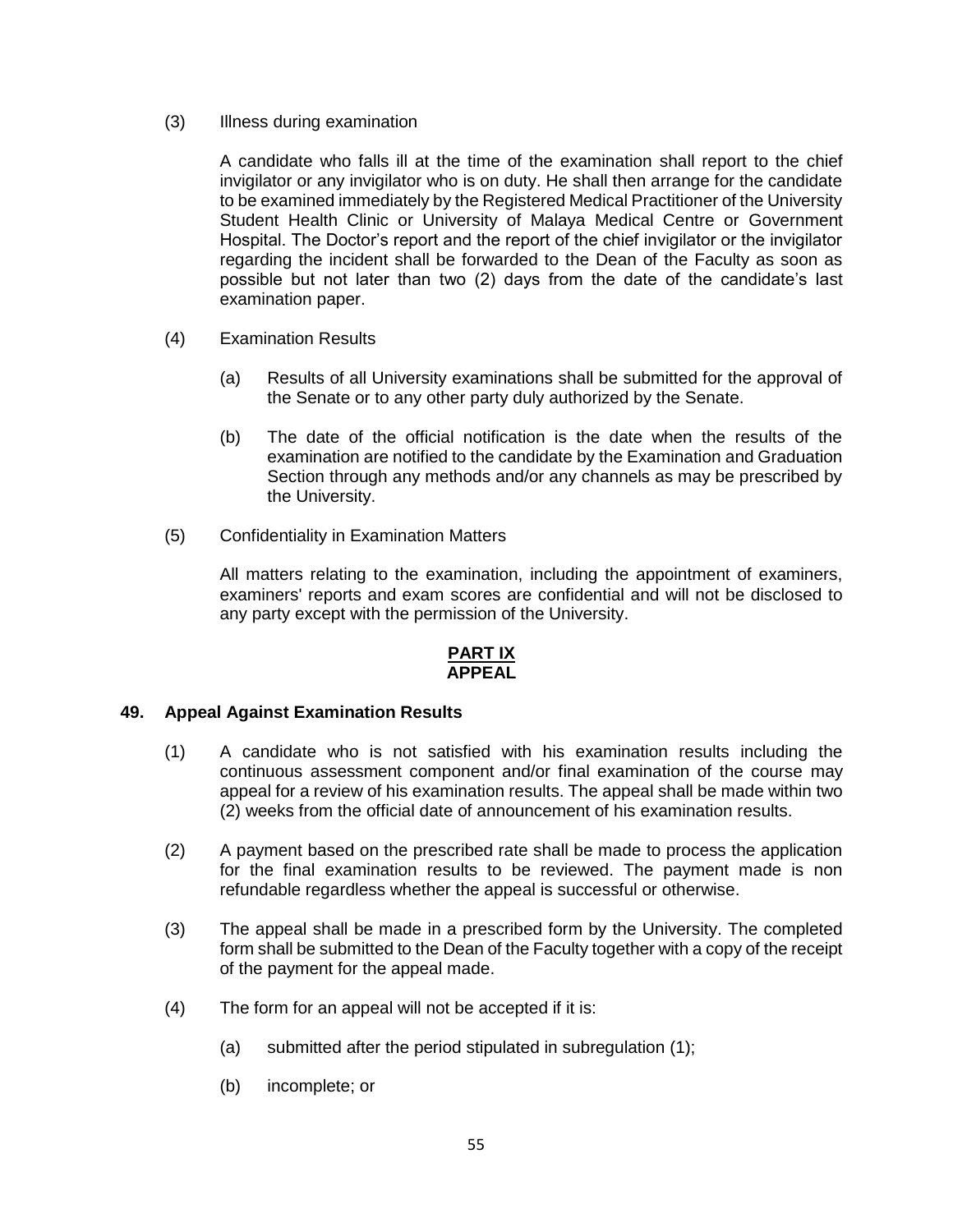(3) Illness during examination

A candidate who falls ill at the time of the examination shall report to the chief invigilator or any invigilator who is on duty. He shall then arrange for the candidate to be examined immediately by the Registered Medical Practitioner of the University Student Health Clinic or University of Malaya Medical Centre or Government Hospital. The Doctor's report and the report of the chief invigilator or the invigilator regarding the incident shall be forwarded to the Dean of the Faculty as soon as possible but not later than two (2) days from the date of the candidate's last examination paper.

(4) Examination Results

(a) Results of all University examinations shall be submitted for the approval of the Senate or to any other party duly authorized by the Senate.

(b) The date of the official notification is the date when the results of the examination are notified to the candidate by the Examination and Graduation Section through any methods and/or any channels as may be prescribed by the University.

(5) Confidentiality in Examination Matters

All matters relating to the examination, including the appointment of examiners, examiners' reports and exam scores are confidential and will not be disclosed to any party except with the permission of the University.

## PART IX
## APPEAL

### 49. Appeal Against Examination Results

(1) A candidate who is not satisfied with his examination results including the continuous assessment component and/or final examination of the course may appeal for a review of his examination results. The appeal shall be made within two (2) weeks from the official date of announcement of his examination results.

(2) A payment based on the prescribed rate shall be made to process the application for the final examination results to be reviewed. The payment made is non refundable regardless whether the appeal is successful or otherwise.

(3) The appeal shall be made in a prescribed form by the University. The completed form shall be submitted to the Dean of the Faculty together with a copy of the receipt of the payment for the appeal made.

(4) The form for an appeal will not be accepted if it is:

(a) submitted after the period stipulated in subregulation (1);

(b) incomplete; or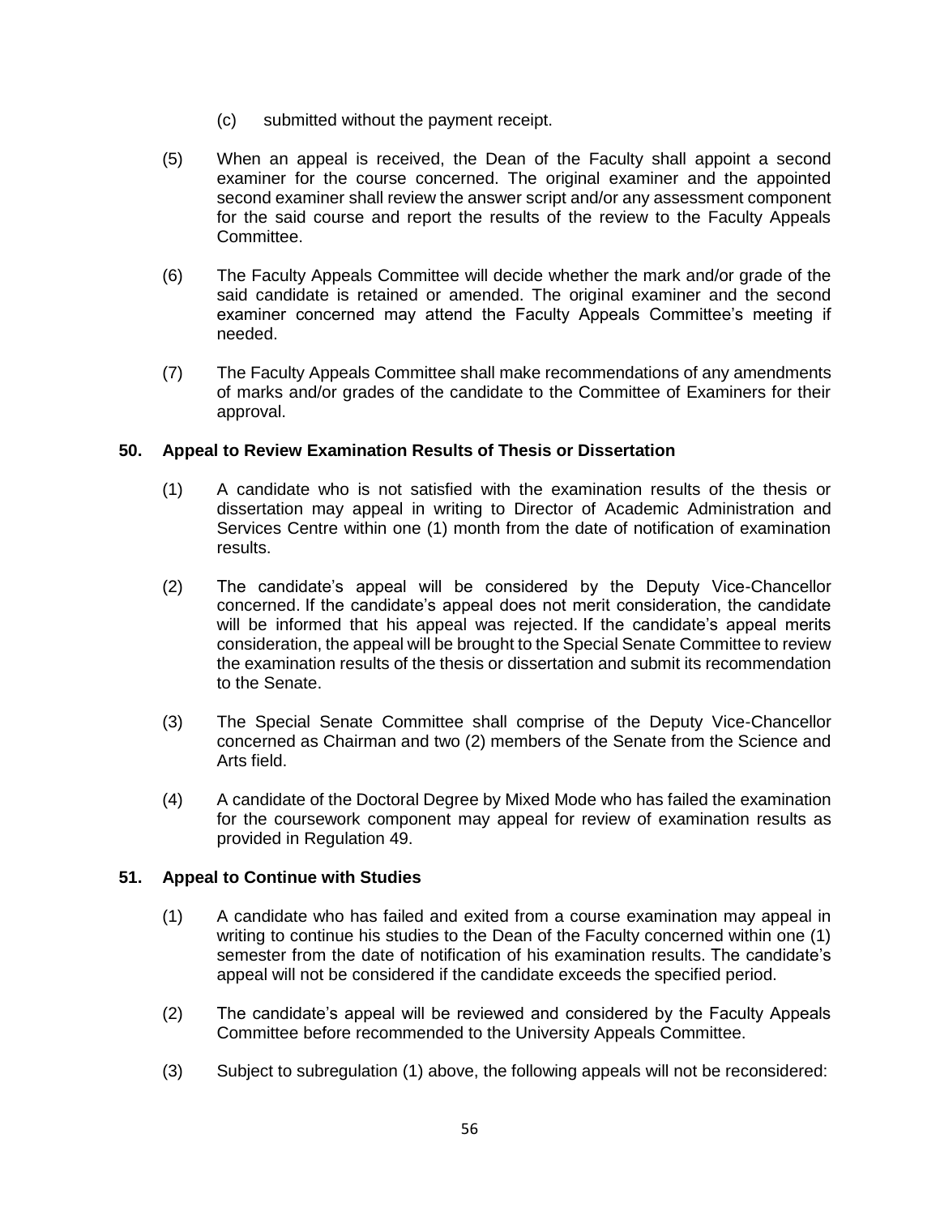(c) submitted without the payment receipt.

(5) When an appeal is received, the Dean of the Faculty shall appoint a second examiner for the course concerned. The original examiner and the appointed second examiner shall review the answer script and/or any assessment component for the said course and report the results of the review to the Faculty Appeals Committee.

(6) The Faculty Appeals Committee will decide whether the mark and/or grade of the said candidate is retained or amended. The original examiner and the second examiner concerned may attend the Faculty Appeals Committee's meeting if needed.

(7) The Faculty Appeals Committee shall make recommendations of any amendments of marks and/or grades of the candidate to the Committee of Examiners for their approval.

**50. Appeal to Review Examination Results of Thesis or Dissertation**

(1) A candidate who is not satisfied with the examination results of the thesis or dissertation may appeal in writing to Director of Academic Administration and Services Centre within one (1) month from the date of notification of examination results.

(2) The candidate's appeal will be considered by the Deputy Vice-Chancellor concerned. If the candidate's appeal does not merit consideration, the candidate will be informed that his appeal was rejected. If the candidate's appeal merits consideration, the appeal will be brought to the Special Senate Committee to review the examination results of the thesis or dissertation and submit its recommendation to the Senate.

(3) The Special Senate Committee shall comprise of the Deputy Vice-Chancellor concerned as Chairman and two (2) members of the Senate from the Science and Arts field.

(4) A candidate of the Doctoral Degree by Mixed Mode who has failed the examination for the coursework component may appeal for review of examination results as provided in Regulation 49.

**51. Appeal to Continue with Studies**

(1) A candidate who has failed and exited from a course examination may appeal in writing to continue his studies to the Dean of the Faculty concerned within one (1) semester from the date of notification of his examination results. The candidate's appeal will not be considered if the candidate exceeds the specified period.

(2) The candidate's appeal will be reviewed and considered by the Faculty Appeals Committee before recommended to the University Appeals Committee.

(3) Subject to subregulation (1) above, the following appeals will not be reconsidered: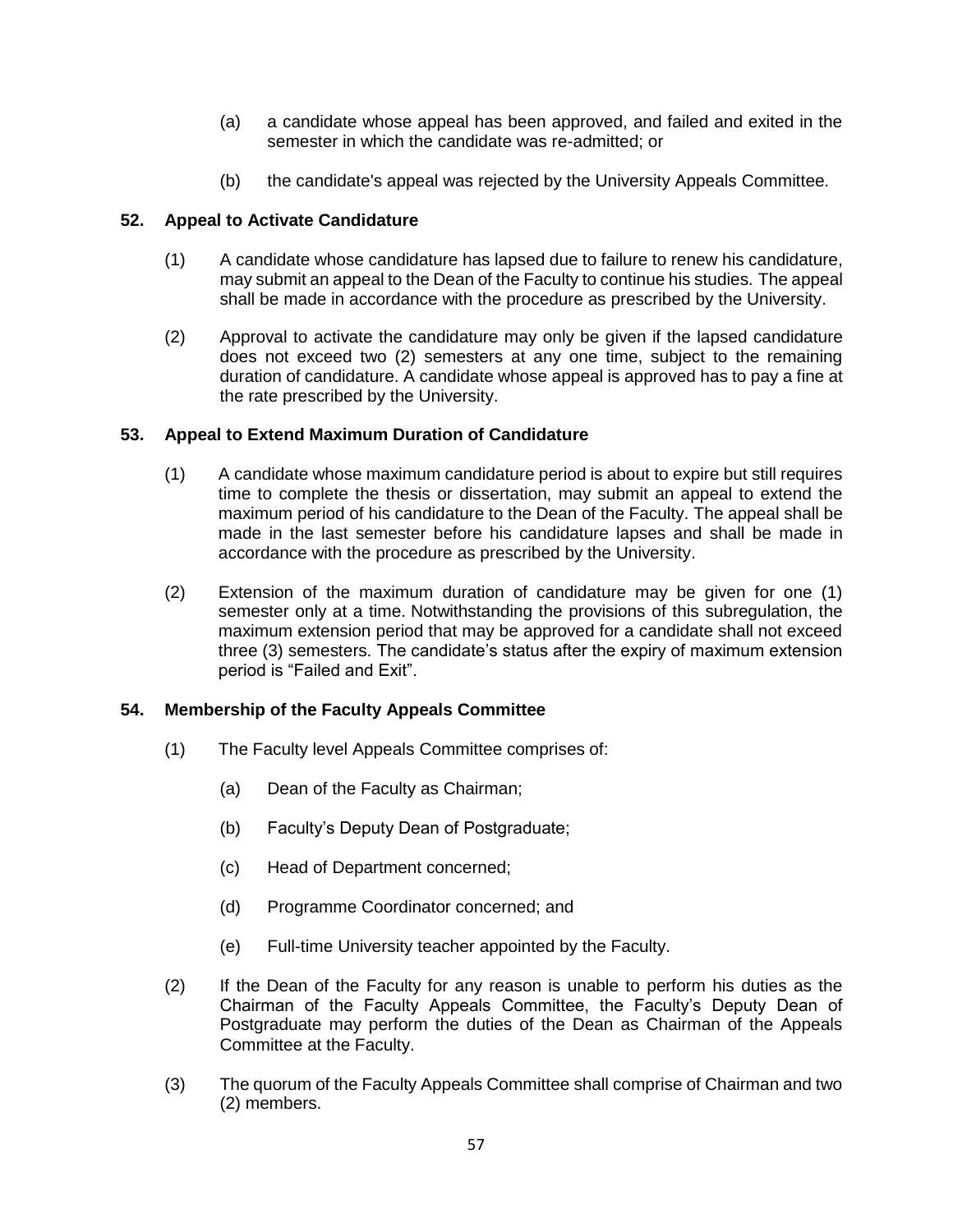(a) a candidate whose appeal has been approved, and failed and exited in the semester in which the candidate was re-admitted; or

(b) the candidate's appeal was rejected by the University Appeals Committee.

### 52. Appeal to Activate Candidature

(1) A candidate whose candidature has lapsed due to failure to renew his candidature, may submit an appeal to the Dean of the Faculty to continue his studies. The appeal shall be made in accordance with the procedure as prescribed by the University.

(2) Approval to activate the candidature may only be given if the lapsed candidature does not exceed two (2) semesters at any one time, subject to the remaining duration of candidature. A candidate whose appeal is approved has to pay a fine at the rate prescribed by the University.

### 53. Appeal to Extend Maximum Duration of Candidature

(1) A candidate whose maximum candidature period is about to expire but still requires time to complete the thesis or dissertation, may submit an appeal to extend the maximum period of his candidature to the Dean of the Faculty. The appeal shall be made in the last semester before his candidature lapses and shall be made in accordance with the procedure as prescribed by the University.

(2) Extension of the maximum duration of candidature may be given for one (1) semester only at a time. Notwithstanding the provisions of this subregulation, the maximum extension period that may be approved for a candidate shall not exceed three (3) semesters. The candidate's status after the expiry of maximum extension period is "Failed and Exit".

### 54. Membership of the Faculty Appeals Committee

(1) The Faculty level Appeals Committee comprises of:

(a) Dean of the Faculty as Chairman;

(b) Faculty's Deputy Dean of Postgraduate;

(c) Head of Department concerned;

(d) Programme Coordinator concerned; and

(e) Full-time University teacher appointed by the Faculty.

(2) If the Dean of the Faculty for any reason is unable to perform his duties as the Chairman of the Faculty Appeals Committee, the Faculty's Deputy Dean of Postgraduate may perform the duties of the Dean as Chairman of the Appeals Committee at the Faculty.

(3) The quorum of the Faculty Appeals Committee shall comprise of Chairman and two (2) members.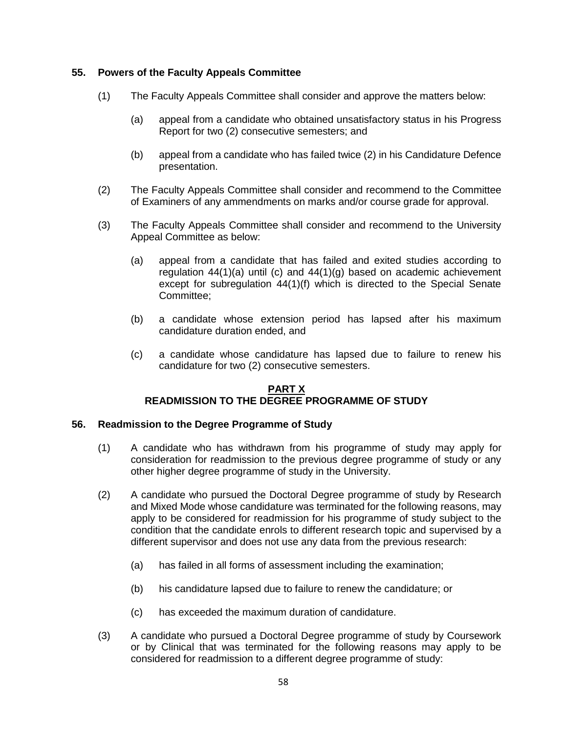### 55. Powers of the Faculty Appeals Committee

(1) The Faculty Appeals Committee shall consider and approve the matters below:

(a) appeal from a candidate who obtained unsatisfactory status in his Progress Report for two (2) consecutive semesters; and

(b) appeal from a candidate who has failed twice (2) in his Candidature Defence presentation.

(2) The Faculty Appeals Committee shall consider and recommend to the Committee of Examiners of any ammendments on marks and/or course grade for approval.

(3) The Faculty Appeals Committee shall consider and recommend to the University Appeal Committee as below:

(a) appeal from a candidate that has failed and exited studies according to regulation 44(1)(a) until (c) and 44(1)(g) based on academic achievement except for subregulation 44(1)(f) which is directed to the Special Senate Committee;

(b) a candidate whose extension period has lapsed after his maximum candidature duration ended, and

(c) a candidate whose candidature has lapsed due to failure to renew his candidature for two (2) consecutive semesters.

## PART X
## READMISSION TO THE DEGREE PROGRAMME OF STUDY

### 56. Readmission to the Degree Programme of Study

(1) A candidate who has withdrawn from his programme of study may apply for consideration for readmission to the previous degree programme of study or any other higher degree programme of study in the University.

(2) A candidate who pursued the Doctoral Degree programme of study by Research and Mixed Mode whose candidature was terminated for the following reasons, may apply to be considered for readmission for his programme of study subject to the condition that the candidate enrols to different research topic and supervised by a different supervisor and does not use any data from the previous research:

(a) has failed in all forms of assessment including the examination;

(b) his candidature lapsed due to failure to renew the candidature; or

(c) has exceeded the maximum duration of candidature.

(3) A candidate who pursued a Doctoral Degree programme of study by Coursework or by Clinical that was terminated for the following reasons may apply to be considered for readmission to a different degree programme of study: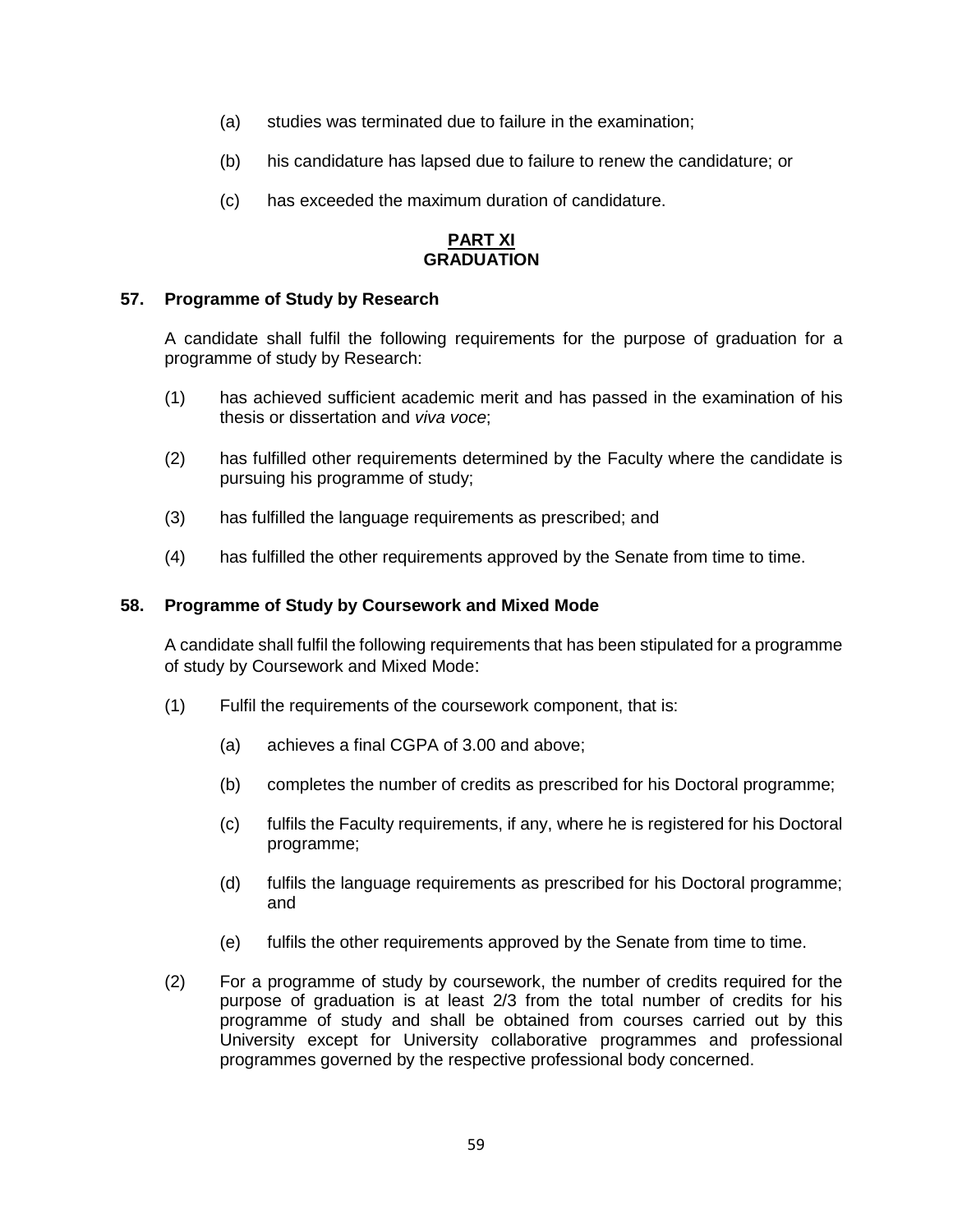(a) studies was terminated due to failure in the examination;

(b) his candidature has lapsed due to failure to renew the candidature; or

(c) has exceeded the maximum duration of candidature.

## PART XI
## GRADUATION

### 57. Programme of Study by Research

A candidate shall fulfil the following requirements for the purpose of graduation for a programme of study by Research:

(1) has achieved sufficient academic merit and has passed in the examination of his thesis or dissertation and *viva voce*;

(2) has fulfilled other requirements determined by the Faculty where the candidate is pursuing his programme of study;

(3) has fulfilled the language requirements as prescribed; and

(4) has fulfilled the other requirements approved by the Senate from time to time.

### 58. Programme of Study by Coursework and Mixed Mode

A candidate shall fulfil the following requirements that has been stipulated for a programme of study by Coursework and Mixed Mode:

(1) Fulfil the requirements of the coursework component, that is:

  (a) achieves a final CGPA of 3.00 and above;

  (b) completes the number of credits as prescribed for his Doctoral programme;

  (c) fulfils the Faculty requirements, if any, where he is registered for his Doctoral programme;

  (d) fulfils the language requirements as prescribed for his Doctoral programme; and

  (e) fulfils the other requirements approved by the Senate from time to time.

(2) For a programme of study by coursework, the number of credits required for the purpose of graduation is at least 2/3 from the total number of credits for his programme of study and shall be obtained from courses carried out by this University except for University collaborative programmes and professional programmes governed by the respective professional body concerned.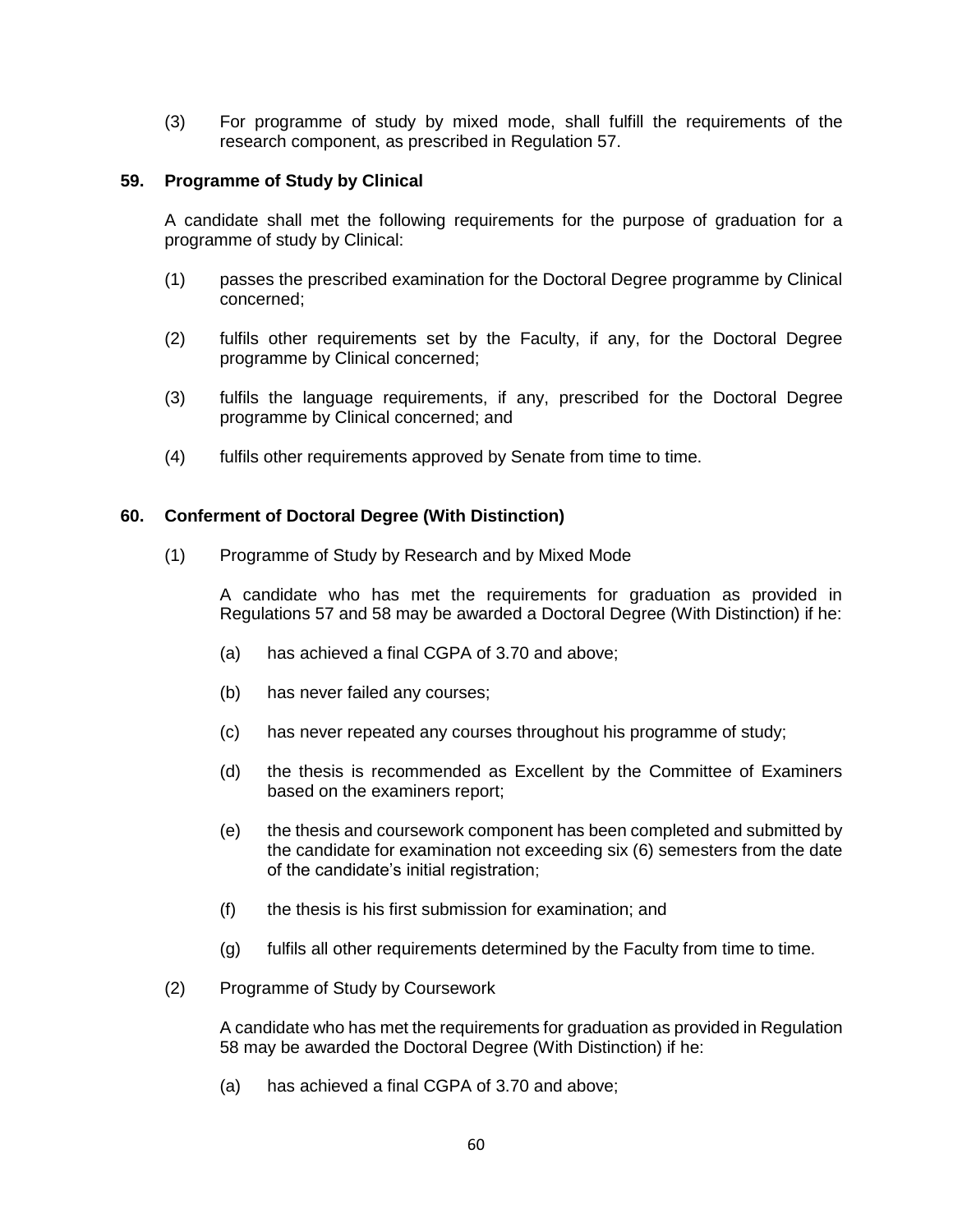(3) For programme of study by mixed mode, shall fulfill the requirements of the research component, as prescribed in Regulation 57.

**59. Programme of Study by Clinical**

A candidate shall met the following requirements for the purpose of graduation for a programme of study by Clinical:

(1) passes the prescribed examination for the Doctoral Degree programme by Clinical concerned;

(2) fulfils other requirements set by the Faculty, if any, for the Doctoral Degree programme by Clinical concerned;

(3) fulfils the language requirements, if any, prescribed for the Doctoral Degree programme by Clinical concerned; and

(4) fulfils other requirements approved by Senate from time to time.

**60. Conferment of Doctoral Degree (With Distinction)**

(1) Programme of Study by Research and by Mixed Mode

A candidate who has met the requirements for graduation as provided in Regulations 57 and 58 may be awarded a Doctoral Degree (With Distinction) if he:

(a) has achieved a final CGPA of 3.70 and above;

(b) has never failed any courses;

(c) has never repeated any courses throughout his programme of study;

(d) the thesis is recommended as Excellent by the Committee of Examiners based on the examiners report;

(e) the thesis and coursework component has been completed and submitted by the candidate for examination not exceeding six (6) semesters from the date of the candidate's initial registration;

(f) the thesis is his first submission for examination; and

(g) fulfils all other requirements determined by the Faculty from time to time.

(2) Programme of Study by Coursework

A candidate who has met the requirements for graduation as provided in Regulation 58 may be awarded the Doctoral Degree (With Distinction) if he:

(a) has achieved a final CGPA of 3.70 and above;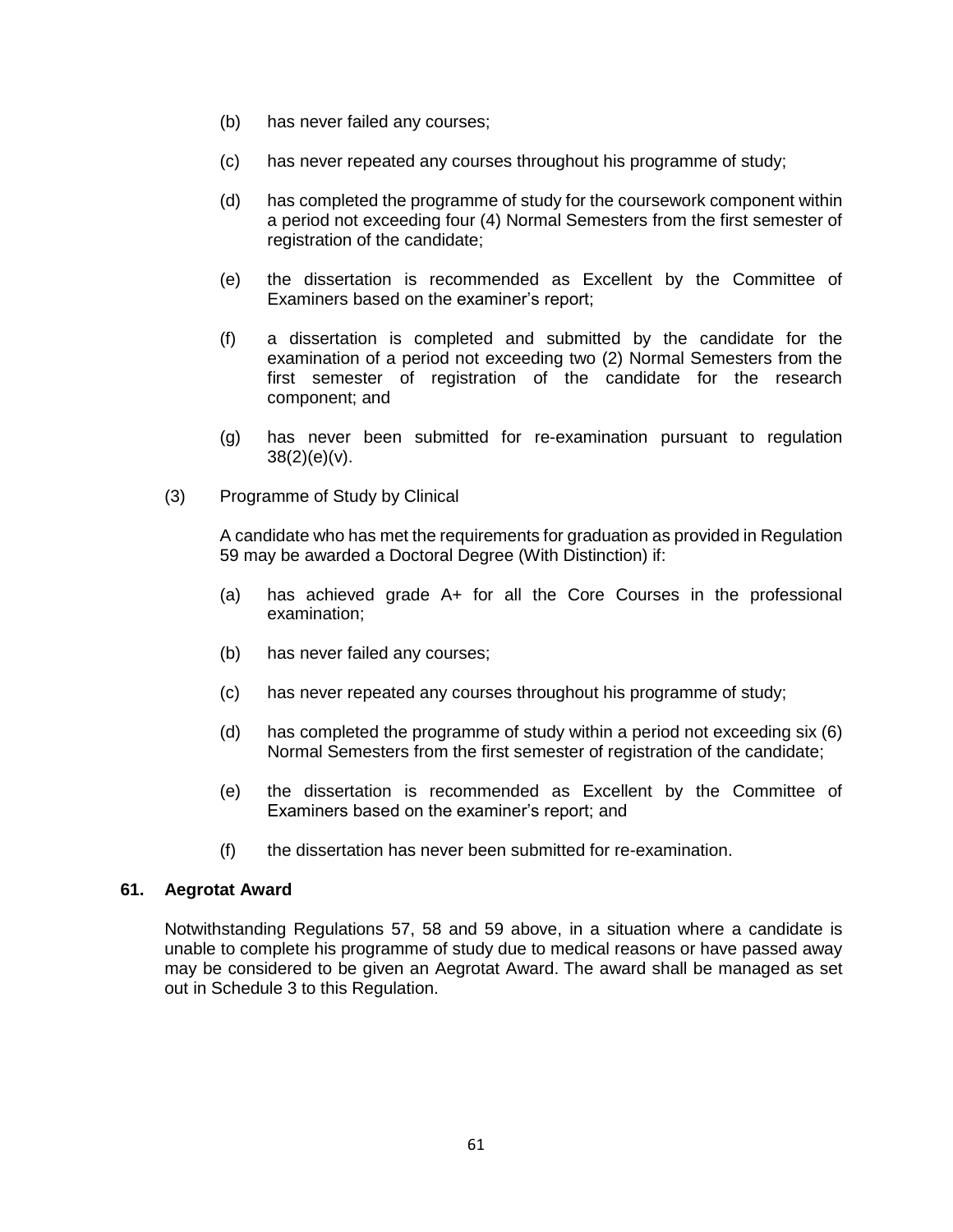(b) has never failed any courses;

(c) has never repeated any courses throughout his programme of study;

(d) has completed the programme of study for the coursework component within a period not exceeding four (4) Normal Semesters from the first semester of registration of the candidate;

(e) the dissertation is recommended as Excellent by the Committee of Examiners based on the examiner's report;

(f) a dissertation is completed and submitted by the candidate for the examination of a period not exceeding two (2) Normal Semesters from the first semester of registration of the candidate for the research component; and

(g) has never been submitted for re-examination pursuant to regulation 38(2)(e)(v).

(3) Programme of Study by Clinical

A candidate who has met the requirements for graduation as provided in Regulation 59 may be awarded a Doctoral Degree (With Distinction) if:

(a) has achieved grade A+ for all the Core Courses in the professional examination;

(b) has never failed any courses;

(c) has never repeated any courses throughout his programme of study;

(d) has completed the programme of study within a period not exceeding six (6) Normal Semesters from the first semester of registration of the candidate;

(e) the dissertation is recommended as Excellent by the Committee of Examiners based on the examiner's report; and

(f) the dissertation has never been submitted for re-examination.

**61. Aegrotat Award**

Notwithstanding Regulations 57, 58 and 59 above, in a situation where a candidate is unable to complete his programme of study due to medical reasons or have passed away may be considered to be given an Aegrotat Award. The award shall be managed as set out in Schedule 3 to this Regulation.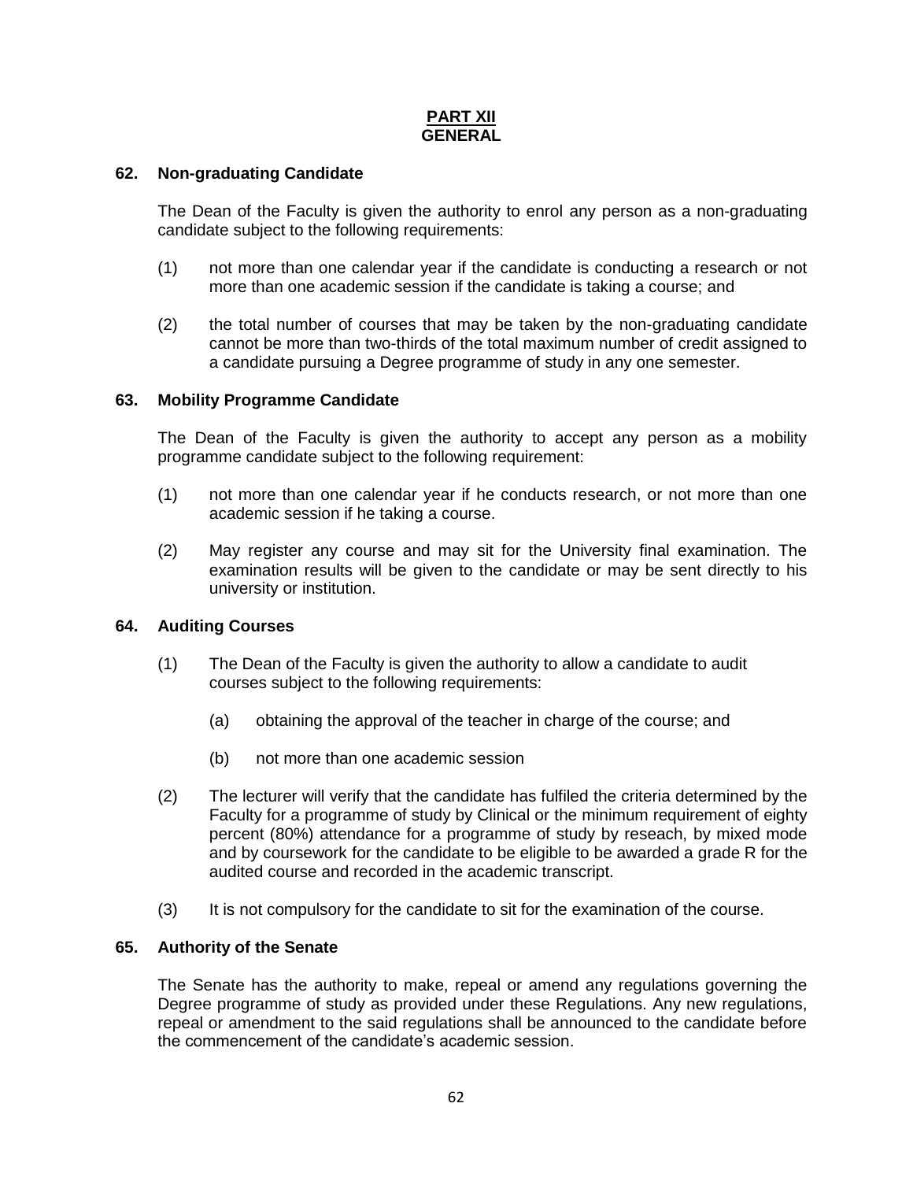## PART XII
## GENERAL

### 62. Non-graduating Candidate

The Dean of the Faculty is given the authority to enrol any person as a non-graduating candidate subject to the following requirements:

(1) not more than one calendar year if the candidate is conducting a research or not more than one academic session if the candidate is taking a course; and

(2) the total number of courses that may be taken by the non-graduating candidate cannot be more than two-thirds of the total maximum number of credit assigned to a candidate pursuing a Degree programme of study in any one semester.

### 63. Mobility Programme Candidate

The Dean of the Faculty is given the authority to accept any person as a mobility programme candidate subject to the following requirement:

(1) not more than one calendar year if he conducts research, or not more than one academic session if he taking a course.

(2) May register any course and may sit for the University final examination. The examination results will be given to the candidate or may be sent directly to his university or institution.

### 64. Auditing Courses

(1) The Dean of the Faculty is given the authority to allow a candidate to audit courses subject to the following requirements:

   (a) obtaining the approval of the teacher in charge of the course; and

   (b) not more than one academic session

(2) The lecturer will verify that the candidate has fulfiled the criteria determined by the Faculty for a programme of study by Clinical or the minimum requirement of eighty percent (80%) attendance for a programme of study by reseach, by mixed mode and by coursework for the candidate to be eligible to be awarded a grade R for the audited course and recorded in the academic transcript.

(3) It is not compulsory for the candidate to sit for the examination of the course.

### 65. Authority of the Senate

The Senate has the authority to make, repeal or amend any regulations governing the Degree programme of study as provided under these Regulations. Any new regulations, repeal or amendment to the said regulations shall be announced to the candidate before the commencement of the candidate's academic session.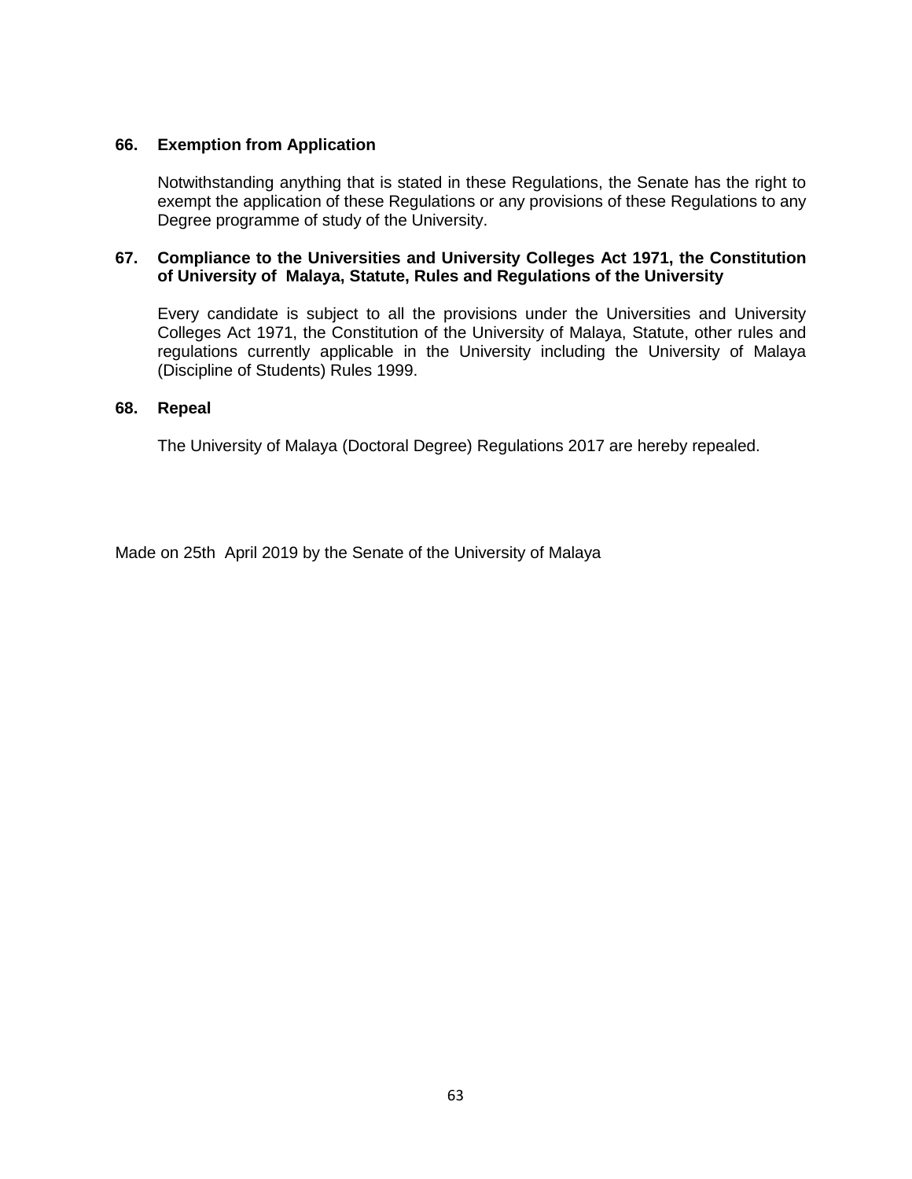### 66. Exemption from Application

Notwithstanding anything that is stated in these Regulations, the Senate has the right to exempt the application of these Regulations or any provisions of these Regulations to any Degree programme of study of the University.

### 67. Compliance to the Universities and University Colleges Act 1971, the Constitution of University of Malaya, Statute, Rules and Regulations of the University

Every candidate is subject to all the provisions under the Universities and University Colleges Act 1971, the Constitution of the University of Malaya, Statute, other rules and regulations currently applicable in the University including the University of Malaya (Discipline of Students) Rules 1999.

### 68. Repeal

The University of Malaya (Doctoral Degree) Regulations 2017 are hereby repealed.

Made on 25th April 2019 by the Senate of the University of Malaya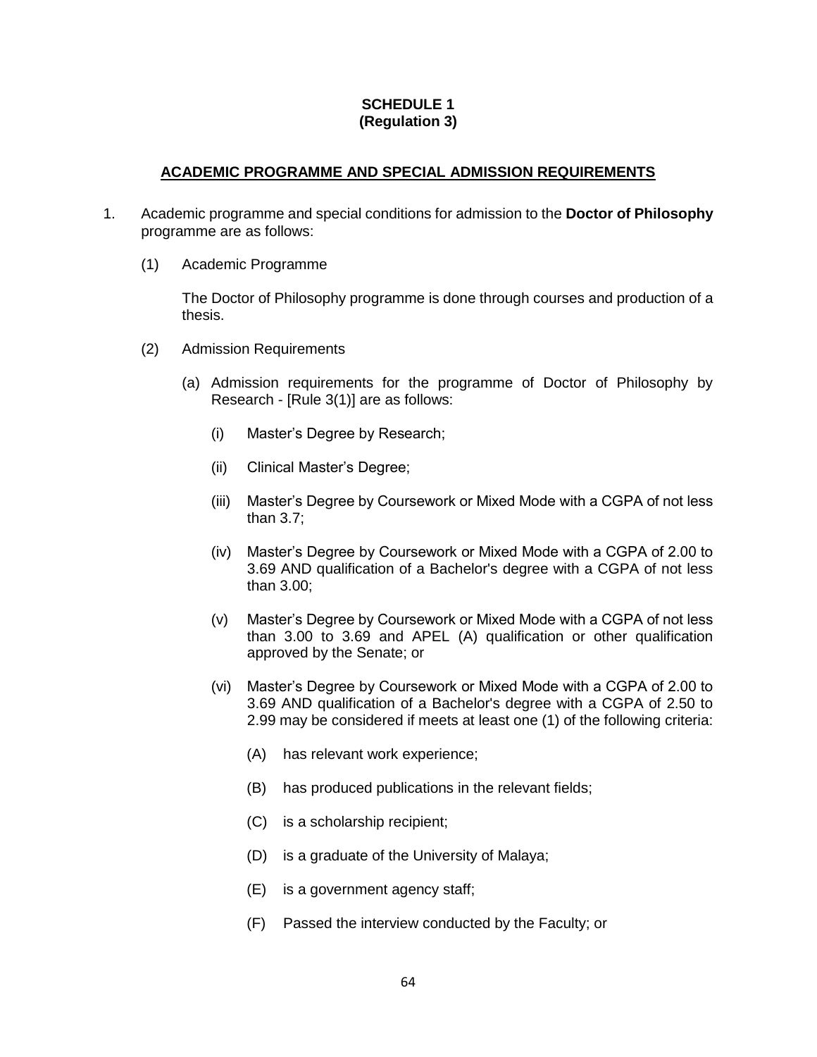**SCHEDULE 1**
**(Regulation 3)**

## ACADEMIC PROGRAMME AND SPECIAL ADMISSION REQUIREMENTS

1. Academic programme and special conditions for admission to the **Doctor of Philosophy** programme are as follows:

   (1) Academic Programme

   The Doctor of Philosophy programme is done through courses and production of a thesis.

   (2) Admission Requirements

   (a) Admission requirements for the programme of Doctor of Philosophy by Research - [Rule 3(1)] are as follows:

   (i) Master's Degree by Research;

   (ii) Clinical Master's Degree;

   (iii) Master's Degree by Coursework or Mixed Mode with a CGPA of not less than 3.7;

   (iv) Master's Degree by Coursework or Mixed Mode with a CGPA of 2.00 to 3.69 AND qualification of a Bachelor's degree with a CGPA of not less than 3.00;

   (v) Master's Degree by Coursework or Mixed Mode with a CGPA of not less than 3.00 to 3.69 and APEL (A) qualification or other qualification approved by the Senate; or

   (vi) Master's Degree by Coursework or Mixed Mode with a CGPA of 2.00 to 3.69 AND qualification of a Bachelor's degree with a CGPA of 2.50 to 2.99 may be considered if meets at least one (1) of the following criteria:

   (A) has relevant work experience;

   (B) has produced publications in the relevant fields;

   (C) is a scholarship recipient;

   (D) is a graduate of the University of Malaya;

   (E) is a government agency staff;

   (F) Passed the interview conducted by the Faculty; or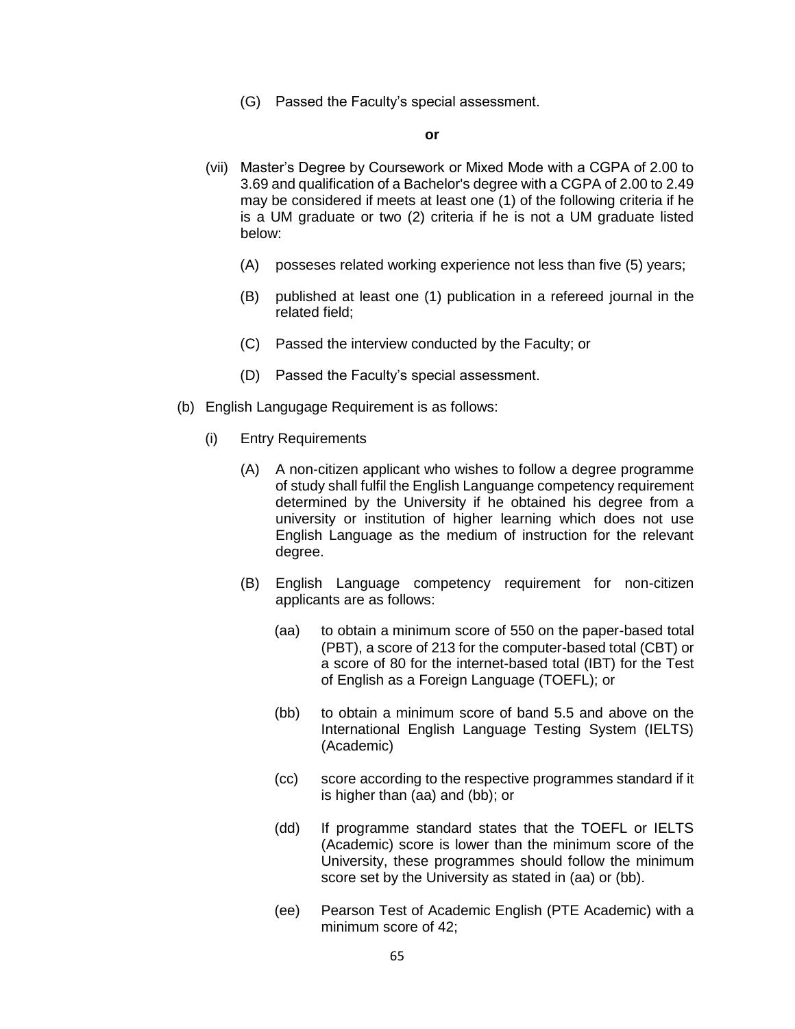(G) Passed the Faculty's special assessment.

**or**

(vii) Master's Degree by Coursework or Mixed Mode with a CGPA of 2.00 to 3.69 and qualification of a Bachelor's degree with a CGPA of 2.00 to 2.49 may be considered if meets at least one (1) of the following criteria if he is a UM graduate or two (2) criteria if he is not a UM graduate listed below:

(A) posseses related working experience not less than five (5) years;

(B) published at least one (1) publication in a refereed journal in the related field;

(C) Passed the interview conducted by the Faculty; or

(D) Passed the Faculty's special assessment.

(b) English Langugage Requirement is as follows:

(i) Entry Requirements

(A) A non-citizen applicant who wishes to follow a degree programme of study shall fulfil the English Languange competency requirement determined by the University if he obtained his degree from a university or institution of higher learning which does not use English Language as the medium of instruction for the relevant degree.

(B) English Language competency requirement for non-citizen applicants are as follows:

(aa) to obtain a minimum score of 550 on the paper-based total (PBT), a score of 213 for the computer-based total (CBT) or a score of 80 for the internet-based total (IBT) for the Test of English as a Foreign Language (TOEFL); or

(bb) to obtain a minimum score of band 5.5 and above on the International English Language Testing System (IELTS) (Academic)

(cc) score according to the respective programmes standard if it is higher than (aa) and (bb); or

(dd) If programme standard states that the TOEFL or IELTS (Academic) score is lower than the minimum score of the University, these programmes should follow the minimum score set by the University as stated in (aa) or (bb).

(ee) Pearson Test of Academic English (PTE Academic) with a minimum score of 42;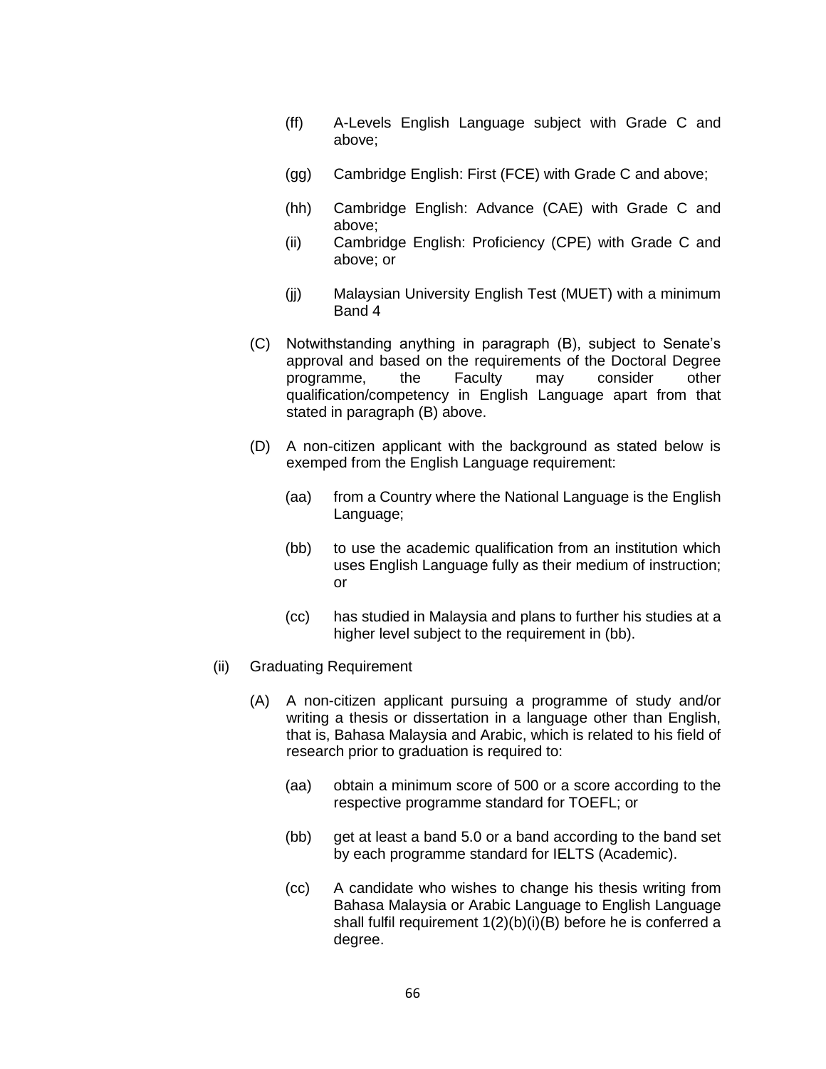- (ff) A-Levels English Language subject with Grade C and above;
- (gg) Cambridge English: First (FCE) with Grade C and above;
- (hh) Cambridge English: Advance (CAE) with Grade C and above;
- (ii) Cambridge English: Proficiency (CPE) with Grade C and above; or
- (jj) Malaysian University English Test (MUET) with a minimum Band 4

(C) Notwithstanding anything in paragraph (B), subject to Senate's approval and based on the requirements of the Doctoral Degree programme, the Faculty may consider other qualification/competency in English Language apart from that stated in paragraph (B) above.

(D) A non-citizen applicant with the background as stated below is exempted from the English Language requirement:

- (aa) from a Country where the National Language is the English Language;
- (bb) to use the academic qualification from an institution which uses English Language fully as their medium of instruction; or
- (cc) has studied in Malaysia and plans to further his studies at a higher level subject to the requirement in (bb).

(ii) Graduating Requirement

(A) A non-citizen applicant pursuing a programme of study and/or writing a thesis or dissertation in a language other than English, that is, Bahasa Malaysia and Arabic, which is related to his field of research prior to graduation is required to:

- (aa) obtain a minimum score of 500 or a score according to the respective programme standard for TOEFL; or
- (bb) get at least a band 5.0 or a band according to the band set by each programme standard for IELTS (Academic).
- (cc) A candidate who wishes to change his thesis writing from Bahasa Malaysia or Arabic Language to English Language shall fulfil requirement 1(2)(b)(i)(B) before he is conferred a degree.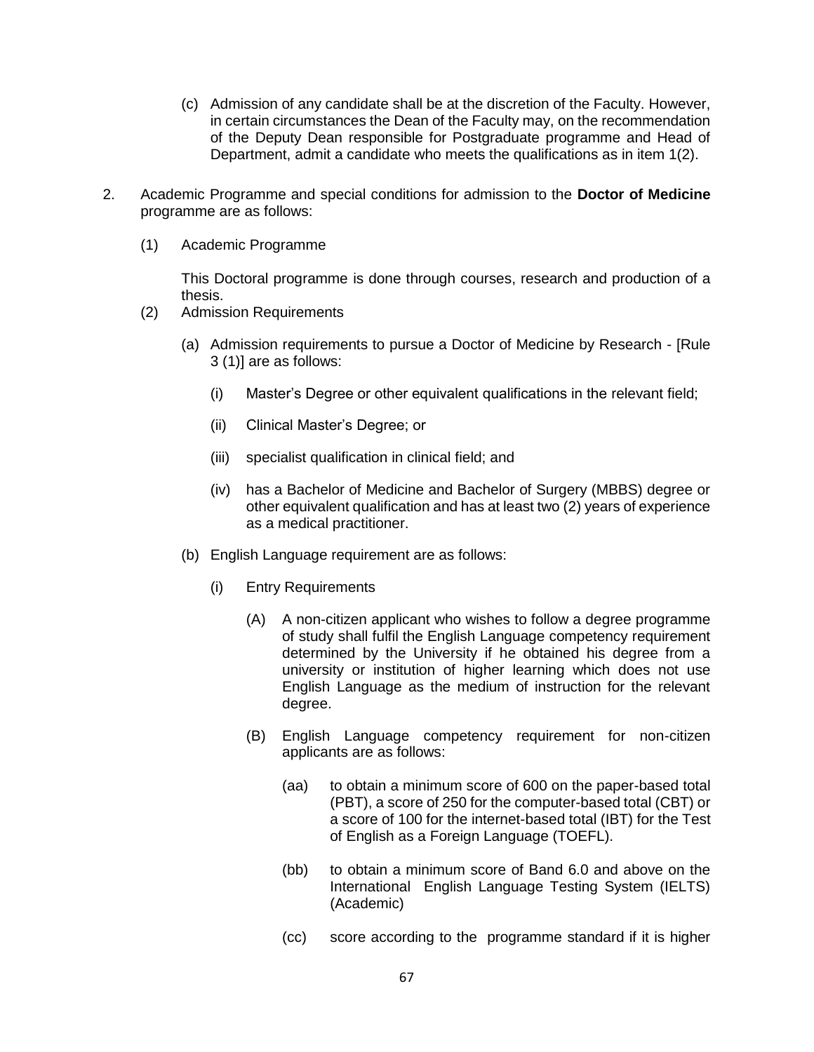(c) Admission of any candidate shall be at the discretion of the Faculty. However, in certain circumstances the Dean of the Faculty may, on the recommendation of the Deputy Dean responsible for Postgraduate programme and Head of Department, admit a candidate who meets the qualifications as in item 1(2).

2. Academic Programme and special conditions for admission to the **Doctor of Medicine** programme are as follows:

   (1) Academic Programme

   This Doctoral programme is done through courses, research and production of a thesis.

   (2) Admission Requirements

      (a) Admission requirements to pursue a Doctor of Medicine by Research - [Rule 3 (1)] are as follows:

         (i) Master's Degree or other equivalent qualifications in the relevant field;

         (ii) Clinical Master's Degree; or

         (iii) specialist qualification in clinical field; and

         (iv) has a Bachelor of Medicine and Bachelor of Surgery (MBBS) degree or other equivalent qualification and has at least two (2) years of experience as a medical practitioner.

      (b) English Language requirement are as follows:

         (i) Entry Requirements

            (A) A non-citizen applicant who wishes to follow a degree programme of study shall fulfil the English Language competency requirement determined by the University if he obtained his degree from a university or institution of higher learning which does not use English Language as the medium of instruction for the relevant degree.

            (B) English Language competency requirement for non-citizen applicants are as follows:

               (aa) to obtain a minimum score of 600 on the paper-based total (PBT), a score of 250 for the computer-based total (CBT) or a score of 100 for the internet-based total (IBT) for the Test of English as a Foreign Language (TOEFL).

               (bb) to obtain a minimum score of Band 6.0 and above on the International English Language Testing System (IELTS) (Academic)

               (cc) score according to the programme standard if it is higher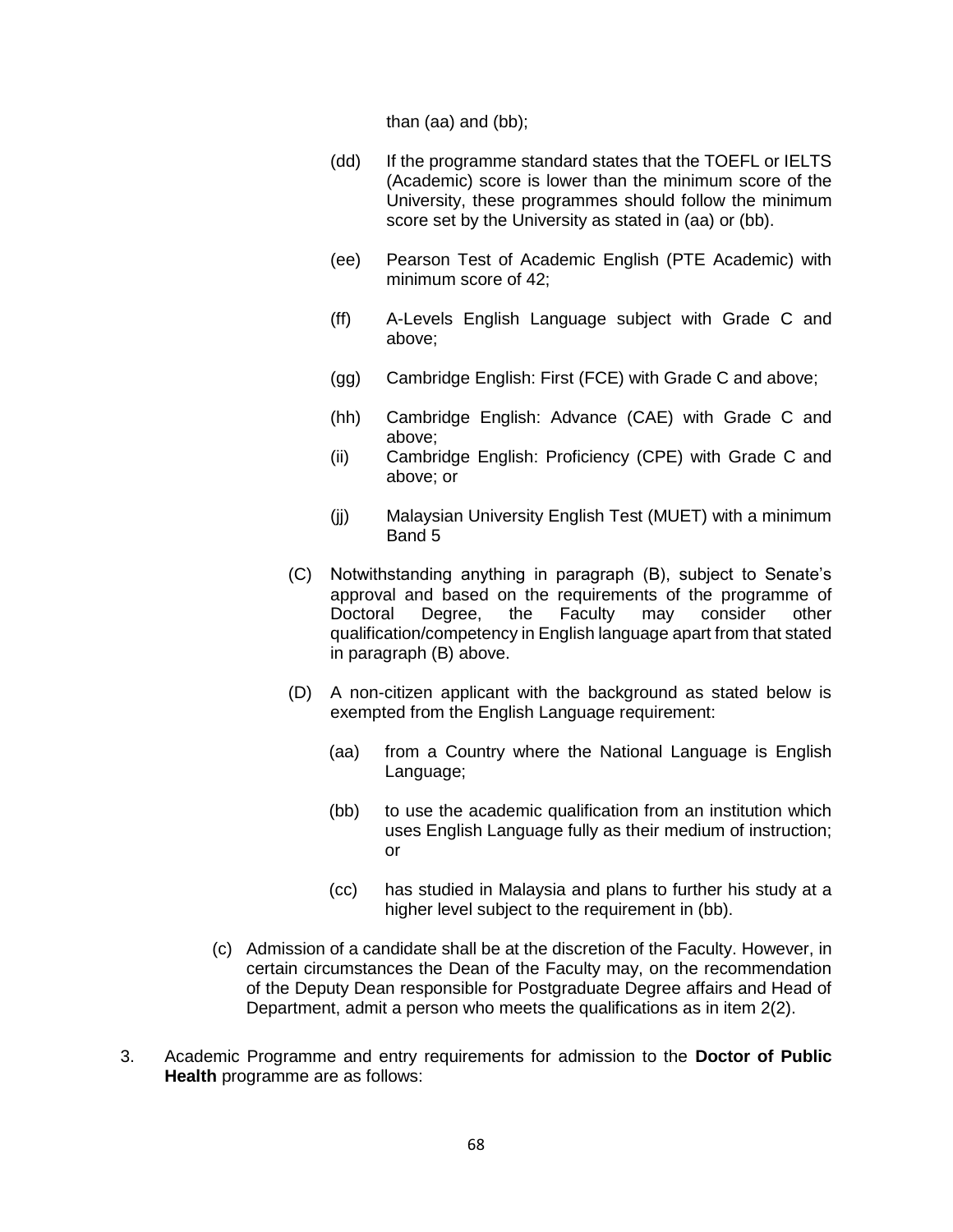than (aa) and (bb);

(dd) If the programme standard states that the TOEFL or IELTS (Academic) score is lower than the minimum score of the University, these programmes should follow the minimum score set by the University as stated in (aa) or (bb).

(ee) Pearson Test of Academic English (PTE Academic) with minimum score of 42;

(ff) A-Levels English Language subject with Grade C and above;

(gg) Cambridge English: First (FCE) with Grade C and above;

(hh) Cambridge English: Advance (CAE) with Grade C and above;

(ii) Cambridge English: Proficiency (CPE) with Grade C and above; or

(jj) Malaysian University English Test (MUET) with a minimum Band 5

(C) Notwithstanding anything in paragraph (B), subject to Senate's approval and based on the requirements of the programme of Doctoral Degree, the Faculty may consider other qualification/competency in English language apart from that stated in paragraph (B) above.

(D) A non-citizen applicant with the background as stated below is exempted from the English Language requirement:

(aa) from a Country where the National Language is English Language;

(bb) to use the academic qualification from an institution which uses English Language fully as their medium of instruction; or

(cc) has studied in Malaysia and plans to further his study at a higher level subject to the requirement in (bb).

(c) Admission of a candidate shall be at the discretion of the Faculty. However, in certain circumstances the Dean of the Faculty may, on the recommendation of the Deputy Dean responsible for Postgraduate Degree affairs and Head of Department, admit a person who meets the qualifications as in item 2(2).

3. Academic Programme and entry requirements for admission to the **Doctor of Public Health** programme are as follows: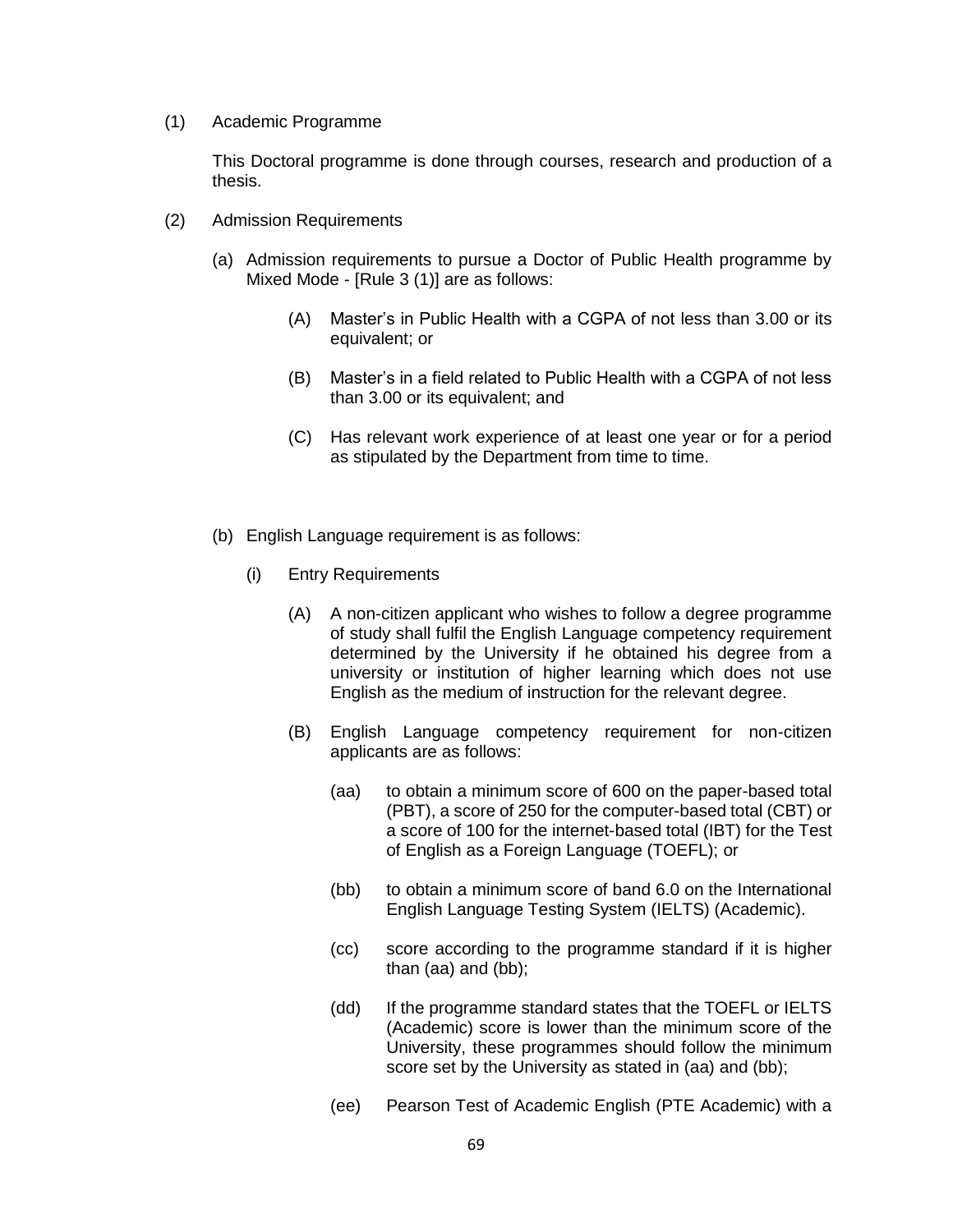(1) Academic Programme

This Doctoral programme is done through courses, research and production of a thesis.

(2) Admission Requirements

(a) Admission requirements to pursue a Doctor of Public Health programme by Mixed Mode - [Rule 3 (1)] are as follows:

(A) Master's in Public Health with a CGPA of not less than 3.00 or its equivalent; or

(B) Master's in a field related to Public Health with a CGPA of not less than 3.00 or its equivalent; and

(C) Has relevant work experience of at least one year or for a period as stipulated by the Department from time to time.

(b) English Language requirement is as follows:

(i) Entry Requirements

(A) A non-citizen applicant who wishes to follow a degree programme of study shall fulfil the English Language competency requirement determined by the University if he obtained his degree from a university or institution of higher learning which does not use English as the medium of instruction for the relevant degree.

(B) English Language competency requirement for non-citizen applicants are as follows:

(aa) to obtain a minimum score of 600 on the paper-based total (PBT), a score of 250 for the computer-based total (CBT) or a score of 100 for the internet-based total (IBT) for the Test of English as a Foreign Language (TOEFL); or

(bb) to obtain a minimum score of band 6.0 on the International English Language Testing System (IELTS) (Academic).

(cc) score according to the programme standard if it is higher than (aa) and (bb);

(dd) If the programme standard states that the TOEFL or IELTS (Academic) score is lower than the minimum score of the University, these programmes should follow the minimum score set by the University as stated in (aa) and (bb);

(ee) Pearson Test of Academic English (PTE Academic) with a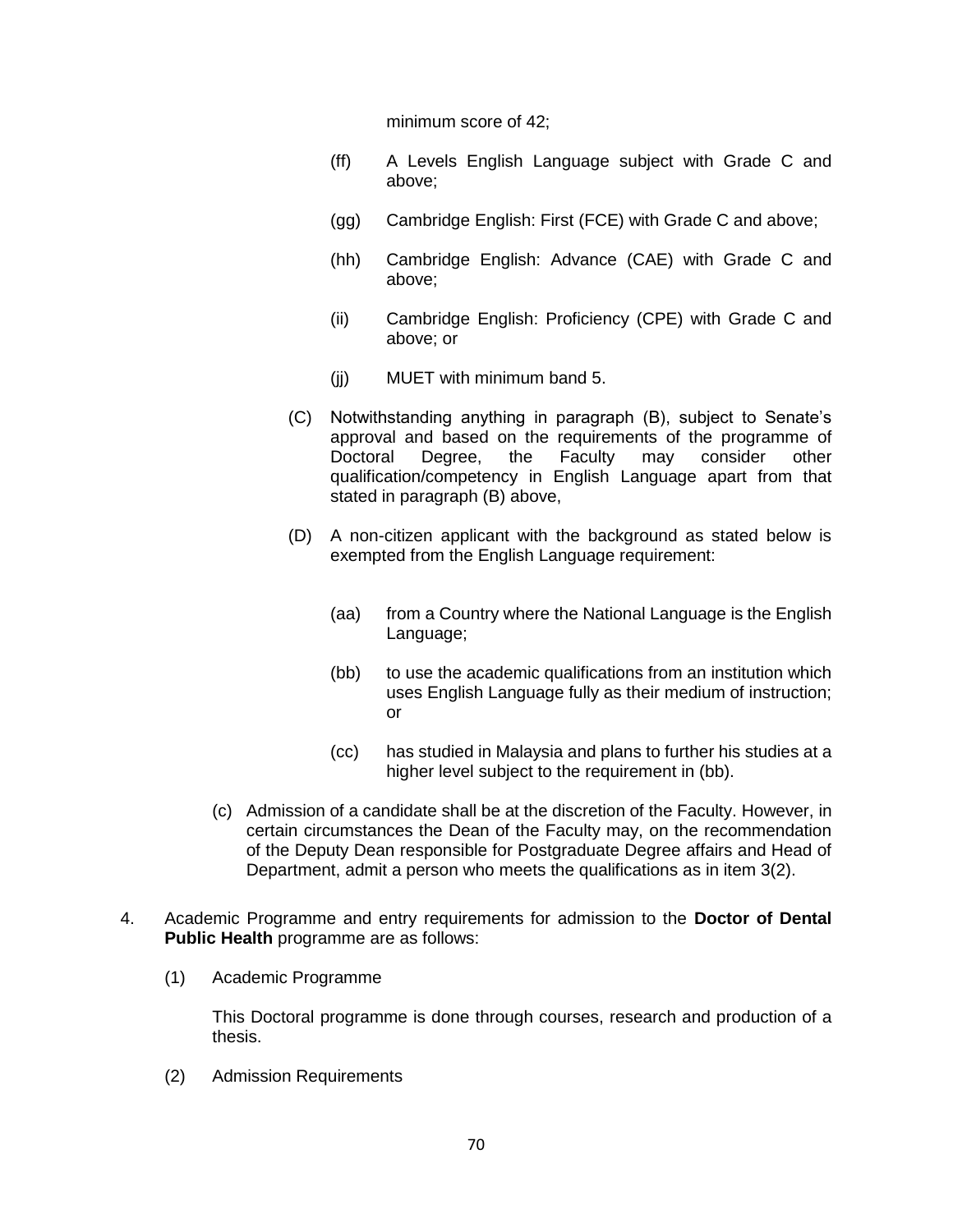minimum score of 42;

(ff) A Levels English Language subject with Grade C and above;

(gg) Cambridge English: First (FCE) with Grade C and above;

(hh) Cambridge English: Advance (CAE) with Grade C and above;

(ii) Cambridge English: Proficiency (CPE) with Grade C and above; or

(jj) MUET with minimum band 5.

(C) Notwithstanding anything in paragraph (B), subject to Senate's approval and based on the requirements of the programme of Doctoral Degree, the Faculty may consider other qualification/competency in English Language apart from that stated in paragraph (B) above,

(D) A non-citizen applicant with the background as stated below is exempted from the English Language requirement:

(aa) from a Country where the National Language is the English Language;

(bb) to use the academic qualifications from an institution which uses English Language fully as their medium of instruction; or

(cc) has studied in Malaysia and plans to further his studies at a higher level subject to the requirement in (bb).

(c) Admission of a candidate shall be at the discretion of the Faculty. However, in certain circumstances the Dean of the Faculty may, on the recommendation of the Deputy Dean responsible for Postgraduate Degree affairs and Head of Department, admit a person who meets the qualifications as in item 3(2).

4. Academic Programme and entry requirements for admission to the **Doctor of Dental Public Health** programme are as follows:

(1) Academic Programme

This Doctoral programme is done through courses, research and production of a thesis.

(2) Admission Requirements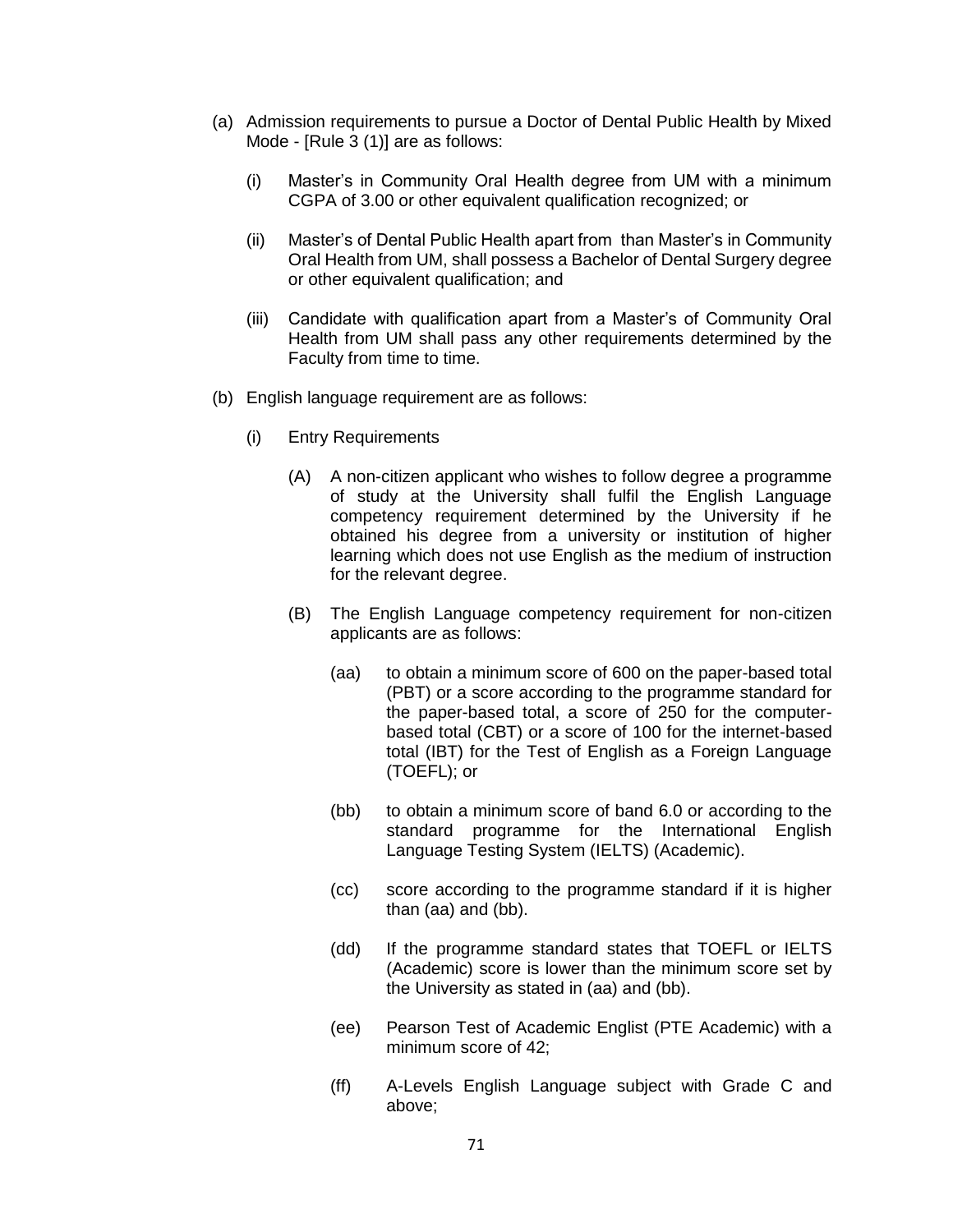(a) Admission requirements to pursue a Doctor of Dental Public Health by Mixed Mode - [Rule 3 (1)] are as follows:

(i) Master's in Community Oral Health degree from UM with a minimum CGPA of 3.00 or other equivalent qualification recognized; or

(ii) Master's of Dental Public Health apart from than Master's in Community Oral Health from UM, shall possess a Bachelor of Dental Surgery degree or other equivalent qualification; and

(iii) Candidate with qualification apart from a Master's of Community Oral Health from UM shall pass any other requirements determined by the Faculty from time to time.

(b) English language requirement are as follows:

(i) Entry Requirements

(A) A non-citizen applicant who wishes to follow degree a programme of study at the University shall fulfil the English Language competency requirement determined by the University if he obtained his degree from a university or institution of higher learning which does not use English as the medium of instruction for the relevant degree.

(B) The English Language competency requirement for non-citizen applicants are as follows:

(aa) to obtain a minimum score of 600 on the paper-based total (PBT) or a score according to the programme standard for the paper-based total, a score of 250 for the computer-based total (CBT) or a score of 100 for the internet-based total (IBT) for the Test of English as a Foreign Language (TOEFL); or

(bb) to obtain a minimum score of band 6.0 or according to the standard programme for the International English Language Testing System (IELTS) (Academic).

(cc) score according to the programme standard if it is higher than (aa) and (bb).

(dd) If the programme standard states that TOEFL or IELTS (Academic) score is lower than the minimum score set by the University as stated in (aa) and (bb).

(ee) Pearson Test of Academic Englist (PTE Academic) with a minimum score of 42;

(ff) A-Levels English Language subject with Grade C and above;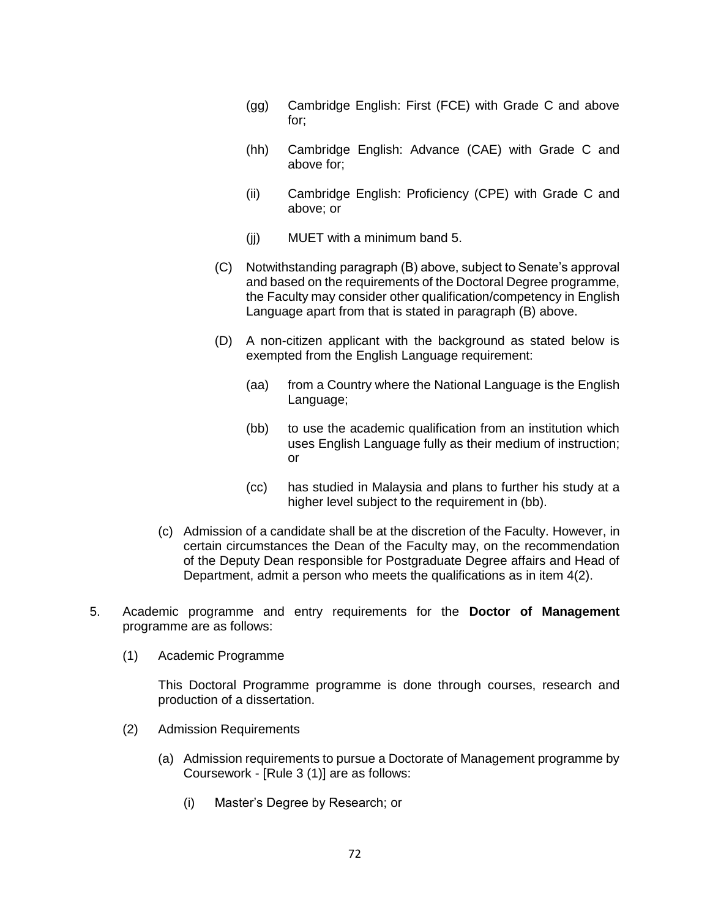(gg) Cambridge English: First (FCE) with Grade C and above for;

(hh) Cambridge English: Advance (CAE) with Grade C and above for;

(ii) Cambridge English: Proficiency (CPE) with Grade C and above; or

(jj) MUET with a minimum band 5.

(C) Notwithstanding paragraph (B) above, subject to Senate's approval and based on the requirements of the Doctoral Degree programme, the Faculty may consider other qualification/competency in English Language apart from that is stated in paragraph (B) above.

(D) A non-citizen applicant with the background as stated below is exempted from the English Language requirement:

(aa) from a Country where the National Language is the English Language;

(bb) to use the academic qualification from an institution which uses English Language fully as their medium of instruction; or

(cc) has studied in Malaysia and plans to further his study at a higher level subject to the requirement in (bb).

(c) Admission of a candidate shall be at the discretion of the Faculty. However, in certain circumstances the Dean of the Faculty may, on the recommendation of the Deputy Dean responsible for Postgraduate Degree affairs and Head of Department, admit a person who meets the qualifications as in item 4(2).

5. Academic programme and entry requirements for the **Doctor of Management** programme are as follows:

(1) Academic Programme

This Doctoral Programme programme is done through courses, research and production of a dissertation.

(2) Admission Requirements

(a) Admission requirements to pursue a Doctorate of Management programme by Coursework - [Rule 3 (1)] are as follows:

(i) Master's Degree by Research; or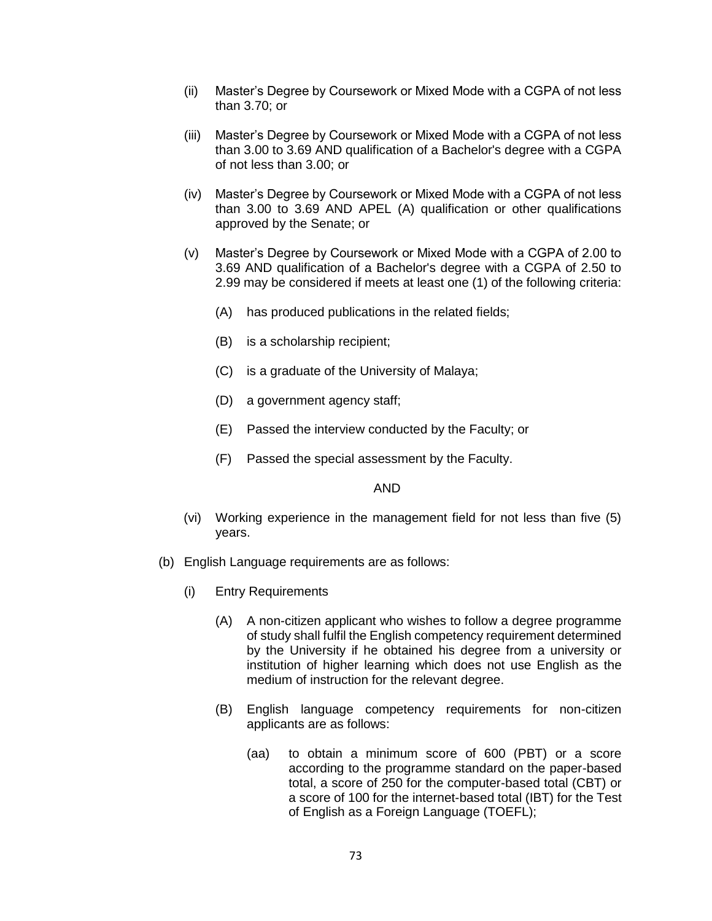(ii) Master's Degree by Coursework or Mixed Mode with a CGPA of not less than 3.70; or

(iii) Master's Degree by Coursework or Mixed Mode with a CGPA of not less than 3.00 to 3.69 AND qualification of a Bachelor's degree with a CGPA of not less than 3.00; or

(iv) Master's Degree by Coursework or Mixed Mode with a CGPA of not less than 3.00 to 3.69 AND APEL (A) qualification or other qualifications approved by the Senate; or

(v) Master's Degree by Coursework or Mixed Mode with a CGPA of 2.00 to 3.69 AND qualification of a Bachelor's degree with a CGPA of 2.50 to 2.99 may be considered if meets at least one (1) of the following criteria:

  (A) has produced publications in the related fields;

  (B) is a scholarship recipient;

  (C) is a graduate of the University of Malaya;

  (D) a government agency staff;

  (E) Passed the interview conducted by the Faculty; or

  (F) Passed the special assessment by the Faculty.

AND

(vi) Working experience in the management field for not less than five (5) years.

(b) English Language requirements are as follows:

  (i) Entry Requirements

    (A) A non-citizen applicant who wishes to follow a degree programme of study shall fulfil the English competency requirement determined by the University if he obtained his degree from a university or institution of higher learning which does not use English as the medium of instruction for the relevant degree.

    (B) English language competency requirements for non-citizen applicants are as follows:

      (aa) to obtain a minimum score of 600 (PBT) or a score according to the programme standard on the paper-based total, a score of 250 for the computer-based total (CBT) or a score of 100 for the internet-based total (IBT) for the Test of English as a Foreign Language (TOEFL);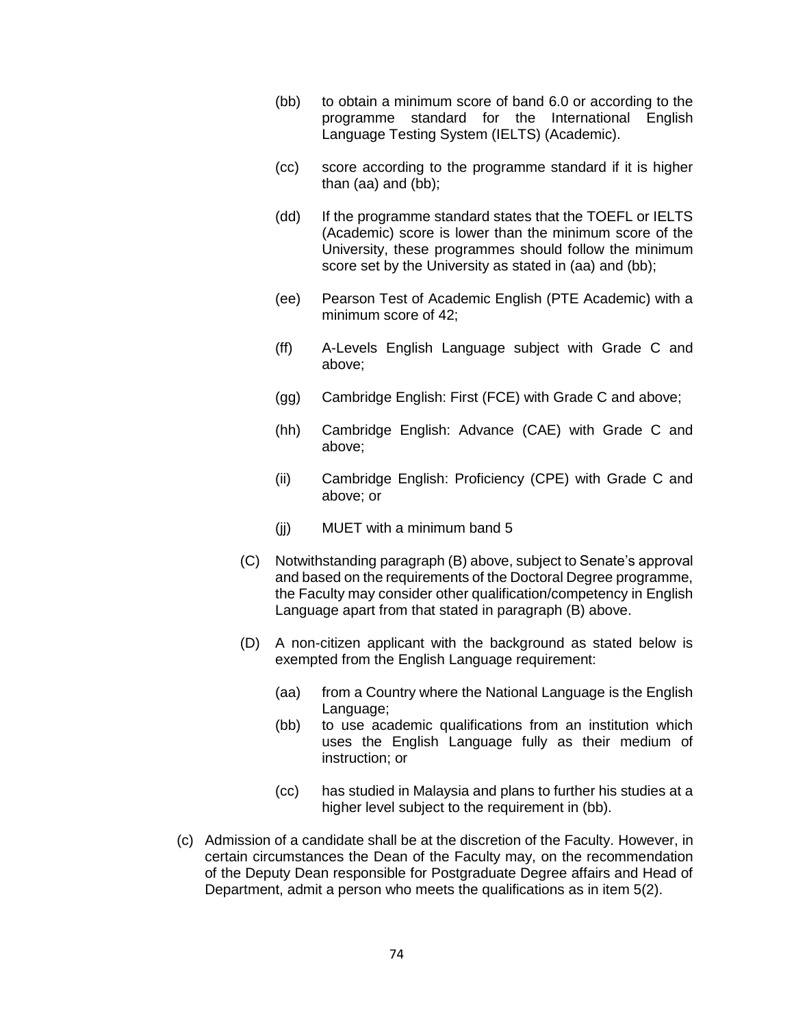- (bb) to obtain a minimum score of band 6.0 or according to the programme standard for the International English Language Testing System (IELTS) (Academic).

- (cc) score according to the programme standard if it is higher than (aa) and (bb);

- (dd) If the programme standard states that the TOEFL or IELTS (Academic) score is lower than the minimum score of the University, these programmes should follow the minimum score set by the University as stated in (aa) and (bb);

- (ee) Pearson Test of Academic English (PTE Academic) with a minimum score of 42;

- (ff) A-Levels English Language subject with Grade C and above;

- (gg) Cambridge English: First (FCE) with Grade C and above;

- (hh) Cambridge English: Advance (CAE) with Grade C and above;

- (ii) Cambridge English: Proficiency (CPE) with Grade C and above; or

- (jj) MUET with a minimum band 5

(C) Notwithstanding paragraph (B) above, subject to Senate's approval and based on the requirements of the Doctoral Degree programme, the Faculty may consider other qualification/competency in English Language apart from that stated in paragraph (B) above.

(D) A non-citizen applicant with the background as stated below is exempted from the English Language requirement:

- (aa) from a Country where the National Language is the English Language;
- (bb) to use academic qualifications from an institution which uses the English Language fully as their medium of instruction; or

- (cc) has studied in Malaysia and plans to further his studies at a higher level subject to the requirement in (bb).

(c) Admission of a candidate shall be at the discretion of the Faculty. However, in certain circumstances the Dean of the Faculty may, on the recommendation of the Deputy Dean responsible for Postgraduate Degree affairs and Head of Department, admit a person who meets the qualifications as in item 5(2).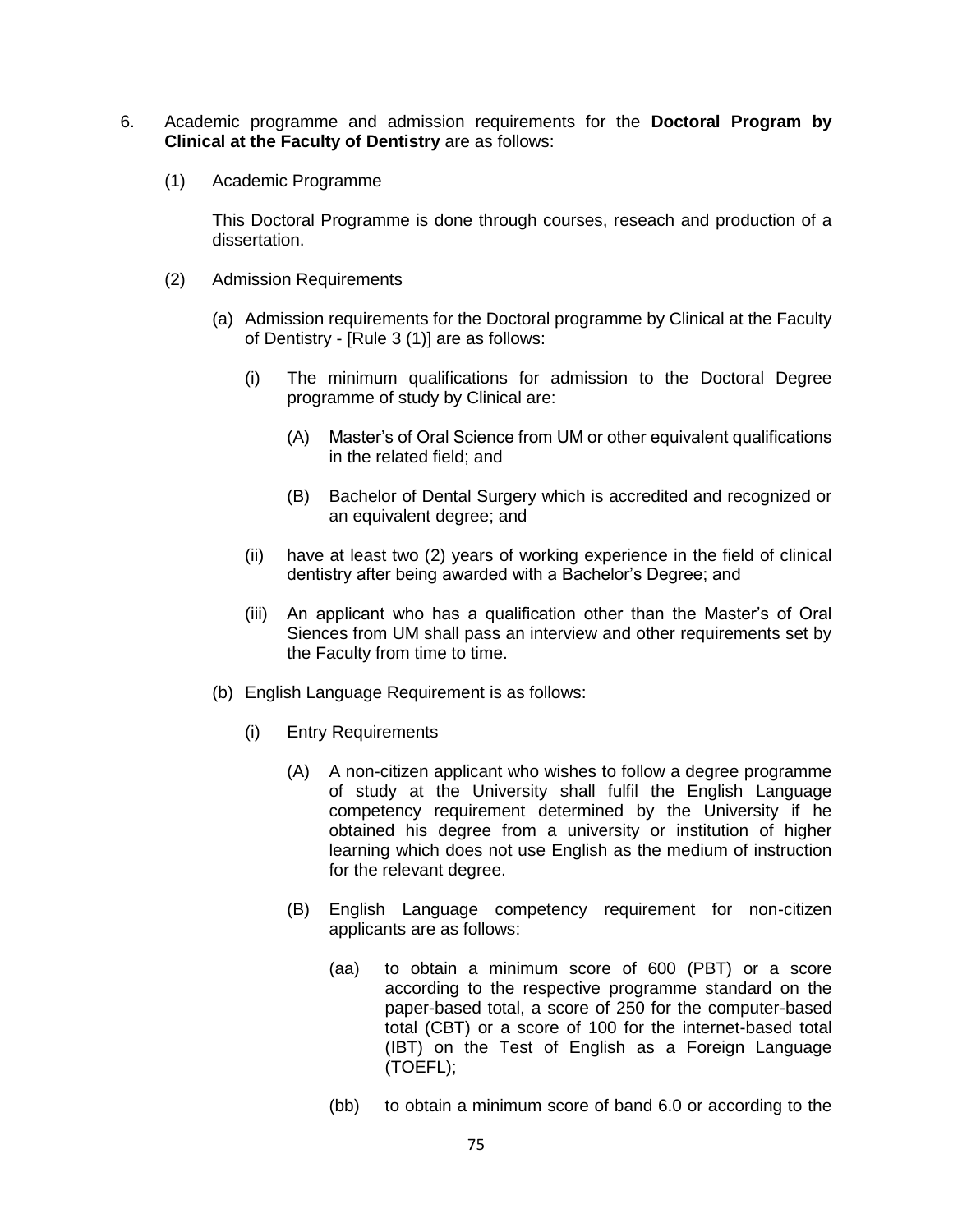6. Academic programme and admission requirements for the **Doctoral Program by Clinical at the Faculty of Dentistry** are as follows:

   (1) Academic Programme

   This Doctoral Programme is done through courses, reseach and production of a dissertation.

   (2) Admission Requirements

   (a) Admission requirements for the Doctoral programme by Clinical at the Faculty of Dentistry - [Rule 3 (1)] are as follows:

   (i) The minimum qualifications for admission to the Doctoral Degree programme of study by Clinical are:

   (A) Master's of Oral Science from UM or other equivalent qualifications in the related field; and

   (B) Bachelor of Dental Surgery which is accredited and recognized or an equivalent degree; and

   (ii) have at least two (2) years of working experience in the field of clinical dentistry after being awarded with a Bachelor's Degree; and

   (iii) An applicant who has a qualification other than the Master's of Oral Siences from UM shall pass an interview and other requirements set by the Faculty from time to time.

   (b) English Language Requirement is as follows:

   (i) Entry Requirements

   (A) A non-citizen applicant who wishes to follow a degree programme of study at the University shall fulfil the English Language competency requirement determined by the University if he obtained his degree from a university or institution of higher learning which does not use English as the medium of instruction for the relevant degree.

   (B) English Language competency requirement for non-citizen applicants are as follows:

   (aa) to obtain a minimum score of 600 (PBT) or a score according to the respective programme standard on the paper-based total, a score of 250 for the computer-based total (CBT) or a score of 100 for the internet-based total (IBT) on the Test of English as a Foreign Language (TOEFL);

   (bb) to obtain a minimum score of band 6.0 or according to the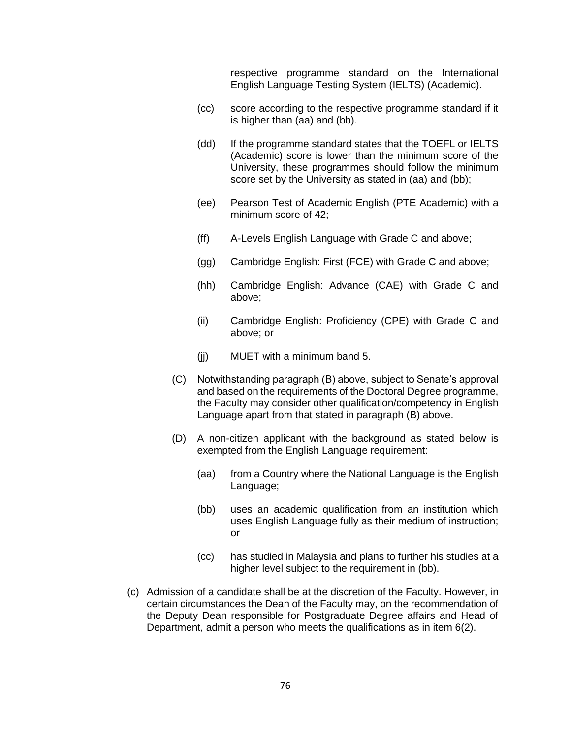respective programme standard on the International English Language Testing System (IELTS) (Academic).

(cc) score according to the respective programme standard if it is higher than (aa) and (bb).

(dd) If the programme standard states that the TOEFL or IELTS (Academic) score is lower than the minimum score of the University, these programmes should follow the minimum score set by the University as stated in (aa) and (bb);

(ee) Pearson Test of Academic English (PTE Academic) with a minimum score of 42;

(ff) A-Levels English Language with Grade C and above;

(gg) Cambridge English: First (FCE) with Grade C and above;

(hh) Cambridge English: Advance (CAE) with Grade C and above;

(ii) Cambridge English: Proficiency (CPE) with Grade C and above; or

(jj) MUET with a minimum band 5.

(C) Notwithstanding paragraph (B) above, subject to Senate's approval and based on the requirements of the Doctoral Degree programme, the Faculty may consider other qualification/competency in English Language apart from that stated in paragraph (B) above.

(D) A non-citizen applicant with the background as stated below is exempted from the English Language requirement:

(aa) from a Country where the National Language is the English Language;

(bb) uses an academic qualification from an institution which uses English Language fully as their medium of instruction; or

(cc) has studied in Malaysia and plans to further his studies at a higher level subject to the requirement in (bb).

(c) Admission of a candidate shall be at the discretion of the Faculty. However, in certain circumstances the Dean of the Faculty may, on the recommendation of the Deputy Dean responsible for Postgraduate Degree affairs and Head of Department, admit a person who meets the qualifications as in item 6(2).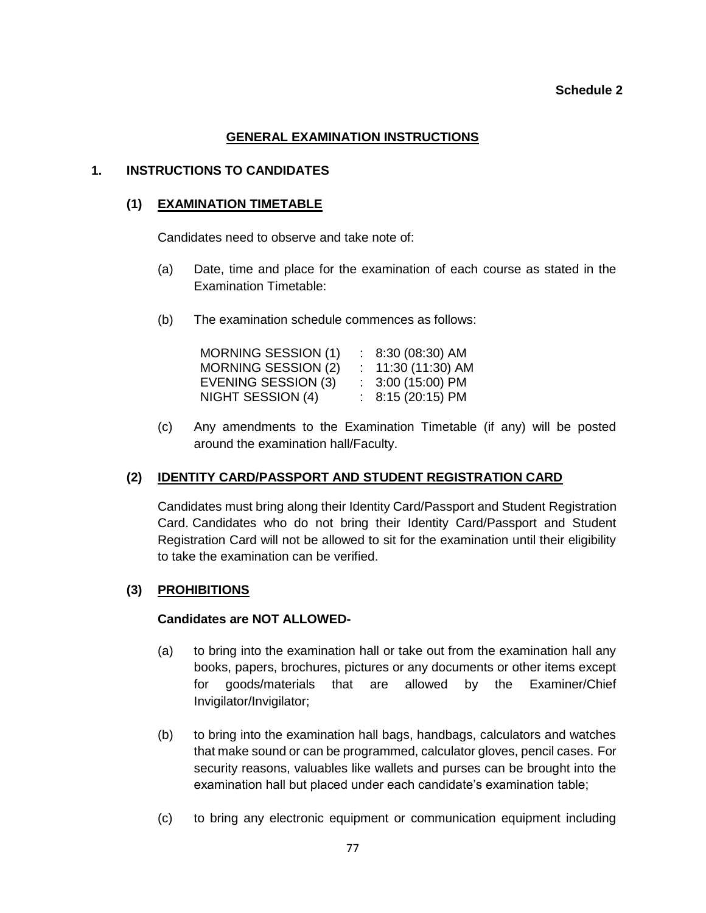**Schedule 2**

## GENERAL EXAMINATION INSTRUCTIONS

### 1. INSTRUCTIONS TO CANDIDATES

#### (1) EXAMINATION TIMETABLE

Candidates need to observe and take note of:

(a) Date, time and place for the examination of each course as stated in the Examination Timetable:

(b) The examination schedule commences as follows:

| | | |
|---|---|---|
| MORNING SESSION (1) | : | 8:30 (08:30) AM |
| MORNING SESSION (2) | : | 11:30 (11:30) AM |
| EVENING SESSION (3) | : | 3:00 (15:00) PM |
| NIGHT SESSION (4) | : | 8:15 (20:15) PM |

(c) Any amendments to the Examination Timetable (if any) will be posted around the examination hall/Faculty.

#### (2) IDENTITY CARD/PASSPORT AND STUDENT REGISTRATION CARD

Candidates must bring along their Identity Card/Passport and Student Registration Card. Candidates who do not bring their Identity Card/Passport and Student Registration Card will not be allowed to sit for the examination until their eligibility to take the examination can be verified.

#### (3) PROHIBITIONS

**Candidates are NOT ALLOWED-**

(a) to bring into the examination hall or take out from the examination hall any books, papers, brochures, pictures or any documents or other items except for goods/materials that are allowed by the Examiner/Chief Invigilator/Invigilator;

(b) to bring into the examination hall bags, handbags, calculators and watches that make sound or can be programmed, calculator gloves, pencil cases. For security reasons, valuables like wallets and purses can be brought into the examination hall but placed under each candidate's examination table;

(c) to bring any electronic equipment or communication equipment including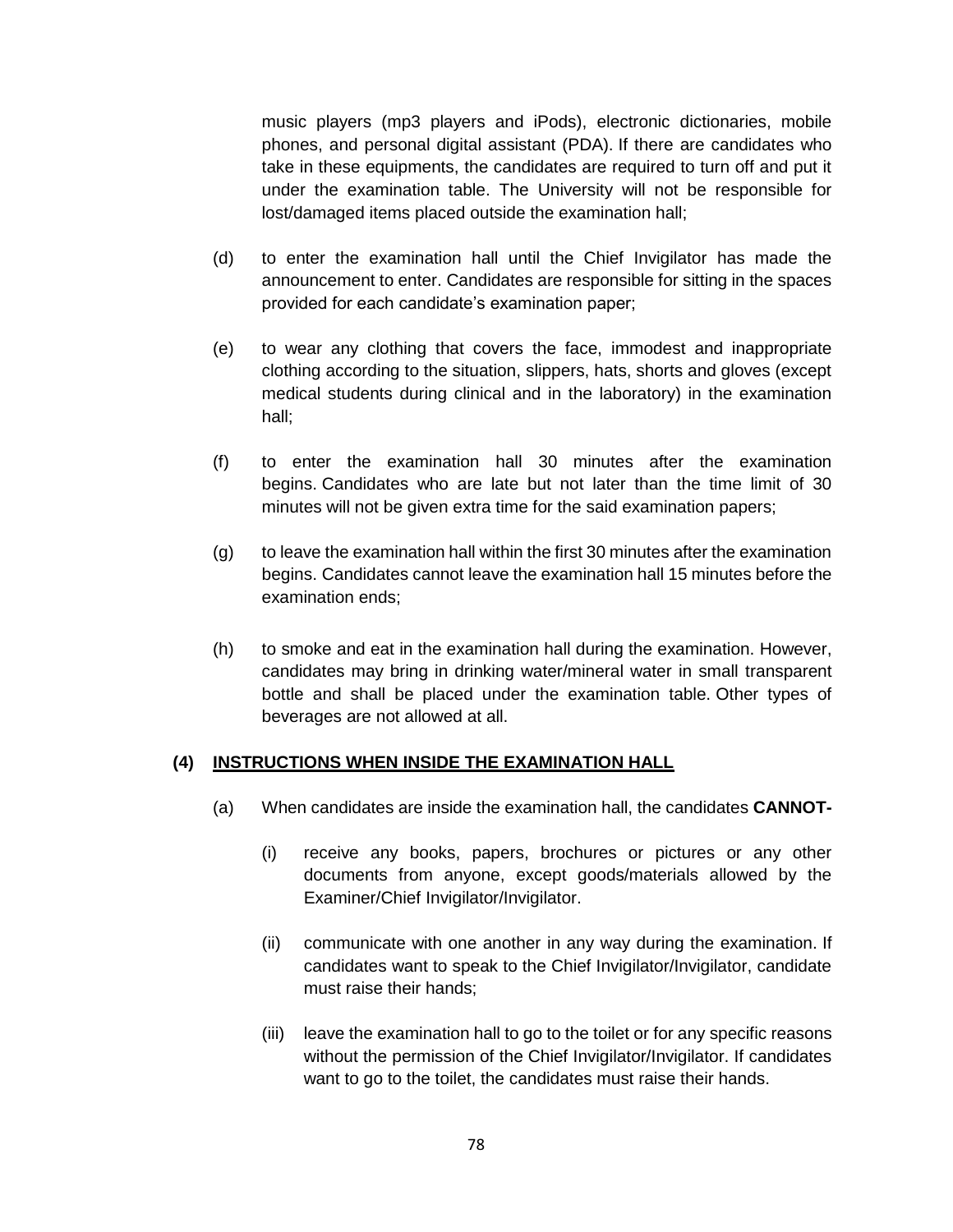music players (mp3 players and iPods), electronic dictionaries, mobile phones, and personal digital assistant (PDA). If there are candidates who take in these equipments, the candidates are required to turn off and put it under the examination table. The University will not be responsible for lost/damaged items placed outside the examination hall;

(d) to enter the examination hall until the Chief Invigilator has made the announcement to enter. Candidates are responsible for sitting in the spaces provided for each candidate's examination paper;

(e) to wear any clothing that covers the face, immodest and inappropriate clothing according to the situation, slippers, hats, shorts and gloves (except medical students during clinical and in the laboratory) in the examination hall;

(f) to enter the examination hall 30 minutes after the examination begins. Candidates who are late but not later than the time limit of 30 minutes will not be given extra time for the said examination papers;

(g) to leave the examination hall within the first 30 minutes after the examination begins. Candidates cannot leave the examination hall 15 minutes before the examination ends;

(h) to smoke and eat in the examination hall during the examination. However, candidates may bring in drinking water/mineral water in small transparent bottle and shall be placed under the examination table. Other types of beverages are not allowed at all.

**(4) <u>INSTRUCTIONS WHEN INSIDE THE EXAMINATION HALL</u>**

(a) When candidates are inside the examination hall, the candidates **CANNOT-**

(i) receive any books, papers, brochures or pictures or any other documents from anyone, except goods/materials allowed by the Examiner/Chief Invigilator/Invigilator.

(ii) communicate with one another in any way during the examination. If candidates want to speak to the Chief Invigilator/Invigilator, candidate must raise their hands;

(iii) leave the examination hall to go to the toilet or for any specific reasons without the permission of the Chief Invigilator/Invigilator. If candidates want to go to the toilet, the candidates must raise their hands.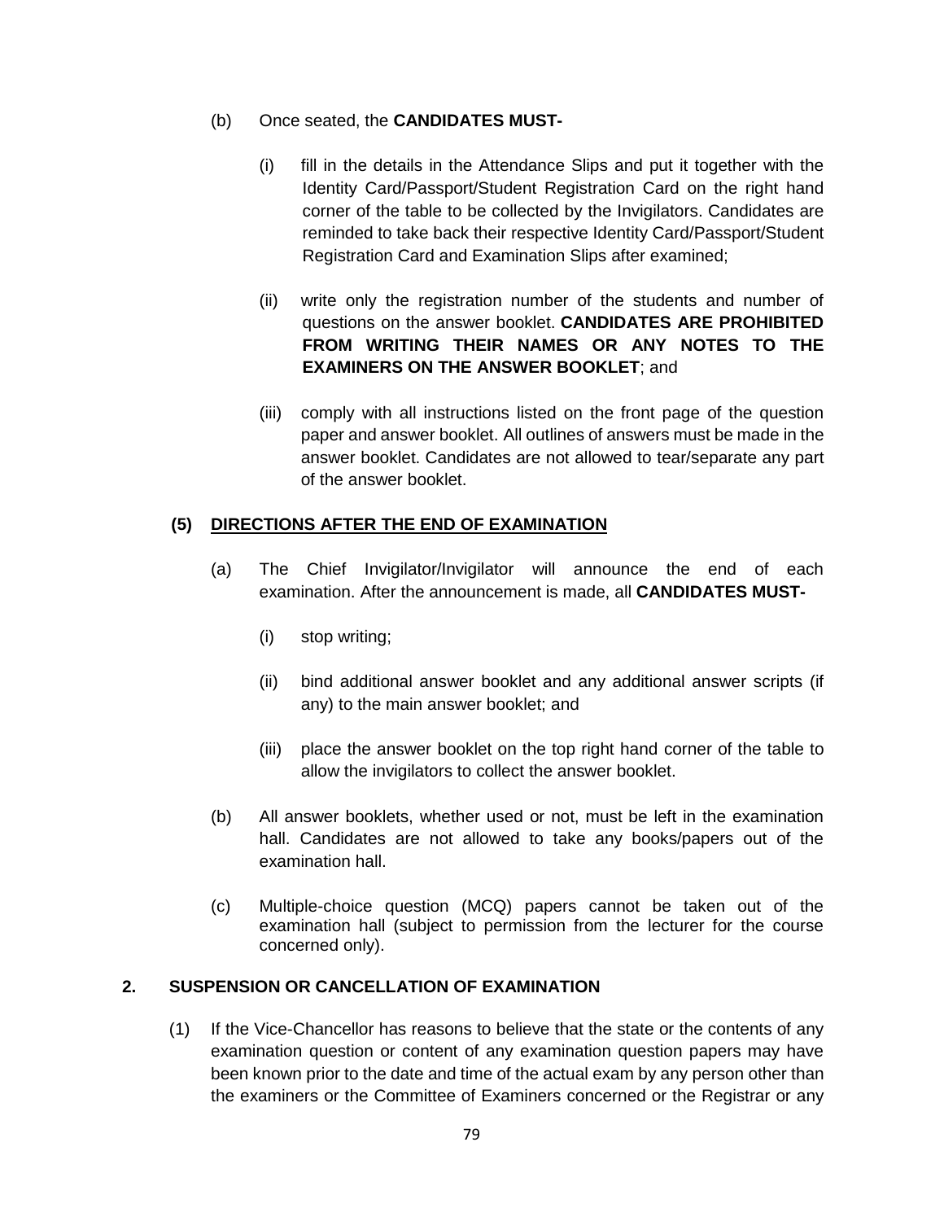(b) Once seated, the **CANDIDATES MUST-**

   (i) fill in the details in the Attendance Slips and put it together with the Identity Card/Passport/Student Registration Card on the right hand corner of the table to be collected by the Invigilators. Candidates are reminded to take back their respective Identity Card/Passport/Student Registration Card and Examination Slips after examined;

   (ii) write only the registration number of the students and number of questions on the answer booklet. **CANDIDATES ARE PROHIBITED FROM WRITING THEIR NAMES OR ANY NOTES TO THE EXAMINERS ON THE ANSWER BOOKLET**; and

   (iii) comply with all instructions listed on the front page of the question paper and answer booklet. All outlines of answers must be made in the answer booklet. Candidates are not allowed to tear/separate any part of the answer booklet.

**(5) <u>DIRECTIONS AFTER THE END OF EXAMINATION</u>**

(a) The Chief Invigilator/Invigilator will announce the end of each examination. After the announcement is made, all **CANDIDATES MUST-**

   (i) stop writing;

   (ii) bind additional answer booklet and any additional answer scripts (if any) to the main answer booklet; and

   (iii) place the answer booklet on the top right hand corner of the table to allow the invigilators to collect the answer booklet.

(b) All answer booklets, whether used or not, must be left in the examination hall. Candidates are not allowed to take any books/papers out of the examination hall.

(c) Multiple-choice question (MCQ) papers cannot be taken out of the examination hall (subject to permission from the lecturer for the course concerned only).

## 2. SUSPENSION OR CANCELLATION OF EXAMINATION

(1) If the Vice-Chancellor has reasons to believe that the state or the contents of any examination question or content of any examination question papers may have been known prior to the date and time of the actual exam by any person other than the examiners or the Committee of Examiners concerned or the Registrar or any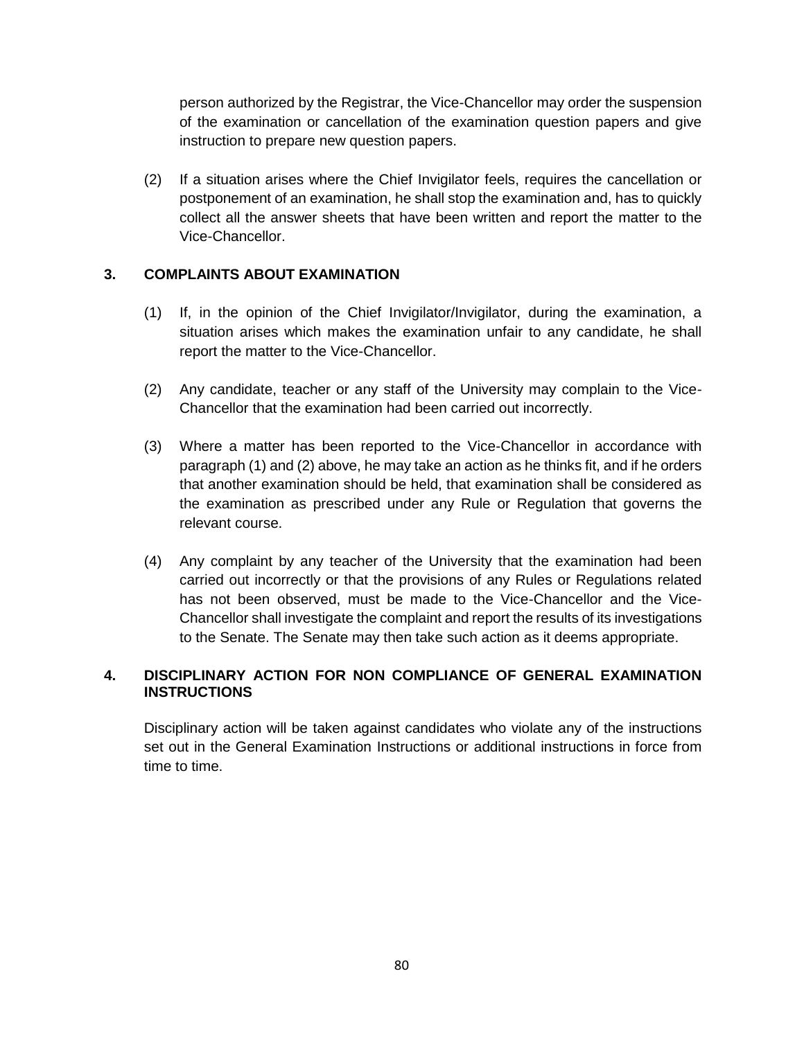person authorized by the Registrar, the Vice-Chancellor may order the suspension of the examination or cancellation of the examination question papers and give instruction to prepare new question papers.

(2) If a situation arises where the Chief Invigilator feels, requires the cancellation or postponement of an examination, he shall stop the examination and, has to quickly collect all the answer sheets that have been written and report the matter to the Vice-Chancellor.

### 3. COMPLAINTS ABOUT EXAMINATION

(1) If, in the opinion of the Chief Invigilator/Invigilator, during the examination, a situation arises which makes the examination unfair to any candidate, he shall report the matter to the Vice-Chancellor.

(2) Any candidate, teacher or any staff of the University may complain to the Vice-Chancellor that the examination had been carried out incorrectly.

(3) Where a matter has been reported to the Vice-Chancellor in accordance with paragraph (1) and (2) above, he may take an action as he thinks fit, and if he orders that another examination should be held, that examination shall be considered as the examination as prescribed under any Rule or Regulation that governs the relevant course.

(4) Any complaint by any teacher of the University that the examination had been carried out incorrectly or that the provisions of any Rules or Regulations related has not been observed, must be made to the Vice-Chancellor and the Vice-Chancellor shall investigate the complaint and report the results of its investigations to the Senate. The Senate may then take such action as it deems appropriate.

### 4. DISCIPLINARY ACTION FOR NON COMPLIANCE OF GENERAL EXAMINATION INSTRUCTIONS

Disciplinary action will be taken against candidates who violate any of the instructions set out in the General Examination Instructions or additional instructions in force from time to time.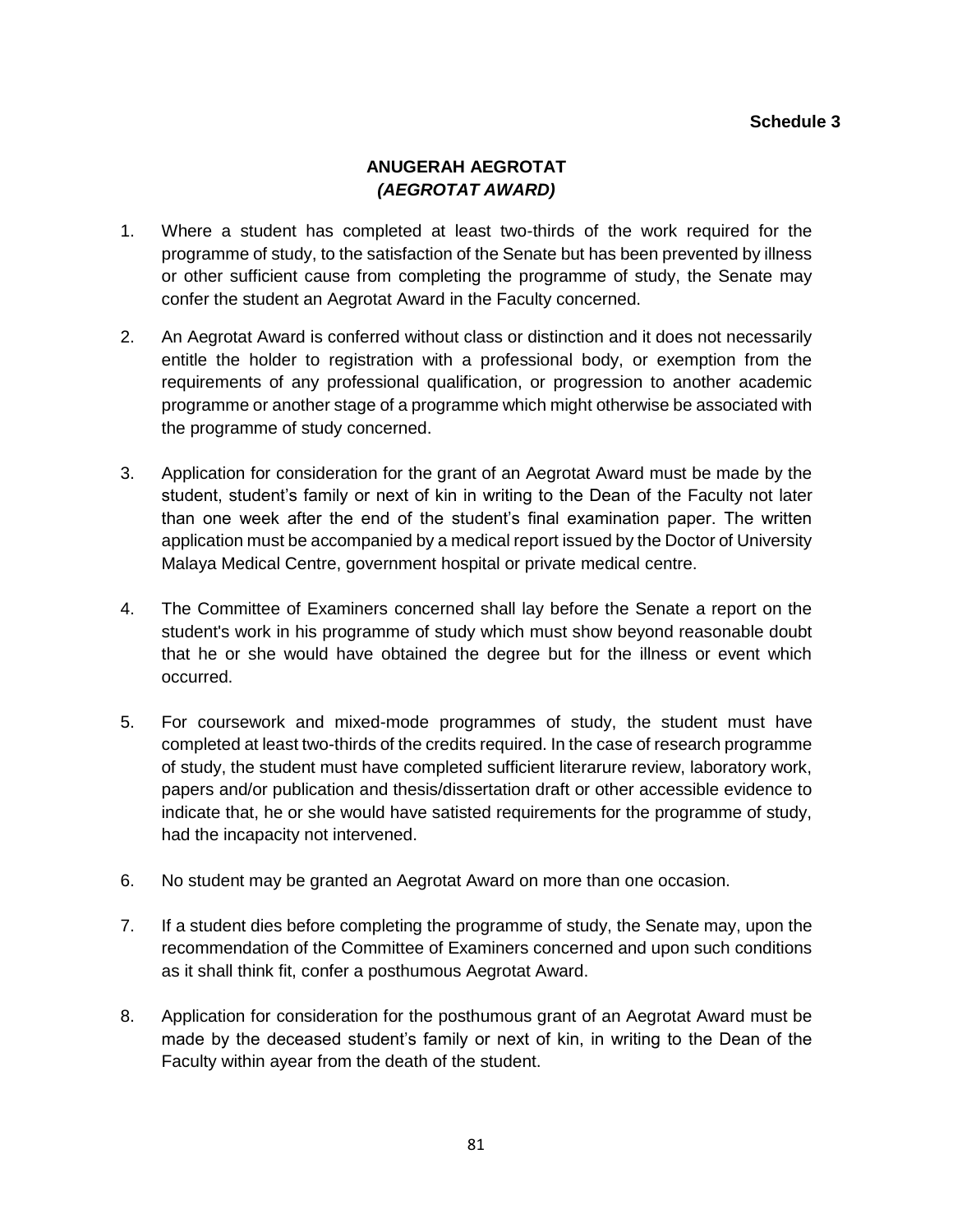**Schedule 3**

# ANUGERAH AEGROTAT
## *(AEGROTAT AWARD)*

1. Where a student has completed at least two-thirds of the work required for the programme of study, to the satisfaction of the Senate but has been prevented by illness or other sufficient cause from completing the programme of study, the Senate may confer the student an Aegrotat Award in the Faculty concerned.

2. An Aegrotat Award is conferred without class or distinction and it does not necessarily entitle the holder to registration with a professional body, or exemption from the requirements of any professional qualification, or progression to another academic programme or another stage of a programme which might otherwise be associated with the programme of study concerned.

3. Application for consideration for the grant of an Aegrotat Award must be made by the student, student's family or next of kin in writing to the Dean of the Faculty not later than one week after the end of the student's final examination paper. The written application must be accompanied by a medical report issued by the Doctor of University Malaya Medical Centre, government hospital or private medical centre.

4. The Committee of Examiners concerned shall lay before the Senate a report on the student's work in his programme of study which must show beyond reasonable doubt that he or she would have obtained the degree but for the illness or event which occurred.

5. For coursework and mixed-mode programmes of study, the student must have completed at least two-thirds of the credits required. In the case of research programme of study, the student must have completed sufficient literarure review, laboratory work, papers and/or publication and thesis/dissertation draft or other accessible evidence to indicate that, he or she would have satisted requirements for the programme of study, had the incapacity not intervened.

6. No student may be granted an Aegrotat Award on more than one occasion.

7. If a student dies before completing the programme of study, the Senate may, upon the recommendation of the Committee of Examiners concerned and upon such conditions as it shall think fit, confer a posthumous Aegrotat Award.

8. Application for consideration for the posthumous grant of an Aegrotat Award must be made by the deceased student's family or next of kin, in writing to the Dean of the Faculty within ayear from the death of the student.